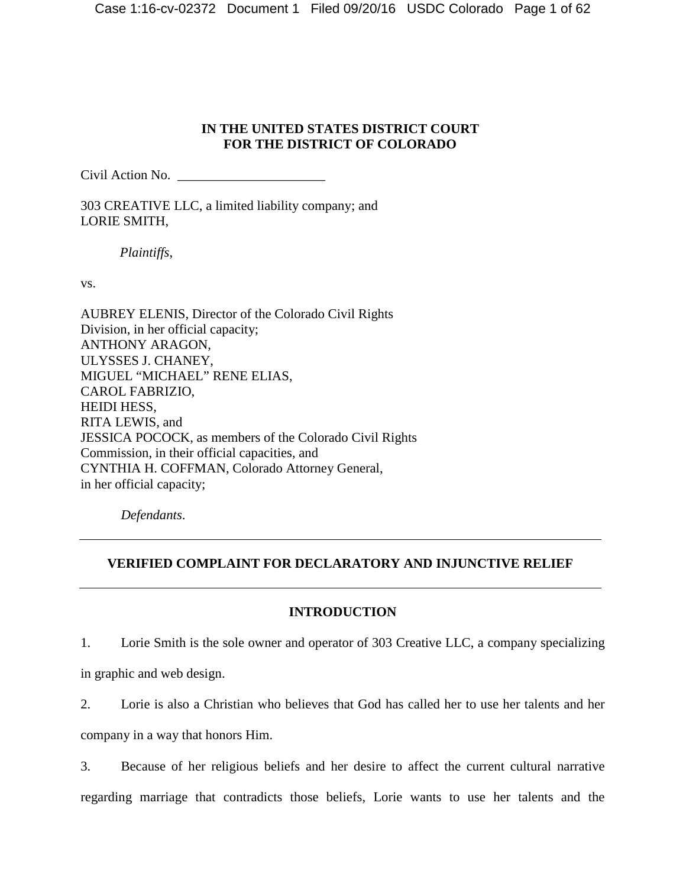**IN THE UNITED STATES DISTRICT COURT**
**FOR THE DISTRICT OF COLORADO**

Civil Action No. ______________________

303 CREATIVE LLC, a limited liability company; and
LORIE SMITH,

*Plaintiffs*,

vs.

AUBREY ELENIS, Director of the Colorado Civil Rights
Division, in her official capacity;
ANTHONY ARAGON,
ULYSSES J. CHANEY,
MIGUEL "MICHAEL" RENE ELIAS,
CAROL FABRIZIO,
HEIDI HESS,
RITA LEWIS, and
JESSICA POCOCK, as members of the Colorado Civil Rights
Commission, in their official capacities, and
CYNTHIA H. COFFMAN, Colorado Attorney General,
in her official capacity;

*Defendants*.

---

**VERIFIED COMPLAINT FOR DECLARATORY AND INJUNCTIVE RELIEF**

---

## INTRODUCTION

1. Lorie Smith is the sole owner and operator of 303 Creative LLC, a company specializing in graphic and web design.

2. Lorie is also a Christian who believes that God has called her to use her talents and her company in a way that honors Him.

3. Because of her religious beliefs and her desire to affect the current cultural narrative regarding marriage that contradicts those beliefs, Lorie wants to use her talents and the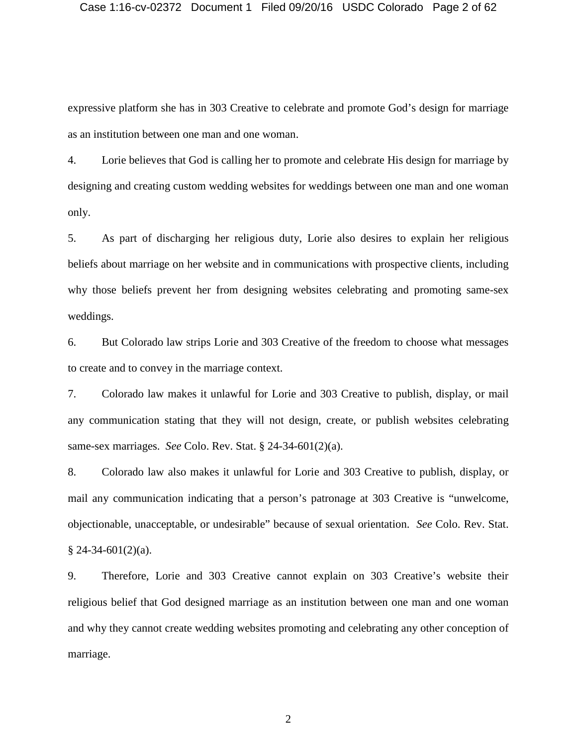expressive platform she has in 303 Creative to celebrate and promote God's design for marriage as an institution between one man and one woman.

4. Lorie believes that God is calling her to promote and celebrate His design for marriage by designing and creating custom wedding websites for weddings between one man and one woman only.

5. As part of discharging her religious duty, Lorie also desires to explain her religious beliefs about marriage on her website and in communications with prospective clients, including why those beliefs prevent her from designing websites celebrating and promoting same-sex weddings.

6. But Colorado law strips Lorie and 303 Creative of the freedom to choose what messages to create and to convey in the marriage context.

7. Colorado law makes it unlawful for Lorie and 303 Creative to publish, display, or mail any communication stating that they will not design, create, or publish websites celebrating same-sex marriages. *See* Colo. Rev. Stat. § 24-34-601(2)(a).

8. Colorado law also makes it unlawful for Lorie and 303 Creative to publish, display, or mail any communication indicating that a person's patronage at 303 Creative is "unwelcome, objectionable, unacceptable, or undesirable" because of sexual orientation. *See* Colo. Rev. Stat. § 24-34-601(2)(a).

9. Therefore, Lorie and 303 Creative cannot explain on 303 Creative's website their religious belief that God designed marriage as an institution between one man and one woman and why they cannot create wedding websites promoting and celebrating any other conception of marriage.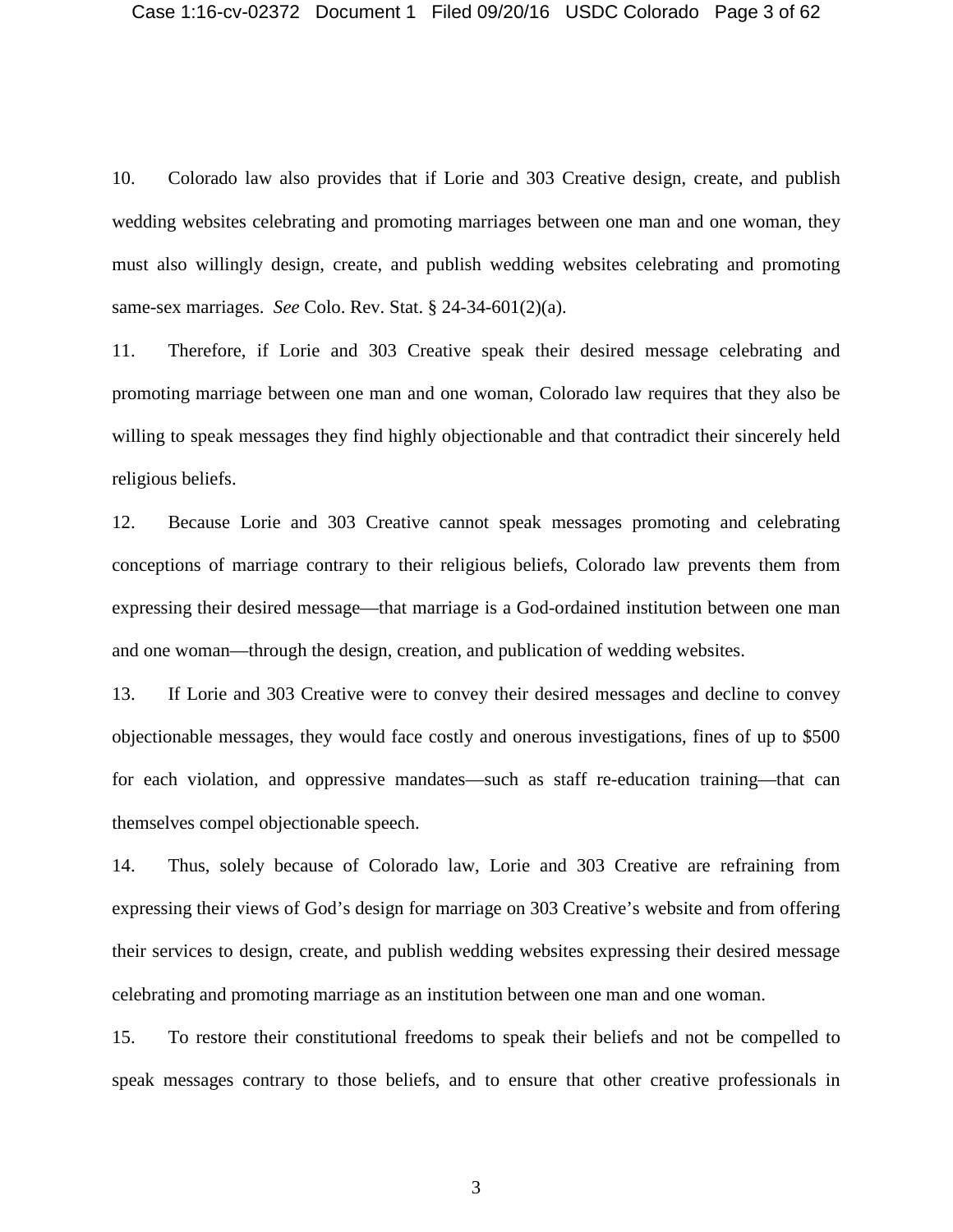10. Colorado law also provides that if Lorie and 303 Creative design, create, and publish wedding websites celebrating and promoting marriages between one man and one woman, they must also willingly design, create, and publish wedding websites celebrating and promoting same-sex marriages. *See* Colo. Rev. Stat. § 24-34-601(2)(a).

11. Therefore, if Lorie and 303 Creative speak their desired message celebrating and promoting marriage between one man and one woman, Colorado law requires that they also be willing to speak messages they find highly objectionable and that contradict their sincerely held religious beliefs.

12. Because Lorie and 303 Creative cannot speak messages promoting and celebrating conceptions of marriage contrary to their religious beliefs, Colorado law prevents them from expressing their desired message—that marriage is a God-ordained institution between one man and one woman—through the design, creation, and publication of wedding websites.

13. If Lorie and 303 Creative were to convey their desired messages and decline to convey objectionable messages, they would face costly and onerous investigations, fines of up to $500 for each violation, and oppressive mandates—such as staff re-education training—that can themselves compel objectionable speech.

14. Thus, solely because of Colorado law, Lorie and 303 Creative are refraining from expressing their views of God's design for marriage on 303 Creative's website and from offering their services to design, create, and publish wedding websites expressing their desired message celebrating and promoting marriage as an institution between one man and one woman.

15. To restore their constitutional freedoms to speak their beliefs and not be compelled to speak messages contrary to those beliefs, and to ensure that other creative professionals in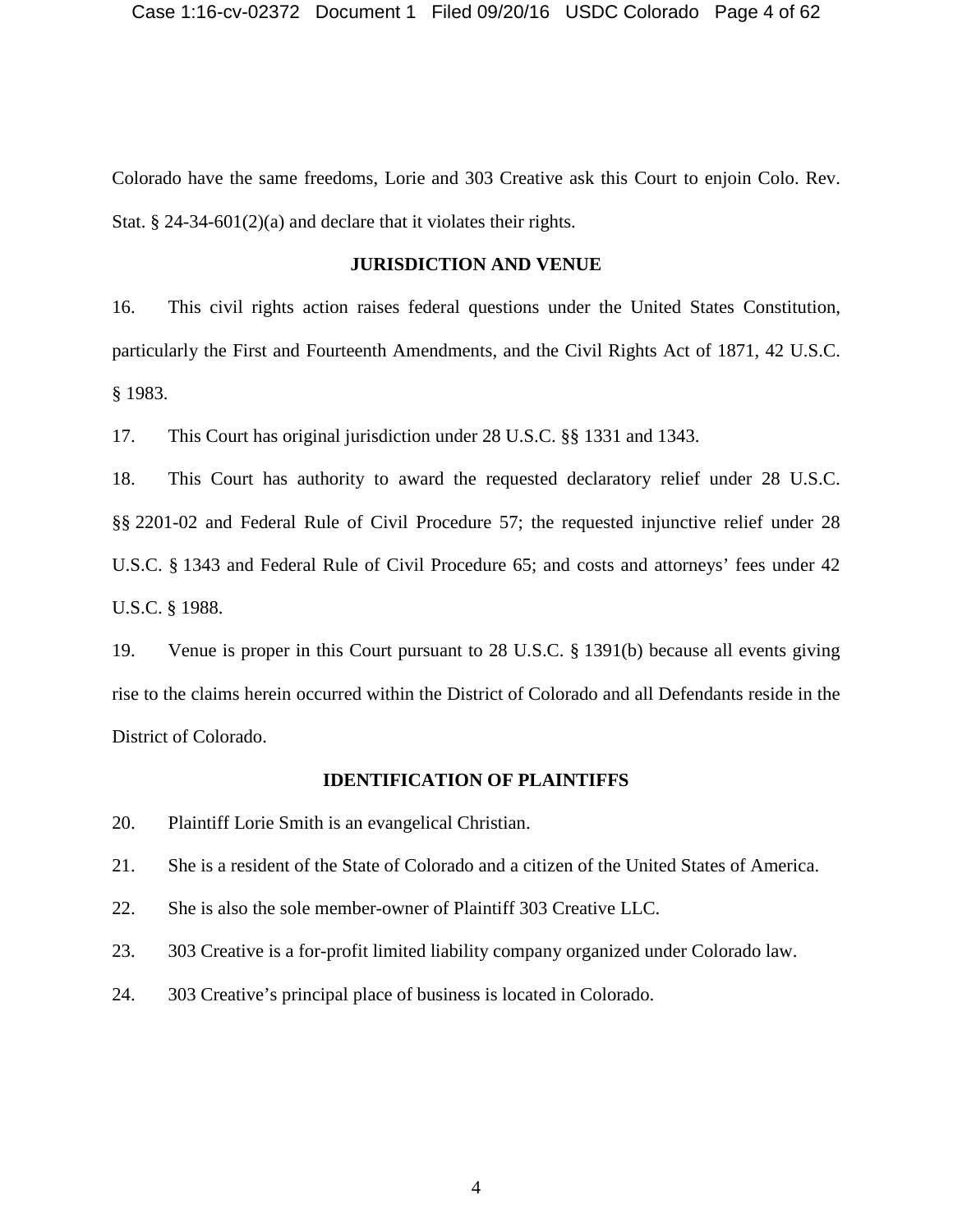Colorado have the same freedoms, Lorie and 303 Creative ask this Court to enjoin Colo. Rev. Stat. § 24-34-601(2)(a) and declare that it violates their rights.

## JURISDICTION AND VENUE

16. This civil rights action raises federal questions under the United States Constitution, particularly the First and Fourteenth Amendments, and the Civil Rights Act of 1871, 42 U.S.C. § 1983.

17. This Court has original jurisdiction under 28 U.S.C. §§ 1331 and 1343.

18. This Court has authority to award the requested declaratory relief under 28 U.S.C. §§ 2201-02 and Federal Rule of Civil Procedure 57; the requested injunctive relief under 28 U.S.C. § 1343 and Federal Rule of Civil Procedure 65; and costs and attorneys' fees under 42 U.S.C. § 1988.

19. Venue is proper in this Court pursuant to 28 U.S.C. § 1391(b) because all events giving rise to the claims herein occurred within the District of Colorado and all Defendants reside in the District of Colorado.

## IDENTIFICATION OF PLAINTIFFS

20. Plaintiff Lorie Smith is an evangelical Christian.

21. She is a resident of the State of Colorado and a citizen of the United States of America.

22. She is also the sole member-owner of Plaintiff 303 Creative LLC.

23. 303 Creative is a for-profit limited liability company organized under Colorado law.

24. 303 Creative's principal place of business is located in Colorado.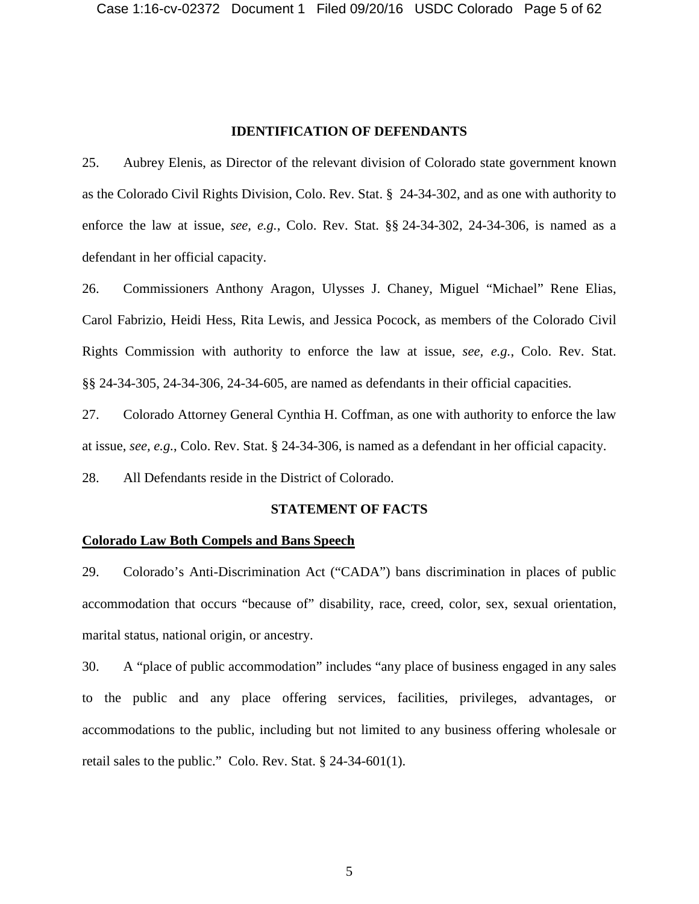## IDENTIFICATION OF DEFENDANTS

25. Aubrey Elenis, as Director of the relevant division of Colorado state government known as the Colorado Civil Rights Division, Colo. Rev. Stat. § 24-34-302, and as one with authority to enforce the law at issue, *see, e.g.*, Colo. Rev. Stat. §§ 24-34-302, 24-34-306, is named as a defendant in her official capacity.

26. Commissioners Anthony Aragon, Ulysses J. Chaney, Miguel "Michael" Rene Elias, Carol Fabrizio, Heidi Hess, Rita Lewis, and Jessica Pocock, as members of the Colorado Civil Rights Commission with authority to enforce the law at issue, *see, e.g.*, Colo. Rev. Stat. §§ 24-34-305, 24-34-306, 24-34-605, are named as defendants in their official capacities.

27. Colorado Attorney General Cynthia H. Coffman, as one with authority to enforce the law at issue, *see, e.g.*, Colo. Rev. Stat. § 24-34-306, is named as a defendant in her official capacity.

28. All Defendants reside in the District of Colorado.

## STATEMENT OF FACTS

**Colorado Law Both Compels and Bans Speech**

29. Colorado's Anti-Discrimination Act ("CADA") bans discrimination in places of public accommodation that occurs "because of" disability, race, creed, color, sex, sexual orientation, marital status, national origin, or ancestry.

30. A "place of public accommodation" includes "any place of business engaged in any sales to the public and any place offering services, facilities, privileges, advantages, or accommodations to the public, including but not limited to any business offering wholesale or retail sales to the public." Colo. Rev. Stat. § 24-34-601(1).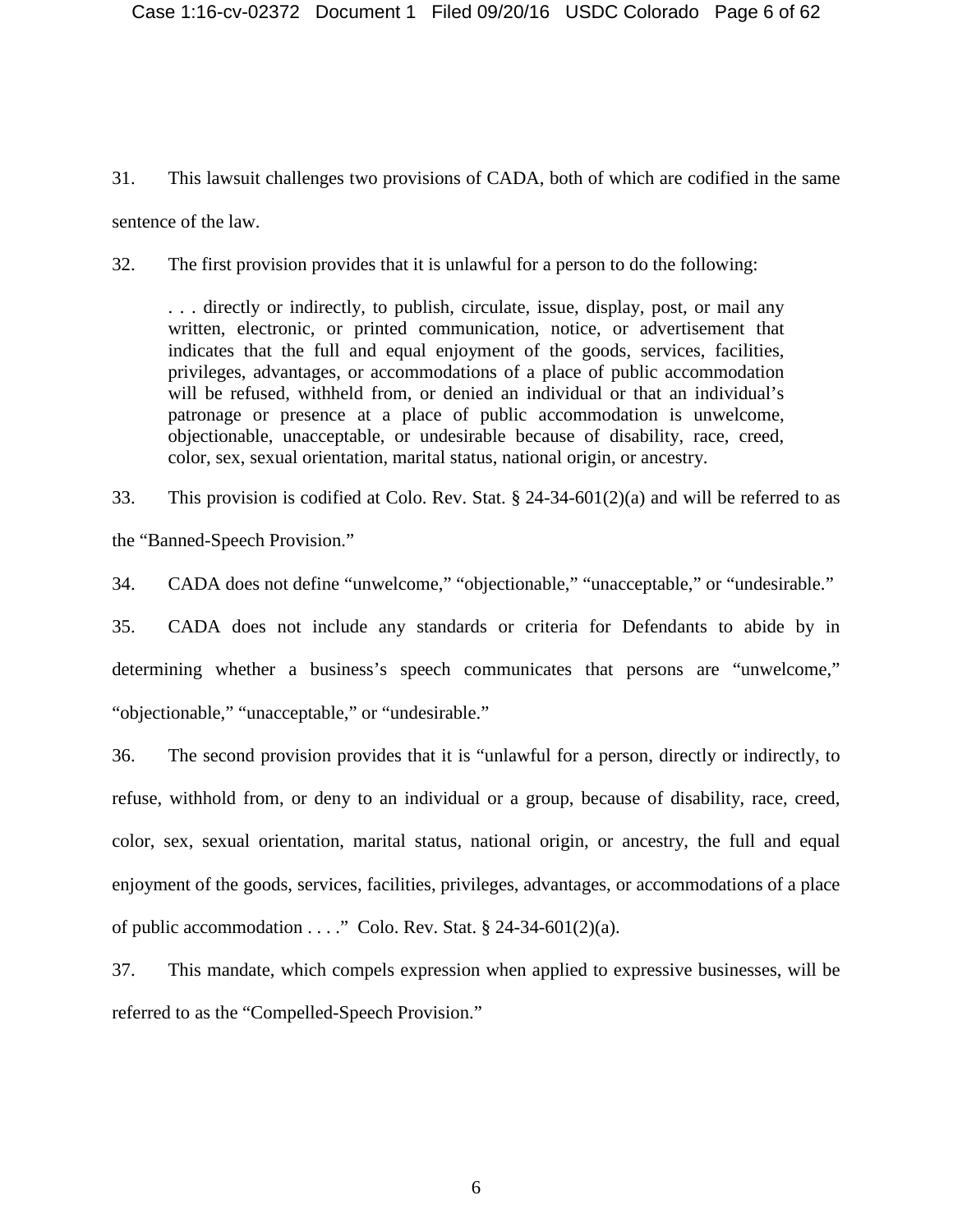31. This lawsuit challenges two provisions of CADA, both of which are codified in the same sentence of the law.

32. The first provision provides that it is unlawful for a person to do the following:

> . . . directly or indirectly, to publish, circulate, issue, display, post, or mail any written, electronic, or printed communication, notice, or advertisement that indicates that the full and equal enjoyment of the goods, services, facilities, privileges, advantages, or accommodations of a place of public accommodation will be refused, withheld from, or denied an individual or that an individual's patronage or presence at a place of public accommodation is unwelcome, objectionable, unacceptable, or undesirable because of disability, race, creed, color, sex, sexual orientation, marital status, national origin, or ancestry.

33. This provision is codified at Colo. Rev. Stat. § 24-34-601(2)(a) and will be referred to as the "Banned-Speech Provision."

34. CADA does not define "unwelcome," "objectionable," "unacceptable," or "undesirable."

35. CADA does not include any standards or criteria for Defendants to abide by in determining whether a business's speech communicates that persons are "unwelcome," "objectionable," "unacceptable," or "undesirable."

36. The second provision provides that it is "unlawful for a person, directly or indirectly, to refuse, withhold from, or deny to an individual or a group, because of disability, race, creed, color, sex, sexual orientation, marital status, national origin, or ancestry, the full and equal enjoyment of the goods, services, facilities, privileges, advantages, or accommodations of a place of public accommodation . . . ." Colo. Rev. Stat. § 24-34-601(2)(a).

37. This mandate, which compels expression when applied to expressive businesses, will be referred to as the "Compelled-Speech Provision."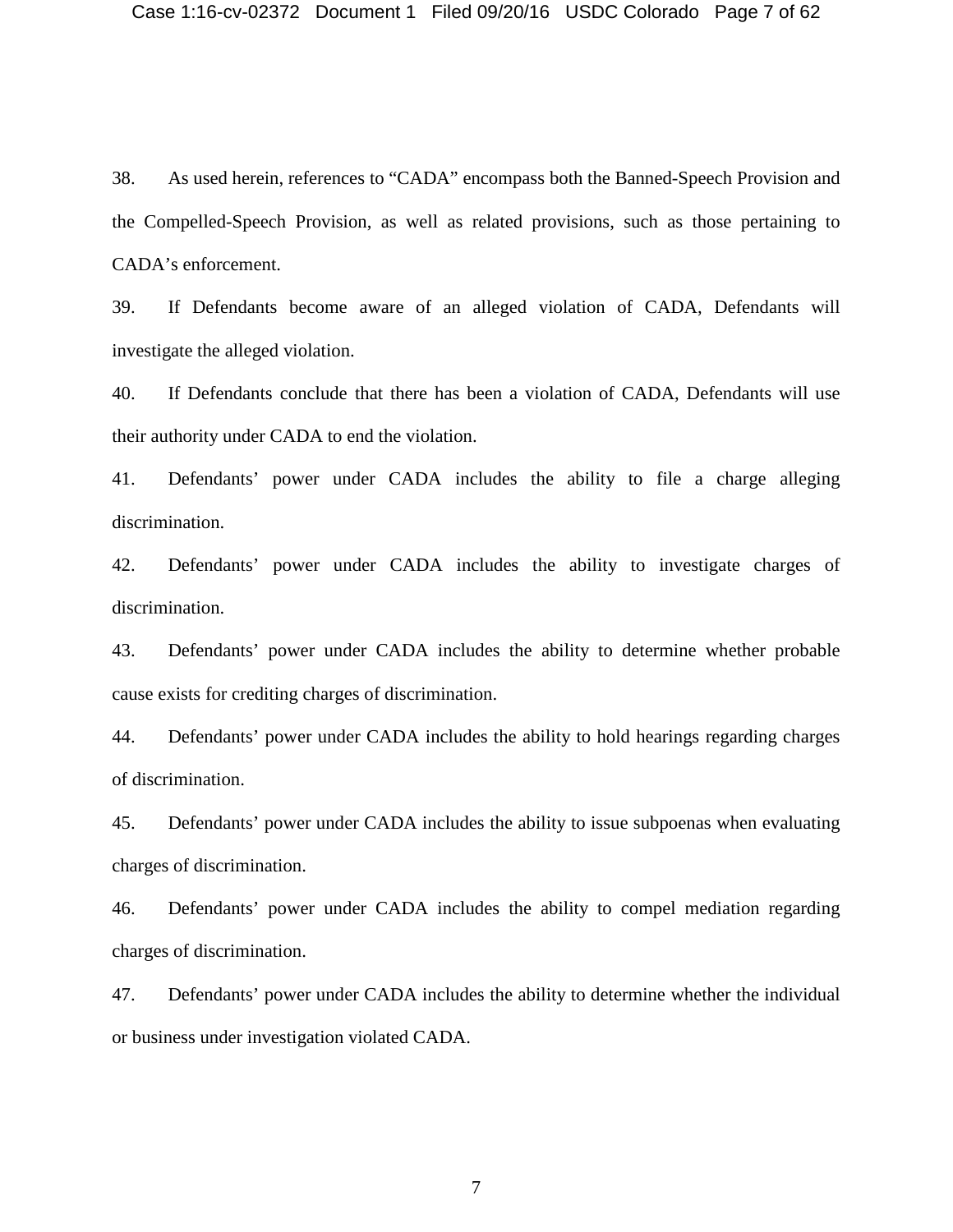38. As used herein, references to "CADA" encompass both the Banned-Speech Provision and the Compelled-Speech Provision, as well as related provisions, such as those pertaining to CADA's enforcement.

39. If Defendants become aware of an alleged violation of CADA, Defendants will investigate the alleged violation.

40. If Defendants conclude that there has been a violation of CADA, Defendants will use their authority under CADA to end the violation.

41. Defendants' power under CADA includes the ability to file a charge alleging discrimination.

42. Defendants' power under CADA includes the ability to investigate charges of discrimination.

43. Defendants' power under CADA includes the ability to determine whether probable cause exists for crediting charges of discrimination.

44. Defendants' power under CADA includes the ability to hold hearings regarding charges of discrimination.

45. Defendants' power under CADA includes the ability to issue subpoenas when evaluating charges of discrimination.

46. Defendants' power under CADA includes the ability to compel mediation regarding charges of discrimination.

47. Defendants' power under CADA includes the ability to determine whether the individual or business under investigation violated CADA.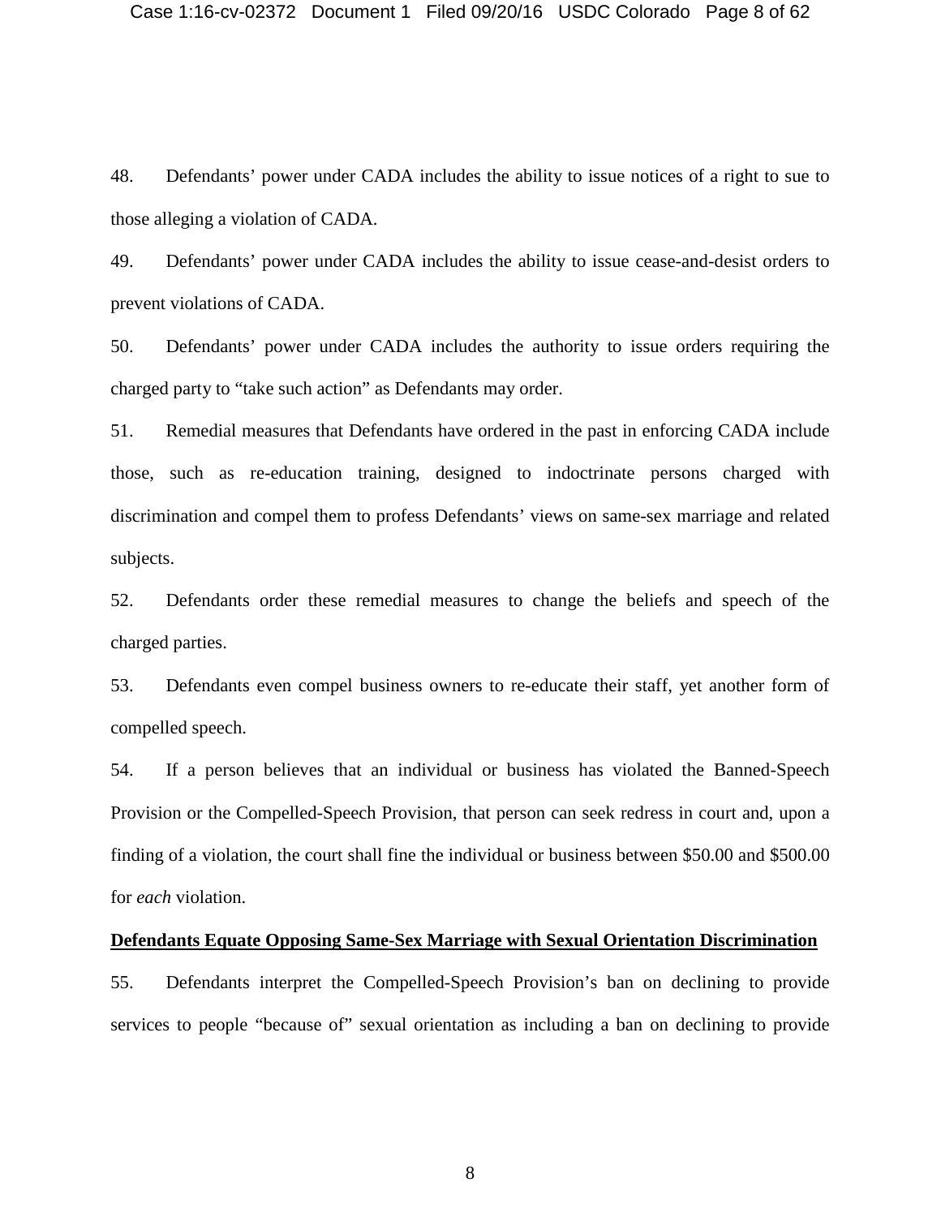48. Defendants' power under CADA includes the ability to issue notices of a right to sue to those alleging a violation of CADA.

49. Defendants' power under CADA includes the ability to issue cease-and-desist orders to prevent violations of CADA.

50. Defendants' power under CADA includes the authority to issue orders requiring the charged party to "take such action" as Defendants may order.

51. Remedial measures that Defendants have ordered in the past in enforcing CADA include those, such as re-education training, designed to indoctrinate persons charged with discrimination and compel them to profess Defendants' views on same-sex marriage and related subjects.

52. Defendants order these remedial measures to change the beliefs and speech of the charged parties.

53. Defendants even compel business owners to re-educate their staff, yet another form of compelled speech.

54. If a person believes that an individual or business has violated the Banned-Speech Provision or the Compelled-Speech Provision, that person can seek redress in court and, upon a finding of a violation, the court shall fine the individual or business between $50.00 and $500.00 for *each* violation.

**Defendants Equate Opposing Same-Sex Marriage with Sexual Orientation Discrimination**

55. Defendants interpret the Compelled-Speech Provision's ban on declining to provide services to people "because of" sexual orientation as including a ban on declining to provide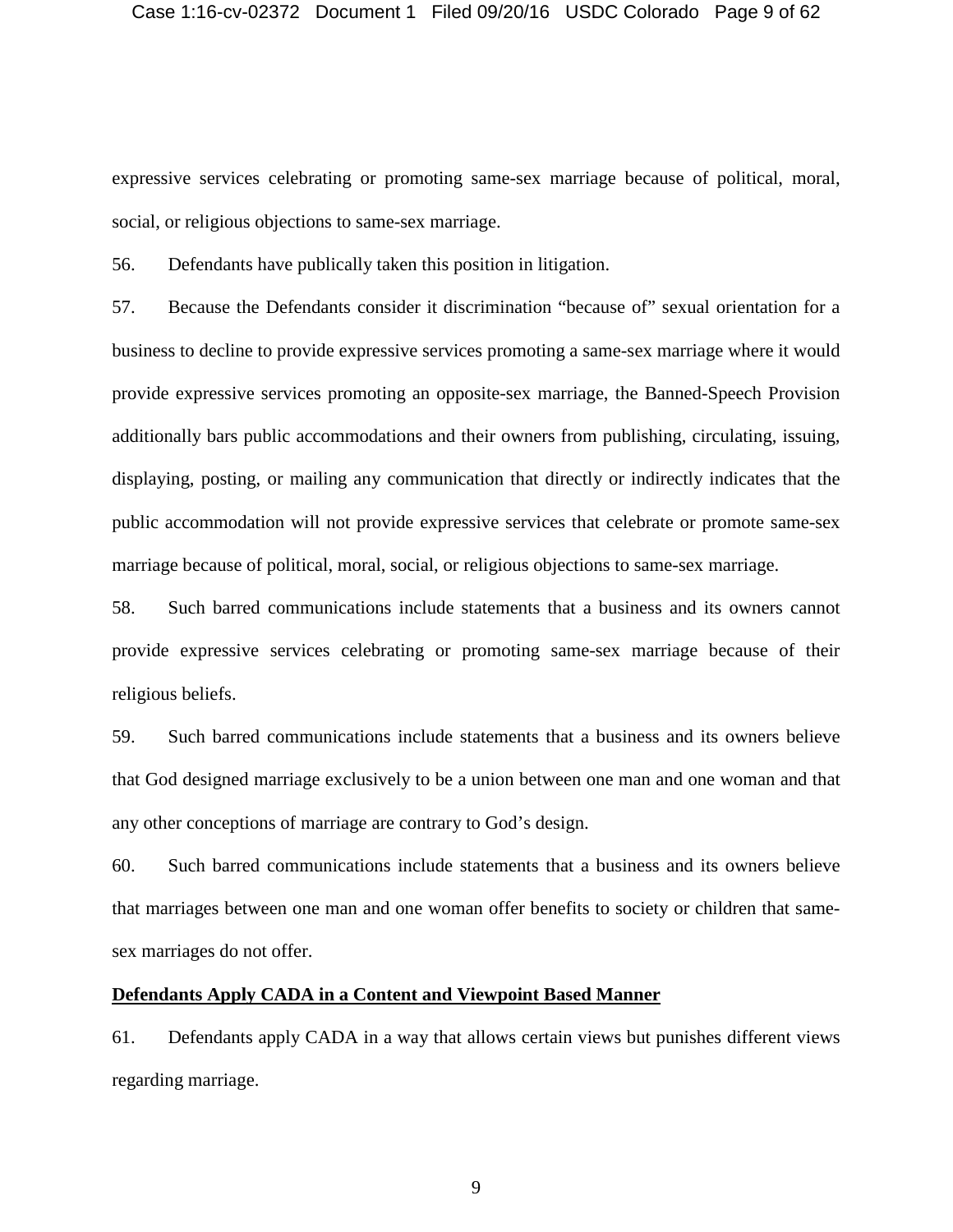expressive services celebrating or promoting same-sex marriage because of political, moral, social, or religious objections to same-sex marriage.

56. Defendants have publically taken this position in litigation.

57. Because the Defendants consider it discrimination "because of" sexual orientation for a business to decline to provide expressive services promoting a same-sex marriage where it would provide expressive services promoting an opposite-sex marriage, the Banned-Speech Provision additionally bars public accommodations and their owners from publishing, circulating, issuing, displaying, posting, or mailing any communication that directly or indirectly indicates that the public accommodation will not provide expressive services that celebrate or promote same-sex marriage because of political, moral, social, or religious objections to same-sex marriage.

58. Such barred communications include statements that a business and its owners cannot provide expressive services celebrating or promoting same-sex marriage because of their religious beliefs.

59. Such barred communications include statements that a business and its owners believe that God designed marriage exclusively to be a union between one man and one woman and that any other conceptions of marriage are contrary to God's design.

60. Such barred communications include statements that a business and its owners believe that marriages between one man and one woman offer benefits to society or children that same-sex marriages do not offer.

**Defendants Apply CADA in a Content and Viewpoint Based Manner**

61. Defendants apply CADA in a way that allows certain views but punishes different views regarding marriage.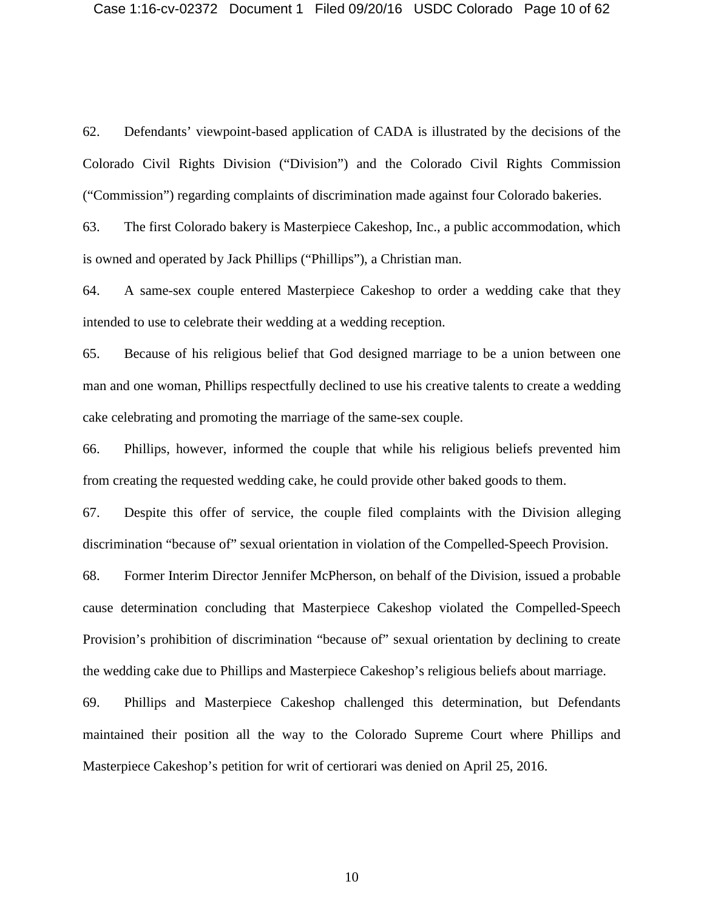62. Defendants' viewpoint-based application of CADA is illustrated by the decisions of the Colorado Civil Rights Division ("Division") and the Colorado Civil Rights Commission ("Commission") regarding complaints of discrimination made against four Colorado bakeries.

63. The first Colorado bakery is Masterpiece Cakeshop, Inc., a public accommodation, which is owned and operated by Jack Phillips ("Phillips"), a Christian man.

64. A same-sex couple entered Masterpiece Cakeshop to order a wedding cake that they intended to use to celebrate their wedding at a wedding reception.

65. Because of his religious belief that God designed marriage to be a union between one man and one woman, Phillips respectfully declined to use his creative talents to create a wedding cake celebrating and promoting the marriage of the same-sex couple.

66. Phillips, however, informed the couple that while his religious beliefs prevented him from creating the requested wedding cake, he could provide other baked goods to them.

67. Despite this offer of service, the couple filed complaints with the Division alleging discrimination "because of" sexual orientation in violation of the Compelled-Speech Provision.

68. Former Interim Director Jennifer McPherson, on behalf of the Division, issued a probable cause determination concluding that Masterpiece Cakeshop violated the Compelled-Speech Provision's prohibition of discrimination "because of" sexual orientation by declining to create the wedding cake due to Phillips and Masterpiece Cakeshop's religious beliefs about marriage.

69. Phillips and Masterpiece Cakeshop challenged this determination, but Defendants maintained their position all the way to the Colorado Supreme Court where Phillips and Masterpiece Cakeshop's petition for writ of certiorari was denied on April 25, 2016.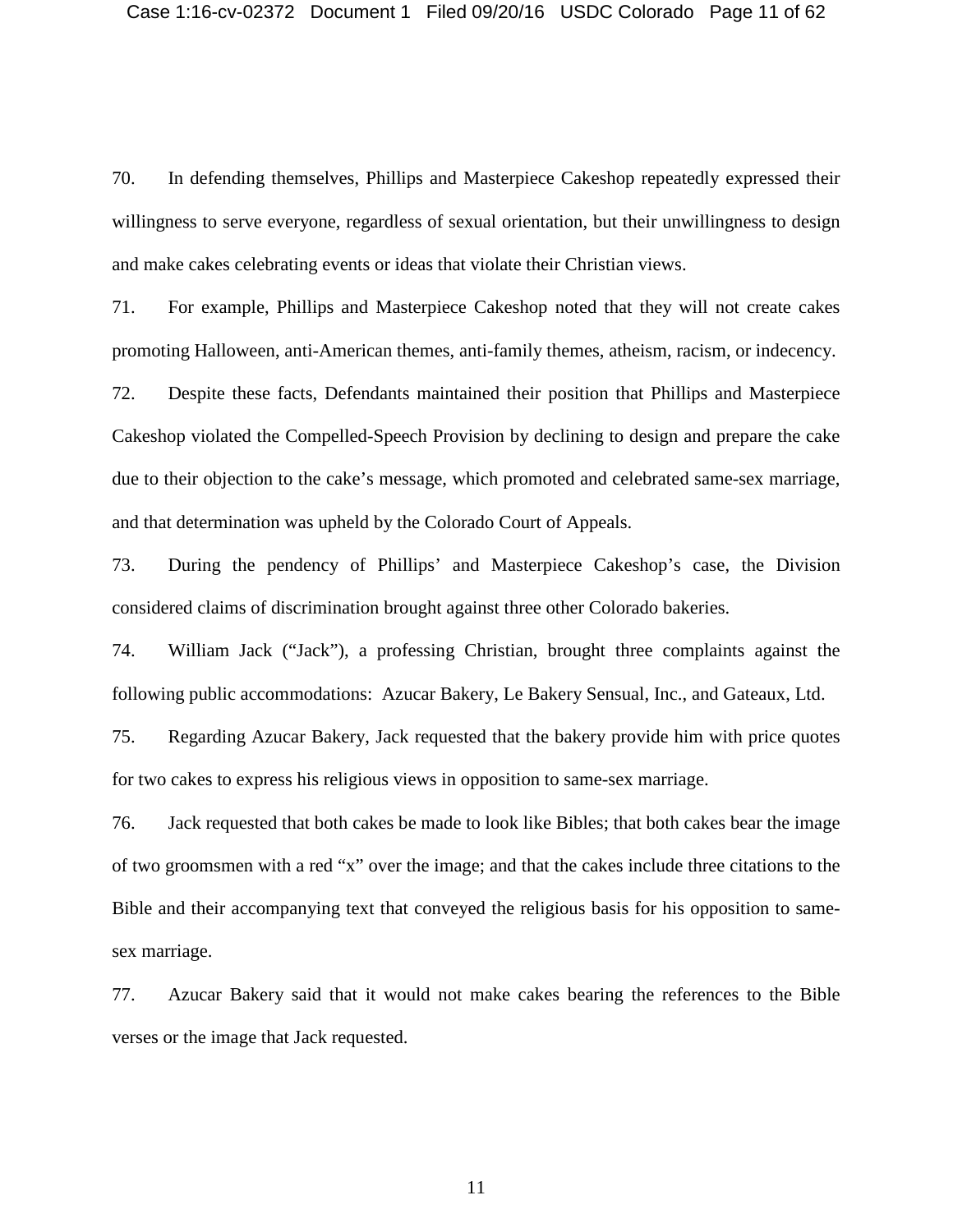70. In defending themselves, Phillips and Masterpiece Cakeshop repeatedly expressed their willingness to serve everyone, regardless of sexual orientation, but their unwillingness to design and make cakes celebrating events or ideas that violate their Christian views.

71. For example, Phillips and Masterpiece Cakeshop noted that they will not create cakes promoting Halloween, anti-American themes, anti-family themes, atheism, racism, or indecency.

72. Despite these facts, Defendants maintained their position that Phillips and Masterpiece Cakeshop violated the Compelled-Speech Provision by declining to design and prepare the cake due to their objection to the cake's message, which promoted and celebrated same-sex marriage, and that determination was upheld by the Colorado Court of Appeals.

73. During the pendency of Phillips' and Masterpiece Cakeshop's case, the Division considered claims of discrimination brought against three other Colorado bakeries.

74. William Jack ("Jack"), a professing Christian, brought three complaints against the following public accommodations: Azucar Bakery, Le Bakery Sensual, Inc., and Gateaux, Ltd.

75. Regarding Azucar Bakery, Jack requested that the bakery provide him with price quotes for two cakes to express his religious views in opposition to same-sex marriage.

76. Jack requested that both cakes be made to look like Bibles; that both cakes bear the image of two groomsmen with a red "x" over the image; and that the cakes include three citations to the Bible and their accompanying text that conveyed the religious basis for his opposition to same-sex marriage.

77. Azucar Bakery said that it would not make cakes bearing the references to the Bible verses or the image that Jack requested.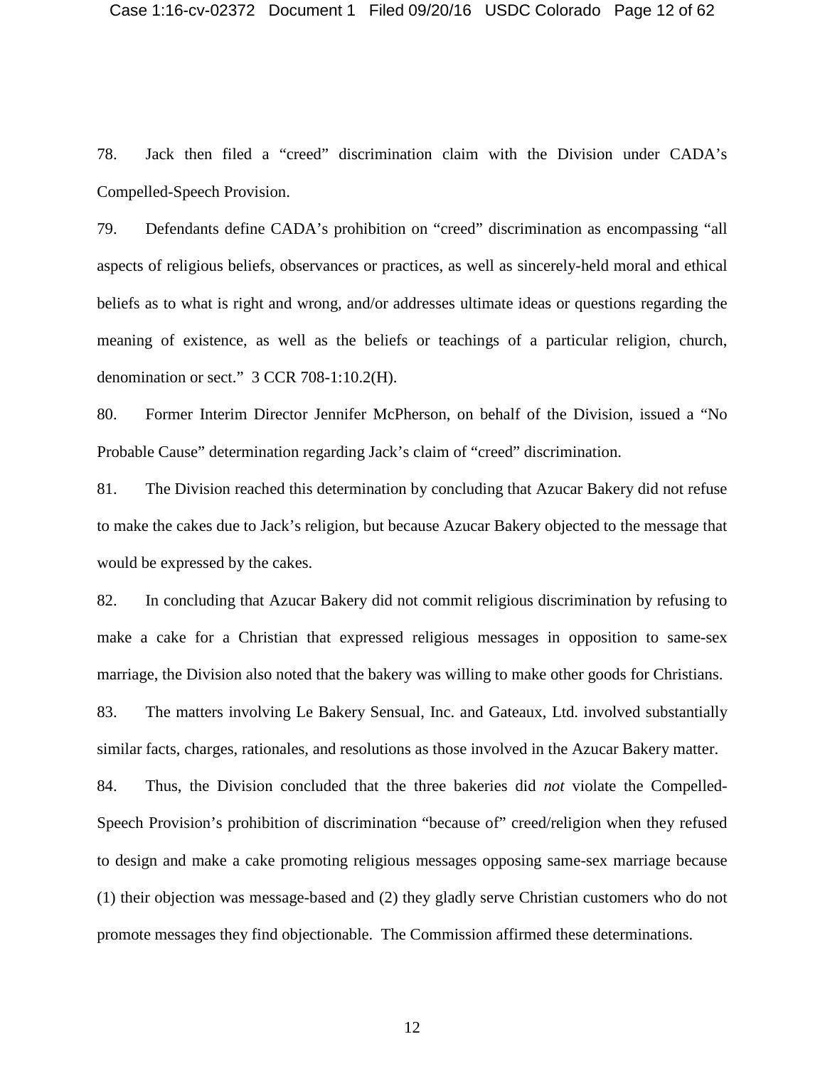78. Jack then filed a "creed" discrimination claim with the Division under CADA's Compelled-Speech Provision.

79. Defendants define CADA's prohibition on "creed" discrimination as encompassing "all aspects of religious beliefs, observances or practices, as well as sincerely-held moral and ethical beliefs as to what is right and wrong, and/or addresses ultimate ideas or questions regarding the meaning of existence, as well as the beliefs or teachings of a particular religion, church, denomination or sect." 3 CCR 708-1:10.2(H).

80. Former Interim Director Jennifer McPherson, on behalf of the Division, issued a "No Probable Cause" determination regarding Jack's claim of "creed" discrimination.

81. The Division reached this determination by concluding that Azucar Bakery did not refuse to make the cakes due to Jack's religion, but because Azucar Bakery objected to the message that would be expressed by the cakes.

82. In concluding that Azucar Bakery did not commit religious discrimination by refusing to make a cake for a Christian that expressed religious messages in opposition to same-sex marriage, the Division also noted that the bakery was willing to make other goods for Christians.

83. The matters involving Le Bakery Sensual, Inc. and Gateaux, Ltd. involved substantially similar facts, charges, rationales, and resolutions as those involved in the Azucar Bakery matter.

84. Thus, the Division concluded that the three bakeries did *not* violate the Compelled-Speech Provision's prohibition of discrimination "because of" creed/religion when they refused to design and make a cake promoting religious messages opposing same-sex marriage because (1) their objection was message-based and (2) they gladly serve Christian customers who do not promote messages they find objectionable. The Commission affirmed these determinations.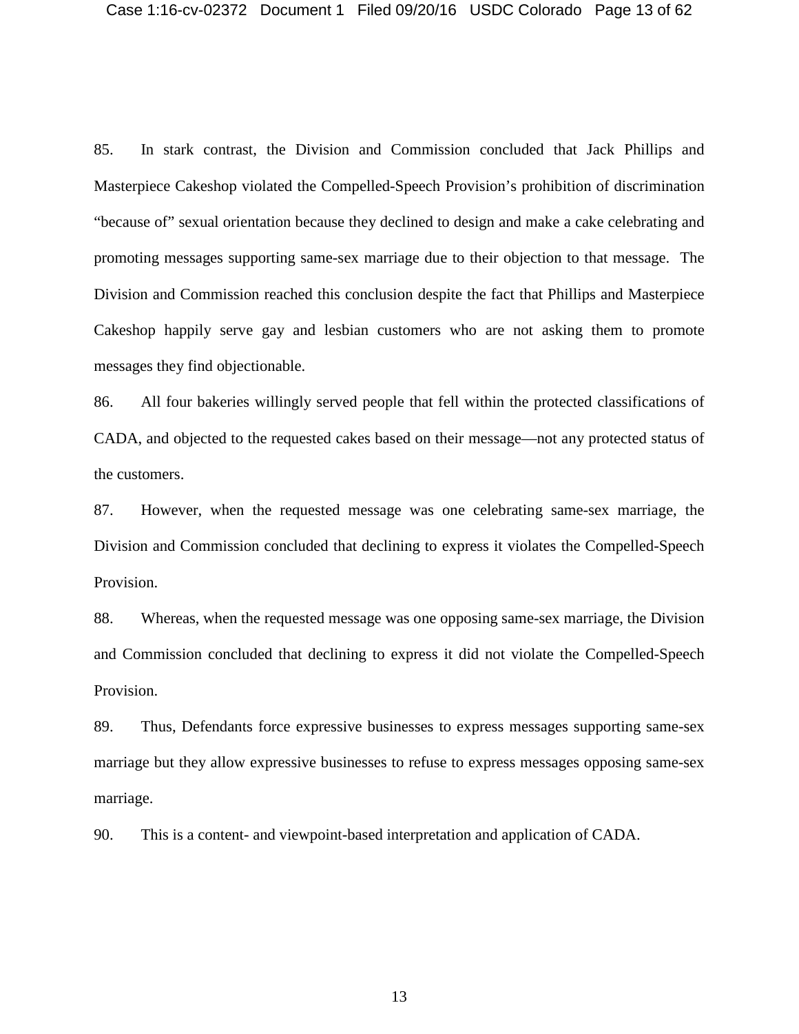85. In stark contrast, the Division and Commission concluded that Jack Phillips and Masterpiece Cakeshop violated the Compelled-Speech Provision's prohibition of discrimination "because of" sexual orientation because they declined to design and make a cake celebrating and promoting messages supporting same-sex marriage due to their objection to that message. The Division and Commission reached this conclusion despite the fact that Phillips and Masterpiece Cakeshop happily serve gay and lesbian customers who are not asking them to promote messages they find objectionable.

86. All four bakeries willingly served people that fell within the protected classifications of CADA, and objected to the requested cakes based on their message—not any protected status of the customers.

87. However, when the requested message was one celebrating same-sex marriage, the Division and Commission concluded that declining to express it violates the Compelled-Speech Provision.

88. Whereas, when the requested message was one opposing same-sex marriage, the Division and Commission concluded that declining to express it did not violate the Compelled-Speech Provision.

89. Thus, Defendants force expressive businesses to express messages supporting same-sex marriage but they allow expressive businesses to refuse to express messages opposing same-sex marriage.

90. This is a content- and viewpoint-based interpretation and application of CADA.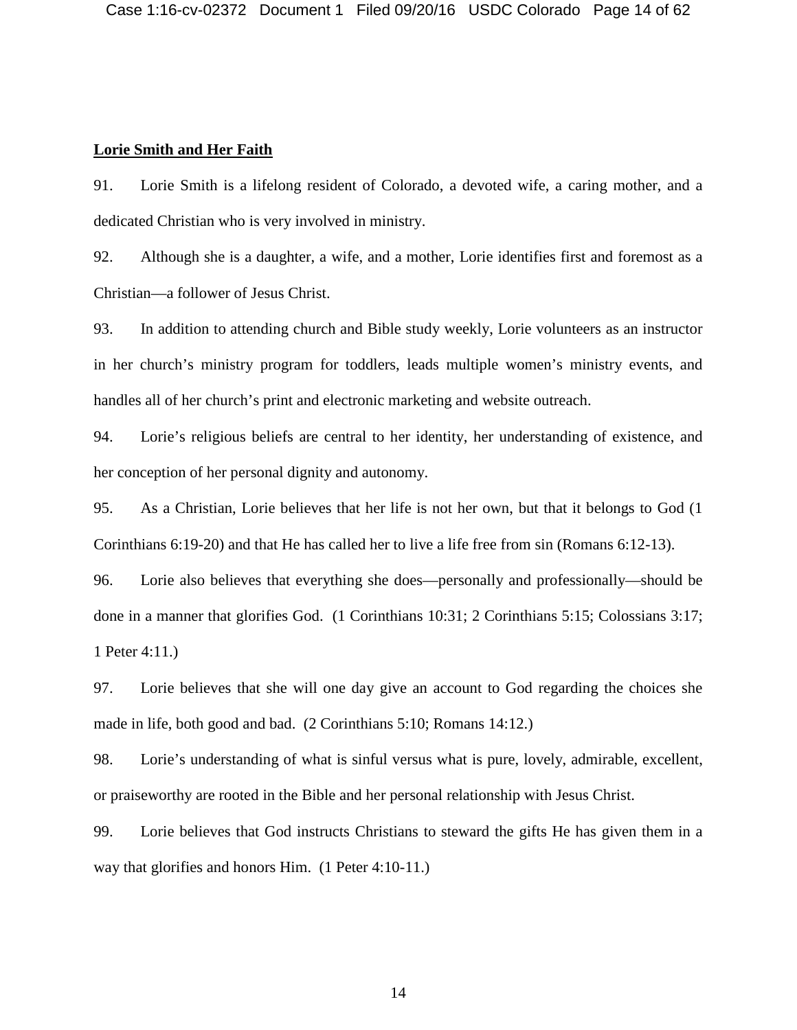**Lorie Smith and Her Faith**

91. Lorie Smith is a lifelong resident of Colorado, a devoted wife, a caring mother, and a dedicated Christian who is very involved in ministry.

92. Although she is a daughter, a wife, and a mother, Lorie identifies first and foremost as a Christian—a follower of Jesus Christ.

93. In addition to attending church and Bible study weekly, Lorie volunteers as an instructor in her church's ministry program for toddlers, leads multiple women's ministry events, and handles all of her church's print and electronic marketing and website outreach.

94. Lorie's religious beliefs are central to her identity, her understanding of existence, and her conception of her personal dignity and autonomy.

95. As a Christian, Lorie believes that her life is not her own, but that it belongs to God (1 Corinthians 6:19-20) and that He has called her to live a life free from sin (Romans 6:12-13).

96. Lorie also believes that everything she does—personally and professionally—should be done in a manner that glorifies God. (1 Corinthians 10:31; 2 Corinthians 5:15; Colossians 3:17; 1 Peter 4:11.)

97. Lorie believes that she will one day give an account to God regarding the choices she made in life, both good and bad. (2 Corinthians 5:10; Romans 14:12.)

98. Lorie's understanding of what is sinful versus what is pure, lovely, admirable, excellent, or praiseworthy are rooted in the Bible and her personal relationship with Jesus Christ.

99. Lorie believes that God instructs Christians to steward the gifts He has given them in a way that glorifies and honors Him. (1 Peter 4:10-11.)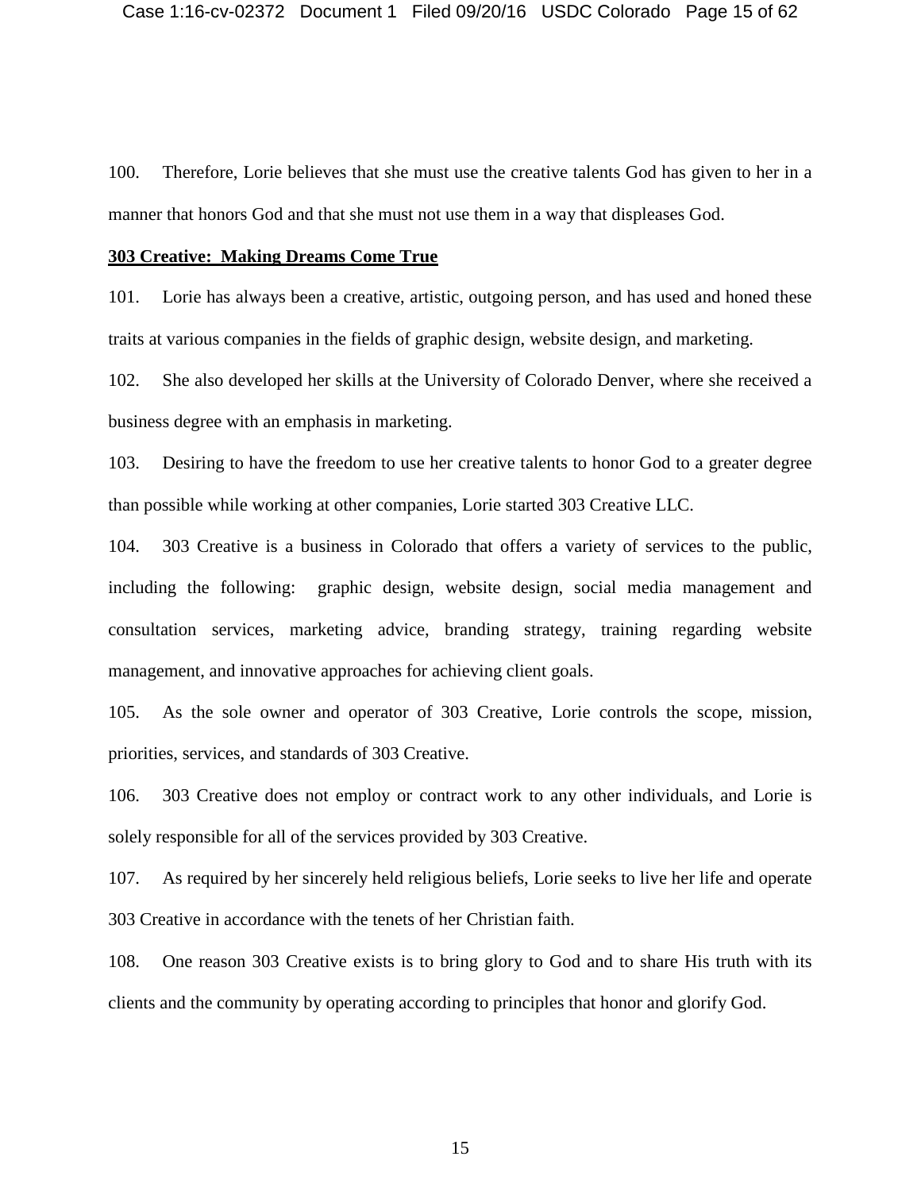100. Therefore, Lorie believes that she must use the creative talents God has given to her in a manner that honors God and that she must not use them in a way that displeases God.

**303 Creative: Making Dreams Come True**

101. Lorie has always been a creative, artistic, outgoing person, and has used and honed these traits at various companies in the fields of graphic design, website design, and marketing.

102. She also developed her skills at the University of Colorado Denver, where she received a business degree with an emphasis in marketing.

103. Desiring to have the freedom to use her creative talents to honor God to a greater degree than possible while working at other companies, Lorie started 303 Creative LLC.

104. 303 Creative is a business in Colorado that offers a variety of services to the public, including the following: graphic design, website design, social media management and consultation services, marketing advice, branding strategy, training regarding website management, and innovative approaches for achieving client goals.

105. As the sole owner and operator of 303 Creative, Lorie controls the scope, mission, priorities, services, and standards of 303 Creative.

106. 303 Creative does not employ or contract work to any other individuals, and Lorie is solely responsible for all of the services provided by 303 Creative.

107. As required by her sincerely held religious beliefs, Lorie seeks to live her life and operate 303 Creative in accordance with the tenets of her Christian faith.

108. One reason 303 Creative exists is to bring glory to God and to share His truth with its clients and the community by operating according to principles that honor and glorify God.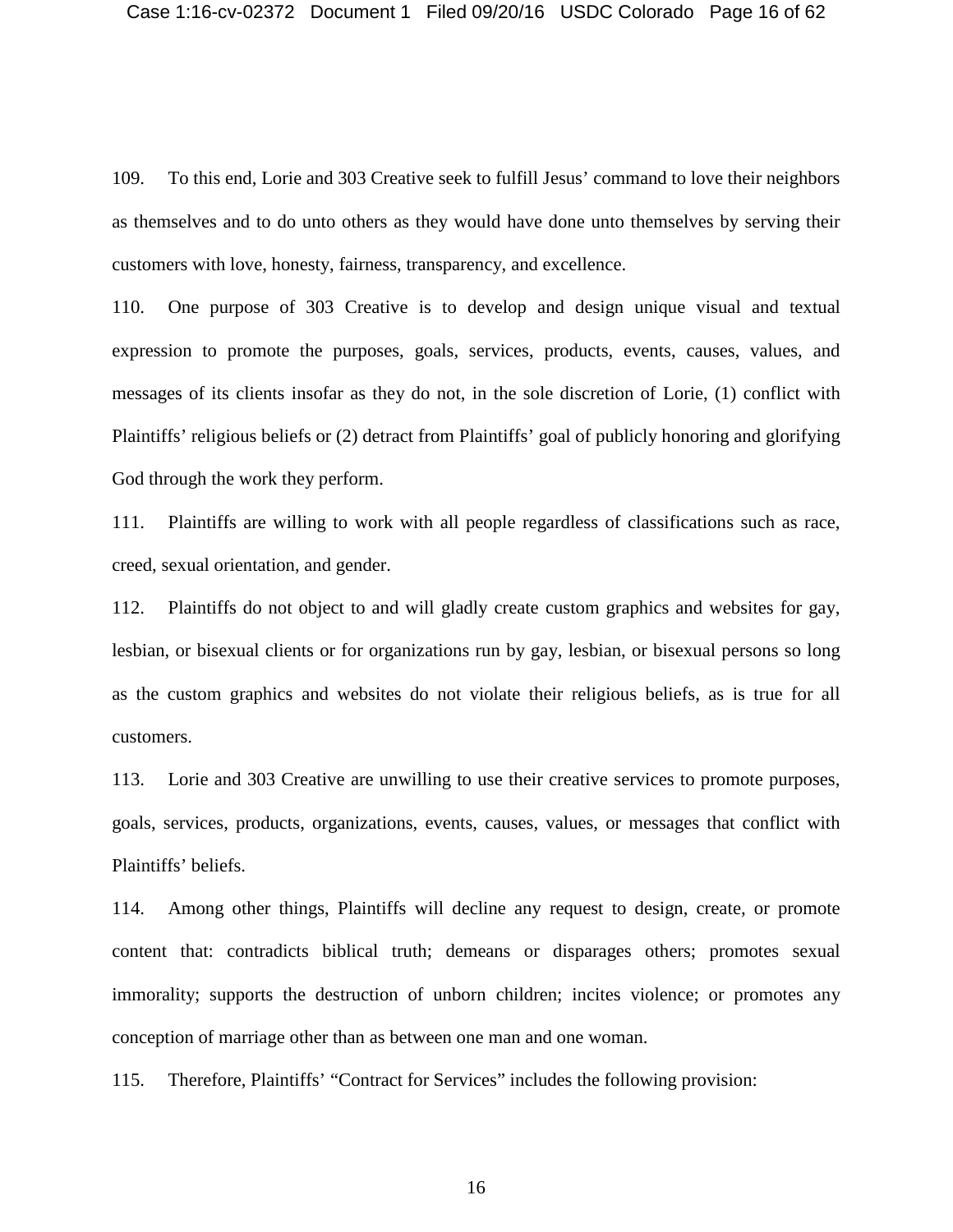109. To this end, Lorie and 303 Creative seek to fulfill Jesus' command to love their neighbors as themselves and to do unto others as they would have done unto themselves by serving their customers with love, honesty, fairness, transparency, and excellence.

110. One purpose of 303 Creative is to develop and design unique visual and textual expression to promote the purposes, goals, services, products, events, causes, values, and messages of its clients insofar as they do not, in the sole discretion of Lorie, (1) conflict with Plaintiffs' religious beliefs or (2) detract from Plaintiffs' goal of publicly honoring and glorifying God through the work they perform.

111. Plaintiffs are willing to work with all people regardless of classifications such as race, creed, sexual orientation, and gender.

112. Plaintiffs do not object to and will gladly create custom graphics and websites for gay, lesbian, or bisexual clients or for organizations run by gay, lesbian, or bisexual persons so long as the custom graphics and websites do not violate their religious beliefs, as is true for all customers.

113. Lorie and 303 Creative are unwilling to use their creative services to promote purposes, goals, services, products, organizations, events, causes, values, or messages that conflict with Plaintiffs' beliefs.

114. Among other things, Plaintiffs will decline any request to design, create, or promote content that: contradicts biblical truth; demeans or disparages others; promotes sexual immorality; supports the destruction of unborn children; incites violence; or promotes any conception of marriage other than as between one man and one woman.

115. Therefore, Plaintiffs' "Contract for Services" includes the following provision: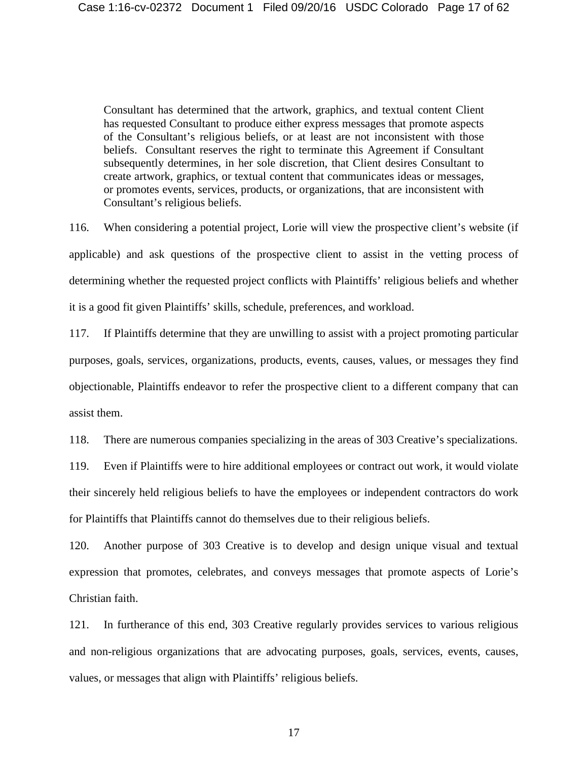> Consultant has determined that the artwork, graphics, and textual content Client has requested Consultant to produce either express messages that promote aspects of the Consultant's religious beliefs, or at least are not inconsistent with those beliefs. Consultant reserves the right to terminate this Agreement if Consultant subsequently determines, in her sole discretion, that Client desires Consultant to create artwork, graphics, or textual content that communicates ideas or messages, or promotes events, services, products, or organizations, that are inconsistent with Consultant's religious beliefs.

116. When considering a potential project, Lorie will view the prospective client's website (if applicable) and ask questions of the prospective client to assist in the vetting process of determining whether the requested project conflicts with Plaintiffs' religious beliefs and whether it is a good fit given Plaintiffs' skills, schedule, preferences, and workload.

117. If Plaintiffs determine that they are unwilling to assist with a project promoting particular purposes, goals, services, organizations, products, events, causes, values, or messages they find objectionable, Plaintiffs endeavor to refer the prospective client to a different company that can assist them.

118. There are numerous companies specializing in the areas of 303 Creative's specializations.

119. Even if Plaintiffs were to hire additional employees or contract out work, it would violate their sincerely held religious beliefs to have the employees or independent contractors do work for Plaintiffs that Plaintiffs cannot do themselves due to their religious beliefs.

120. Another purpose of 303 Creative is to develop and design unique visual and textual expression that promotes, celebrates, and conveys messages that promote aspects of Lorie's Christian faith.

121. In furtherance of this end, 303 Creative regularly provides services to various religious and non-religious organizations that are advocating purposes, goals, services, events, causes, values, or messages that align with Plaintiffs' religious beliefs.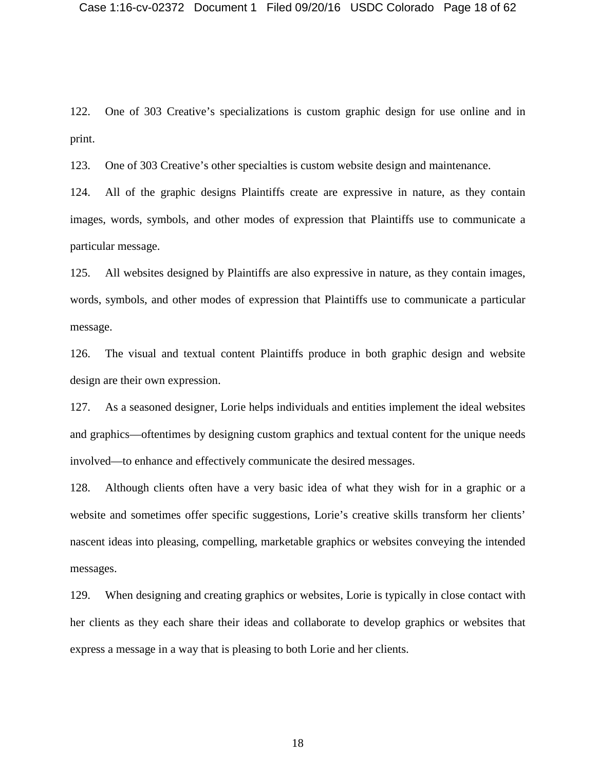122. One of 303 Creative's specializations is custom graphic design for use online and in print.

123. One of 303 Creative's other specialties is custom website design and maintenance.

124. All of the graphic designs Plaintiffs create are expressive in nature, as they contain images, words, symbols, and other modes of expression that Plaintiffs use to communicate a particular message.

125. All websites designed by Plaintiffs are also expressive in nature, as they contain images, words, symbols, and other modes of expression that Plaintiffs use to communicate a particular message.

126. The visual and textual content Plaintiffs produce in both graphic design and website design are their own expression.

127. As a seasoned designer, Lorie helps individuals and entities implement the ideal websites and graphics—oftentimes by designing custom graphics and textual content for the unique needs involved—to enhance and effectively communicate the desired messages.

128. Although clients often have a very basic idea of what they wish for in a graphic or a website and sometimes offer specific suggestions, Lorie's creative skills transform her clients' nascent ideas into pleasing, compelling, marketable graphics or websites conveying the intended messages.

129. When designing and creating graphics or websites, Lorie is typically in close contact with her clients as they each share their ideas and collaborate to develop graphics or websites that express a message in a way that is pleasing to both Lorie and her clients.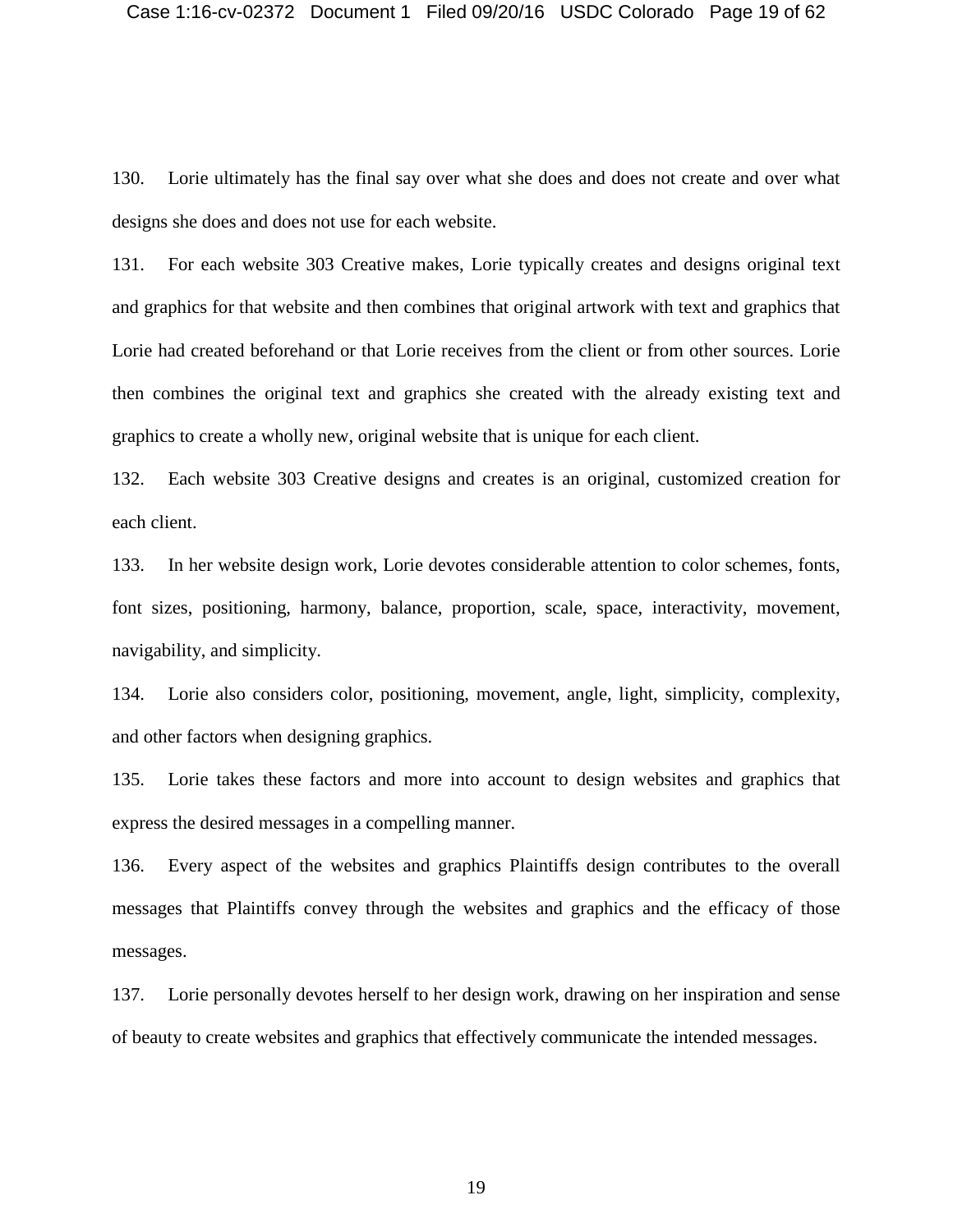130. Lorie ultimately has the final say over what she does and does not create and over what designs she does and does not use for each website.

131. For each website 303 Creative makes, Lorie typically creates and designs original text and graphics for that website and then combines that original artwork with text and graphics that Lorie had created beforehand or that Lorie receives from the client or from other sources. Lorie then combines the original text and graphics she created with the already existing text and graphics to create a wholly new, original website that is unique for each client.

132. Each website 303 Creative designs and creates is an original, customized creation for each client.

133. In her website design work, Lorie devotes considerable attention to color schemes, fonts, font sizes, positioning, harmony, balance, proportion, scale, space, interactivity, movement, navigability, and simplicity.

134. Lorie also considers color, positioning, movement, angle, light, simplicity, complexity, and other factors when designing graphics.

135. Lorie takes these factors and more into account to design websites and graphics that express the desired messages in a compelling manner.

136. Every aspect of the websites and graphics Plaintiffs design contributes to the overall messages that Plaintiffs convey through the websites and graphics and the efficacy of those messages.

137. Lorie personally devotes herself to her design work, drawing on her inspiration and sense of beauty to create websites and graphics that effectively communicate the intended messages.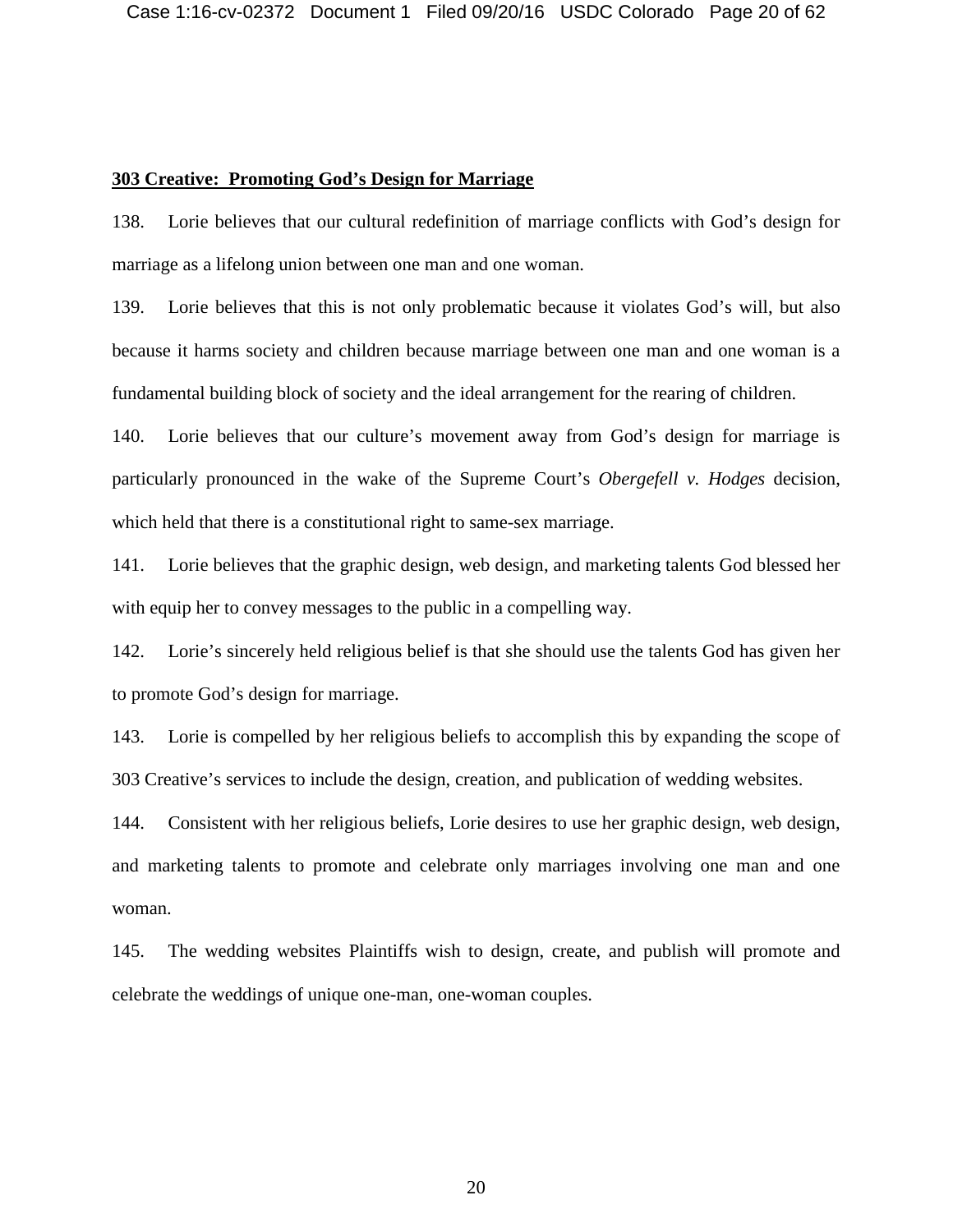**303 Creative: Promoting God's Design for Marriage**

138. Lorie believes that our cultural redefinition of marriage conflicts with God's design for marriage as a lifelong union between one man and one woman.

139. Lorie believes that this is not only problematic because it violates God's will, but also because it harms society and children because marriage between one man and one woman is a fundamental building block of society and the ideal arrangement for the rearing of children.

140. Lorie believes that our culture's movement away from God's design for marriage is particularly pronounced in the wake of the Supreme Court's *Obergefell v. Hodges* decision, which held that there is a constitutional right to same-sex marriage.

141. Lorie believes that the graphic design, web design, and marketing talents God blessed her with equip her to convey messages to the public in a compelling way.

142. Lorie's sincerely held religious belief is that she should use the talents God has given her to promote God's design for marriage.

143. Lorie is compelled by her religious beliefs to accomplish this by expanding the scope of 303 Creative's services to include the design, creation, and publication of wedding websites.

144. Consistent with her religious beliefs, Lorie desires to use her graphic design, web design, and marketing talents to promote and celebrate only marriages involving one man and one woman.

145. The wedding websites Plaintiffs wish to design, create, and publish will promote and celebrate the weddings of unique one-man, one-woman couples.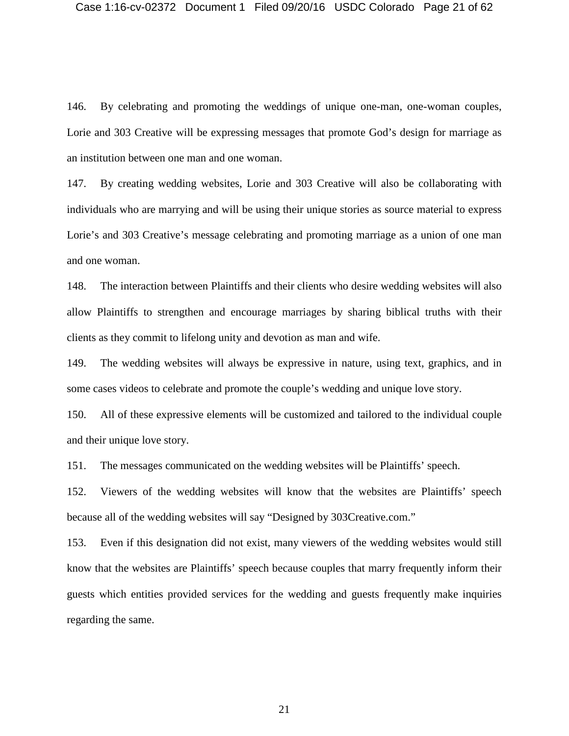146. By celebrating and promoting the weddings of unique one-man, one-woman couples, Lorie and 303 Creative will be expressing messages that promote God's design for marriage as an institution between one man and one woman.

147. By creating wedding websites, Lorie and 303 Creative will also be collaborating with individuals who are marrying and will be using their unique stories as source material to express Lorie's and 303 Creative's message celebrating and promoting marriage as a union of one man and one woman.

148. The interaction between Plaintiffs and their clients who desire wedding websites will also allow Plaintiffs to strengthen and encourage marriages by sharing biblical truths with their clients as they commit to lifelong unity and devotion as man and wife.

149. The wedding websites will always be expressive in nature, using text, graphics, and in some cases videos to celebrate and promote the couple's wedding and unique love story.

150. All of these expressive elements will be customized and tailored to the individual couple and their unique love story.

151. The messages communicated on the wedding websites will be Plaintiffs' speech.

152. Viewers of the wedding websites will know that the websites are Plaintiffs' speech because all of the wedding websites will say "Designed by 303Creative.com."

153. Even if this designation did not exist, many viewers of the wedding websites would still know that the websites are Plaintiffs' speech because couples that marry frequently inform their guests which entities provided services for the wedding and guests frequently make inquiries regarding the same.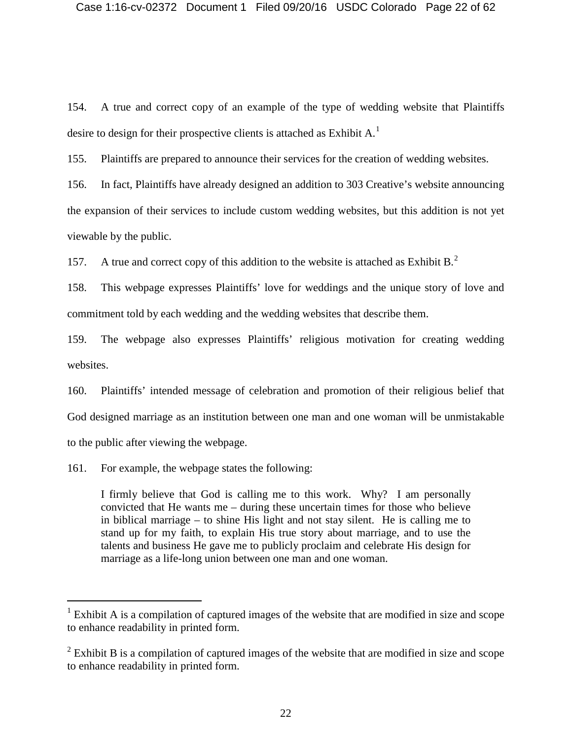154. A true and correct copy of an example of the type of wedding website that Plaintiffs desire to design for their prospective clients is attached as Exhibit A.[1]

155. Plaintiffs are prepared to announce their services for the creation of wedding websites.

156. In fact, Plaintiffs have already designed an addition to 303 Creative's website announcing the expansion of their services to include custom wedding websites, but this addition is not yet viewable by the public.

157. A true and correct copy of this addition to the website is attached as Exhibit B.[2]

158. This webpage expresses Plaintiffs' love for weddings and the unique story of love and commitment told by each wedding and the wedding websites that describe them.

159. The webpage also expresses Plaintiffs' religious motivation for creating wedding websites.

160. Plaintiffs' intended message of celebration and promotion of their religious belief that God designed marriage as an institution between one man and one woman will be unmistakable to the public after viewing the webpage.

161. For example, the webpage states the following:

> I firmly believe that God is calling me to this work. Why? I am personally convicted that He wants me – during these uncertain times for those who believe in biblical marriage – to shine His light and not stay silent. He is calling me to stand up for my faith, to explain His true story about marriage, and to use the talents and business He gave me to publicly proclaim and celebrate His design for marriage as a life-long union between one man and one woman.

---

[1] Exhibit A is a compilation of captured images of the website that are modified in size and scope to enhance readability in printed form.

[2] Exhibit B is a compilation of captured images of the website that are modified in size and scope to enhance readability in printed form.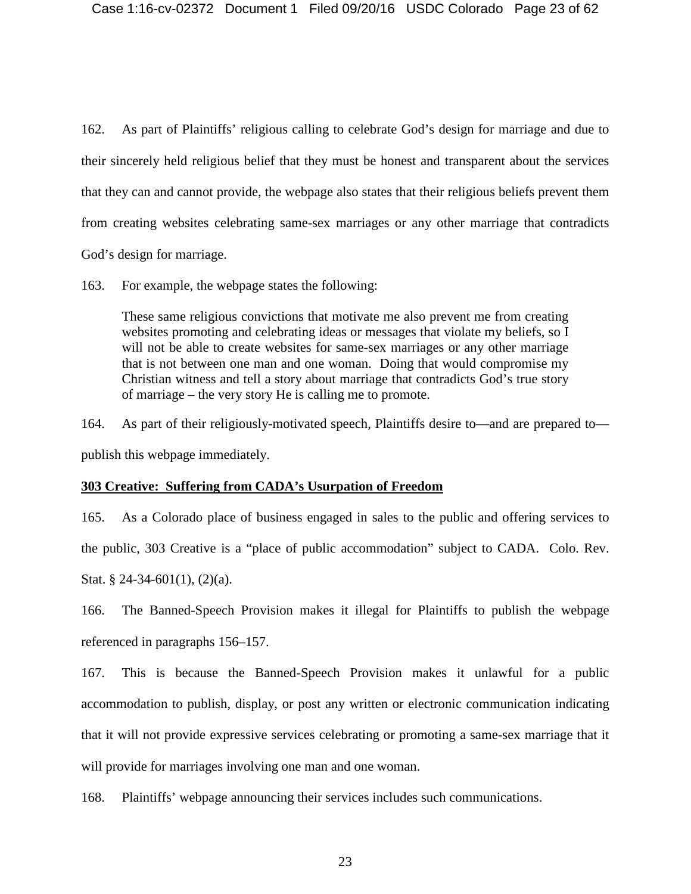162. As part of Plaintiffs' religious calling to celebrate God's design for marriage and due to their sincerely held religious belief that they must be honest and transparent about the services that they can and cannot provide, the webpage also states that their religious beliefs prevent them from creating websites celebrating same-sex marriages or any other marriage that contradicts God's design for marriage.

163. For example, the webpage states the following:

> These same religious convictions that motivate me also prevent me from creating websites promoting and celebrating ideas or messages that violate my beliefs, so I will not be able to create websites for same-sex marriages or any other marriage that is not between one man and one woman. Doing that would compromise my Christian witness and tell a story about marriage that contradicts God's true story of marriage – the very story He is calling me to promote.

164. As part of their religiously-motivated speech, Plaintiffs desire to—and are prepared to—publish this webpage immediately.

**303 Creative: Suffering from CADA's Usurpation of Freedom**

165. As a Colorado place of business engaged in sales to the public and offering services to the public, 303 Creative is a "place of public accommodation" subject to CADA. Colo. Rev. Stat. § 24-34-601(1), (2)(a).

166. The Banned-Speech Provision makes it illegal for Plaintiffs to publish the webpage referenced in paragraphs 156–157.

167. This is because the Banned-Speech Provision makes it unlawful for a public accommodation to publish, display, or post any written or electronic communication indicating that it will not provide expressive services celebrating or promoting a same-sex marriage that it will provide for marriages involving one man and one woman.

168. Plaintiffs' webpage announcing their services includes such communications.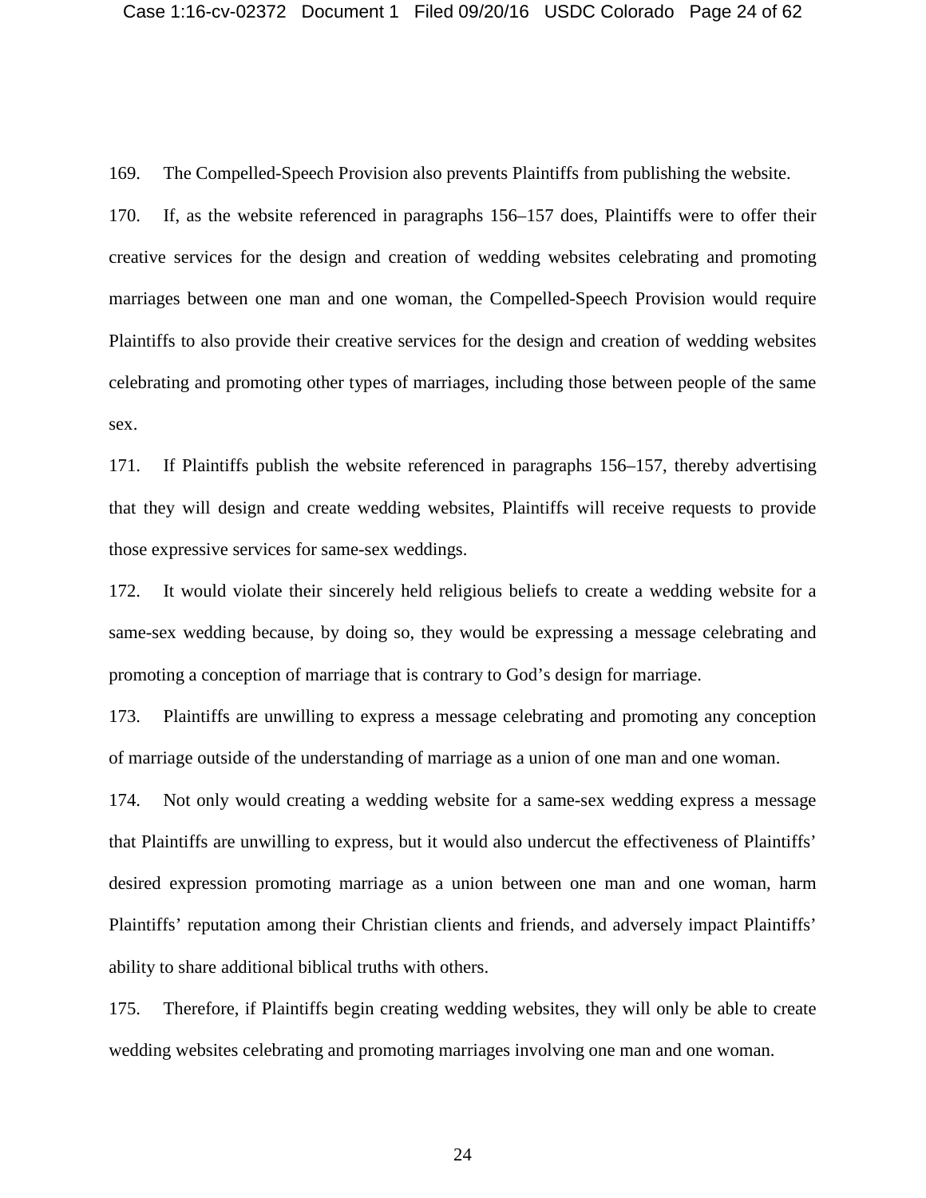169. The Compelled-Speech Provision also prevents Plaintiffs from publishing the website.

170. If, as the website referenced in paragraphs 156–157 does, Plaintiffs were to offer their creative services for the design and creation of wedding websites celebrating and promoting marriages between one man and one woman, the Compelled-Speech Provision would require Plaintiffs to also provide their creative services for the design and creation of wedding websites celebrating and promoting other types of marriages, including those between people of the same sex.

171. If Plaintiffs publish the website referenced in paragraphs 156–157, thereby advertising that they will design and create wedding websites, Plaintiffs will receive requests to provide those expressive services for same-sex weddings.

172. It would violate their sincerely held religious beliefs to create a wedding website for a same-sex wedding because, by doing so, they would be expressing a message celebrating and promoting a conception of marriage that is contrary to God's design for marriage.

173. Plaintiffs are unwilling to express a message celebrating and promoting any conception of marriage outside of the understanding of marriage as a union of one man and one woman.

174. Not only would creating a wedding website for a same-sex wedding express a message that Plaintiffs are unwilling to express, but it would also undercut the effectiveness of Plaintiffs' desired expression promoting marriage as a union between one man and one woman, harm Plaintiffs' reputation among their Christian clients and friends, and adversely impact Plaintiffs' ability to share additional biblical truths with others.

175. Therefore, if Plaintiffs begin creating wedding websites, they will only be able to create wedding websites celebrating and promoting marriages involving one man and one woman.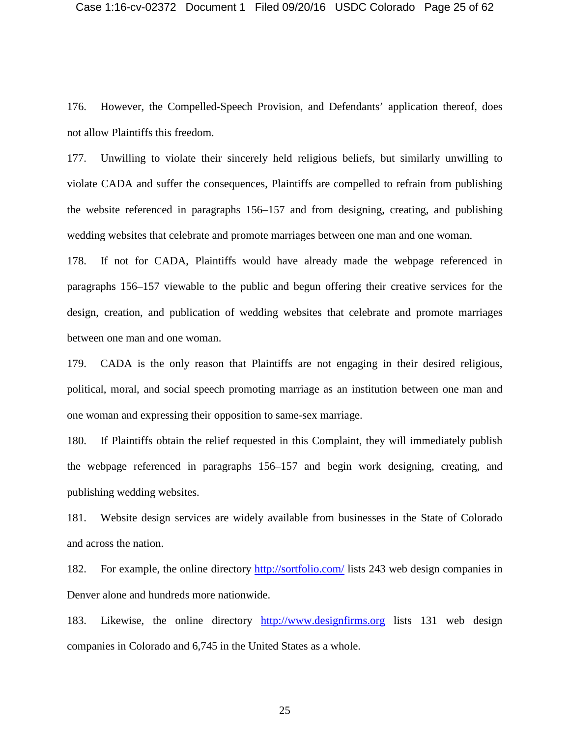176. However, the Compelled-Speech Provision, and Defendants' application thereof, does not allow Plaintiffs this freedom.

177. Unwilling to violate their sincerely held religious beliefs, but similarly unwilling to violate CADA and suffer the consequences, Plaintiffs are compelled to refrain from publishing the website referenced in paragraphs 156–157 and from designing, creating, and publishing wedding websites that celebrate and promote marriages between one man and one woman.

178. If not for CADA, Plaintiffs would have already made the webpage referenced in paragraphs 156–157 viewable to the public and begun offering their creative services for the design, creation, and publication of wedding websites that celebrate and promote marriages between one man and one woman.

179. CADA is the only reason that Plaintiffs are not engaging in their desired religious, political, moral, and social speech promoting marriage as an institution between one man and one woman and expressing their opposition to same-sex marriage.

180. If Plaintiffs obtain the relief requested in this Complaint, they will immediately publish the webpage referenced in paragraphs 156–157 and begin work designing, creating, and publishing wedding websites.

181. Website design services are widely available from businesses in the State of Colorado and across the nation.

182. For example, the online directory http://sortfolio.com/ lists 243 web design companies in Denver alone and hundreds more nationwide.

183. Likewise, the online directory http://www.designfirms.org lists 131 web design companies in Colorado and 6,745 in the United States as a whole.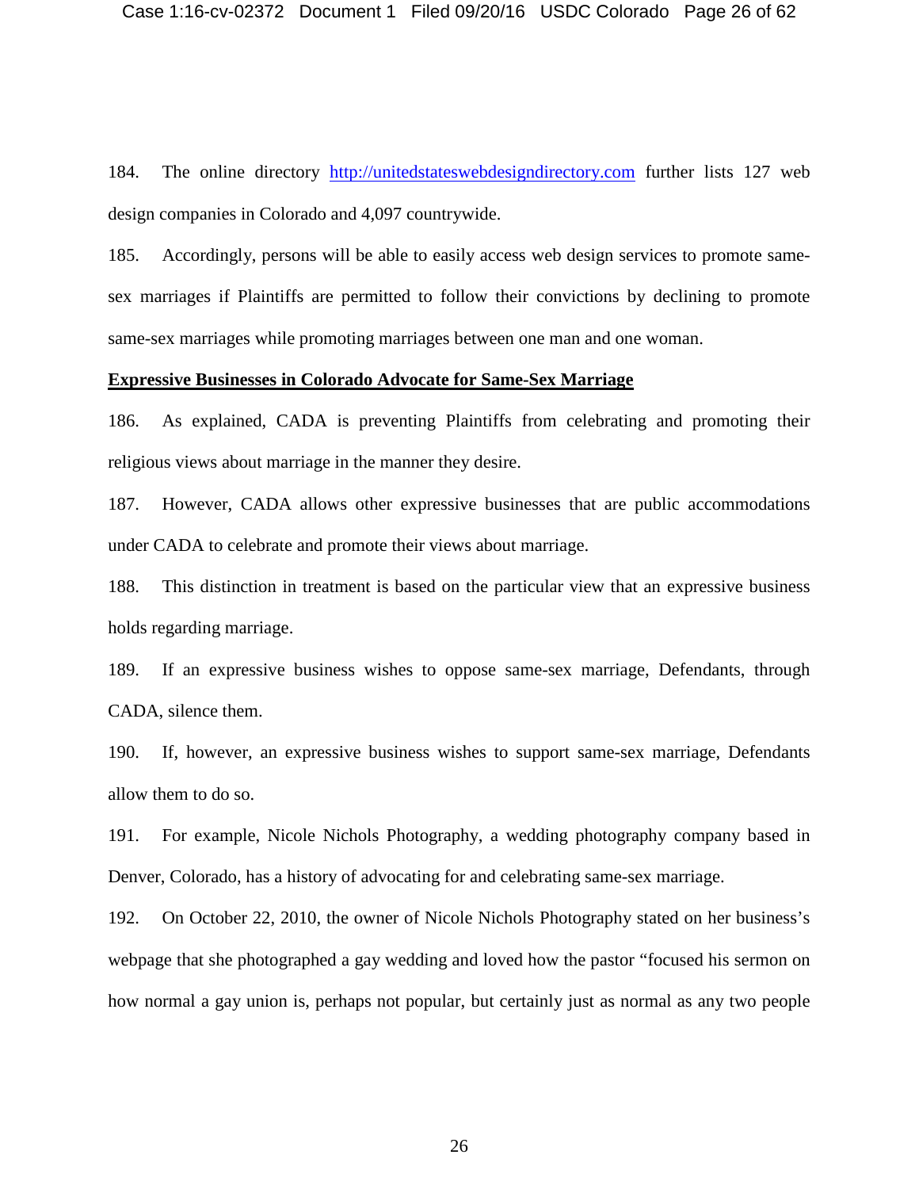184. The online directory http://unitedstateswebdesigndirectory.com further lists 127 web design companies in Colorado and 4,097 countrywide.

185. Accordingly, persons will be able to easily access web design services to promote same-sex marriages if Plaintiffs are permitted to follow their convictions by declining to promote same-sex marriages while promoting marriages between one man and one woman.

**Expressive Businesses in Colorado Advocate for Same-Sex Marriage**

186. As explained, CADA is preventing Plaintiffs from celebrating and promoting their religious views about marriage in the manner they desire.

187. However, CADA allows other expressive businesses that are public accommodations under CADA to celebrate and promote their views about marriage.

188. This distinction in treatment is based on the particular view that an expressive business holds regarding marriage.

189. If an expressive business wishes to oppose same-sex marriage, Defendants, through CADA, silence them.

190. If, however, an expressive business wishes to support same-sex marriage, Defendants allow them to do so.

191. For example, Nicole Nichols Photography, a wedding photography company based in Denver, Colorado, has a history of advocating for and celebrating same-sex marriage.

192. On October 22, 2010, the owner of Nicole Nichols Photography stated on her business's webpage that she photographed a gay wedding and loved how the pastor "focused his sermon on how normal a gay union is, perhaps not popular, but certainly just as normal as any two people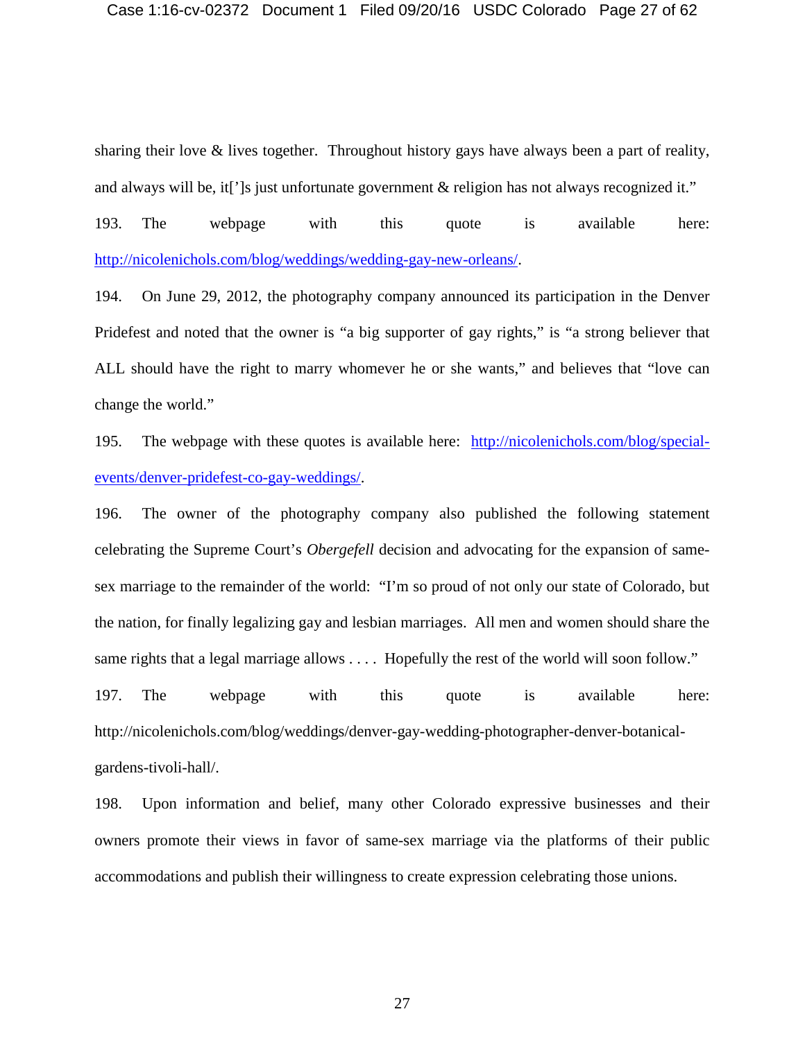sharing their love & lives together. Throughout history gays have always been a part of reality, and always will be, it[']s just unfortunate government & religion has not always recognized it."

193. The webpage with this quote is available here: http://nicolenichols.com/blog/weddings/wedding-gay-new-orleans/.

194. On June 29, 2012, the photography company announced its participation in the Denver Pridefest and noted that the owner is "a big supporter of gay rights," is "a strong believer that ALL should have the right to marry whomever he or she wants," and believes that "love can change the world."

195. The webpage with these quotes is available here: http://nicolenichols.com/blog/special-events/denver-pridefest-co-gay-weddings/.

196. The owner of the photography company also published the following statement celebrating the Supreme Court's *Obergefell* decision and advocating for the expansion of same-sex marriage to the remainder of the world: "I'm so proud of not only our state of Colorado, but the nation, for finally legalizing gay and lesbian marriages. All men and women should share the same rights that a legal marriage allows . . . . Hopefully the rest of the world will soon follow."

197. The webpage with this quote is available here: http://nicolenichols.com/blog/weddings/denver-gay-wedding-photographer-denver-botanical-gardens-tivoli-hall/.

198. Upon information and belief, many other Colorado expressive businesses and their owners promote their views in favor of same-sex marriage via the platforms of their public accommodations and publish their willingness to create expression celebrating those unions.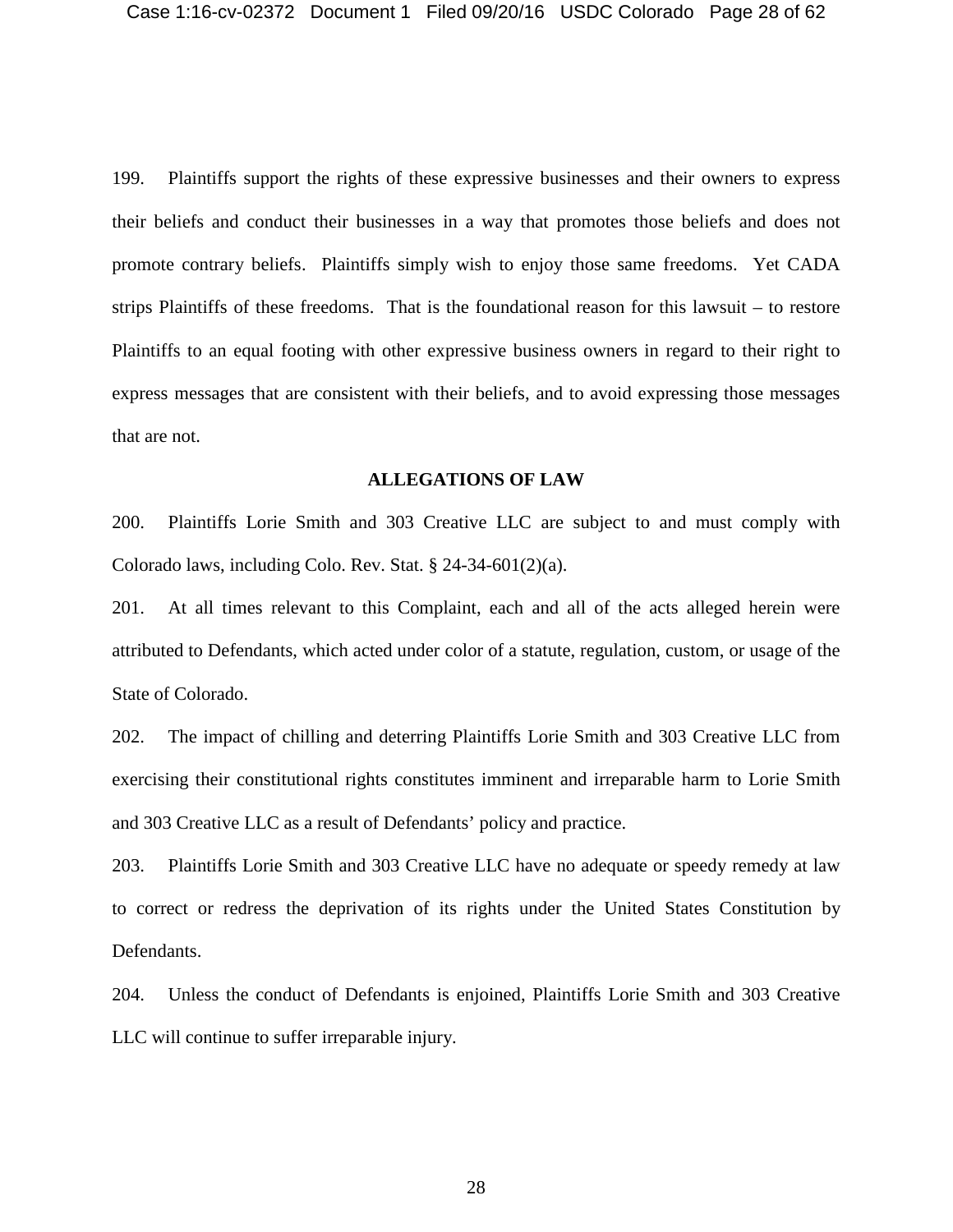199. Plaintiffs support the rights of these expressive businesses and their owners to express their beliefs and conduct their businesses in a way that promotes those beliefs and does not promote contrary beliefs. Plaintiffs simply wish to enjoy those same freedoms. Yet CADA strips Plaintiffs of these freedoms. That is the foundational reason for this lawsuit – to restore Plaintiffs to an equal footing with other expressive business owners in regard to their right to express messages that are consistent with their beliefs, and to avoid expressing those messages that are not.

**ALLEGATIONS OF LAW**

200. Plaintiffs Lorie Smith and 303 Creative LLC are subject to and must comply with Colorado laws, including Colo. Rev. Stat. § 24-34-601(2)(a).

201. At all times relevant to this Complaint, each and all of the acts alleged herein were attributed to Defendants, which acted under color of a statute, regulation, custom, or usage of the State of Colorado.

202. The impact of chilling and deterring Plaintiffs Lorie Smith and 303 Creative LLC from exercising their constitutional rights constitutes imminent and irreparable harm to Lorie Smith and 303 Creative LLC as a result of Defendants' policy and practice.

203. Plaintiffs Lorie Smith and 303 Creative LLC have no adequate or speedy remedy at law to correct or redress the deprivation of its rights under the United States Constitution by Defendants.

204. Unless the conduct of Defendants is enjoined, Plaintiffs Lorie Smith and 303 Creative LLC will continue to suffer irreparable injury.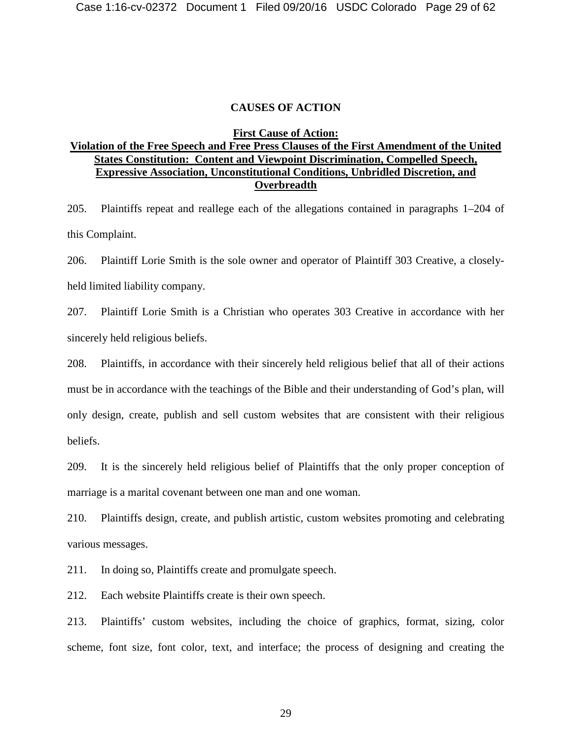## CAUSES OF ACTION

### First Cause of Action:
### Violation of the Free Speech and Free Press Clauses of the First Amendment of the United States Constitution: Content and Viewpoint Discrimination, Compelled Speech, Expressive Association, Unconstitutional Conditions, Unbridled Discretion, and Overbreadth

205. Plaintiffs repeat and reallege each of the allegations contained in paragraphs 1–204 of this Complaint.

206. Plaintiff Lorie Smith is the sole owner and operator of Plaintiff 303 Creative, a closely-held limited liability company.

207. Plaintiff Lorie Smith is a Christian who operates 303 Creative in accordance with her sincerely held religious beliefs.

208. Plaintiffs, in accordance with their sincerely held religious belief that all of their actions must be in accordance with the teachings of the Bible and their understanding of God's plan, will only design, create, publish and sell custom websites that are consistent with their religious beliefs.

209. It is the sincerely held religious belief of Plaintiffs that the only proper conception of marriage is a marital covenant between one man and one woman.

210. Plaintiffs design, create, and publish artistic, custom websites promoting and celebrating various messages.

211. In doing so, Plaintiffs create and promulgate speech.

212. Each website Plaintiffs create is their own speech.

213. Plaintiffs' custom websites, including the choice of graphics, format, sizing, color scheme, font size, font color, text, and interface; the process of designing and creating the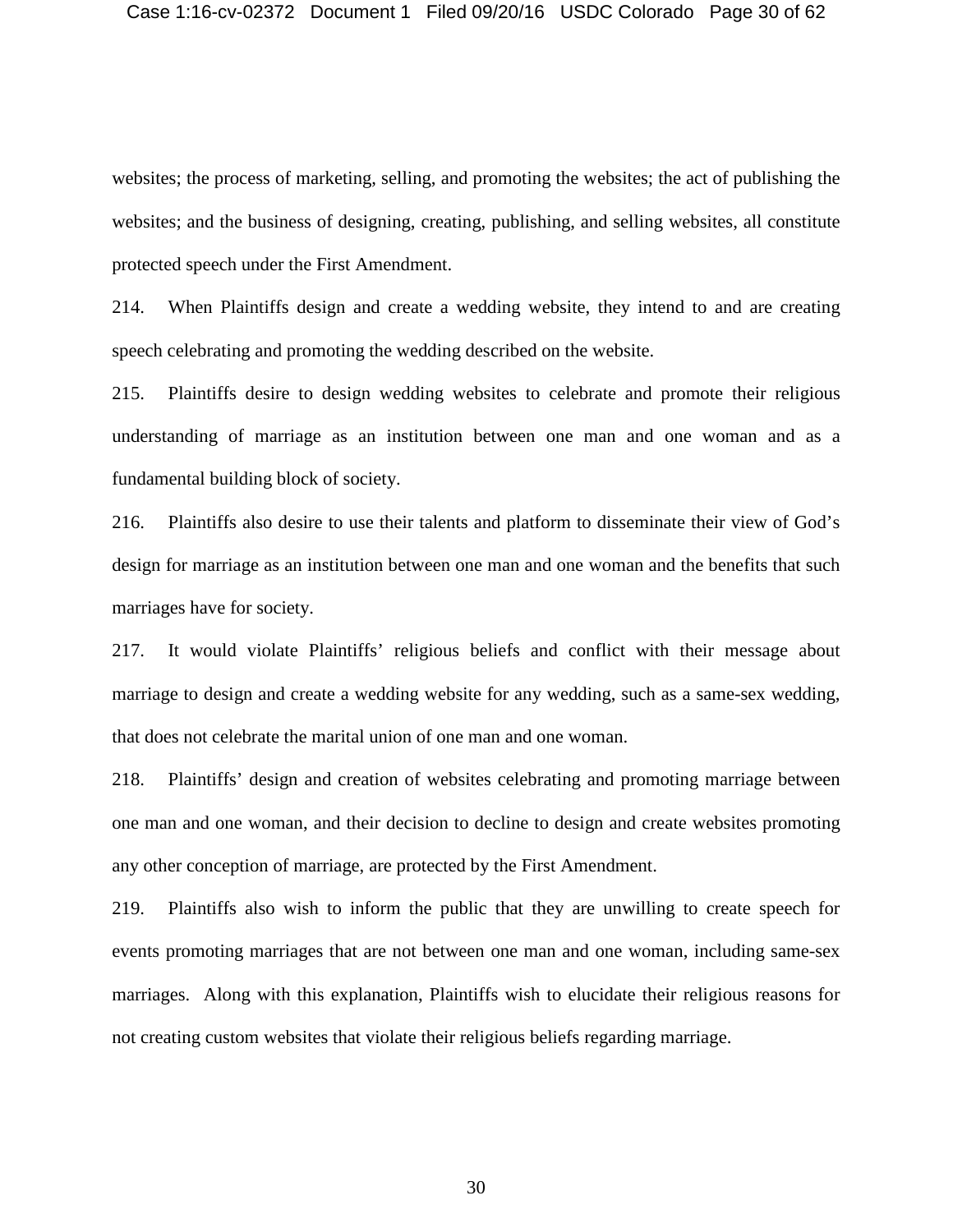websites; the process of marketing, selling, and promoting the websites; the act of publishing the websites; and the business of designing, creating, publishing, and selling websites, all constitute protected speech under the First Amendment.

214. When Plaintiffs design and create a wedding website, they intend to and are creating speech celebrating and promoting the wedding described on the website.

215. Plaintiffs desire to design wedding websites to celebrate and promote their religious understanding of marriage as an institution between one man and one woman and as a fundamental building block of society.

216. Plaintiffs also desire to use their talents and platform to disseminate their view of God's design for marriage as an institution between one man and one woman and the benefits that such marriages have for society.

217. It would violate Plaintiffs' religious beliefs and conflict with their message about marriage to design and create a wedding website for any wedding, such as a same-sex wedding, that does not celebrate the marital union of one man and one woman.

218. Plaintiffs' design and creation of websites celebrating and promoting marriage between one man and one woman, and their decision to decline to design and create websites promoting any other conception of marriage, are protected by the First Amendment.

219. Plaintiffs also wish to inform the public that they are unwilling to create speech for events promoting marriages that are not between one man and one woman, including same-sex marriages. Along with this explanation, Plaintiffs wish to elucidate their religious reasons for not creating custom websites that violate their religious beliefs regarding marriage.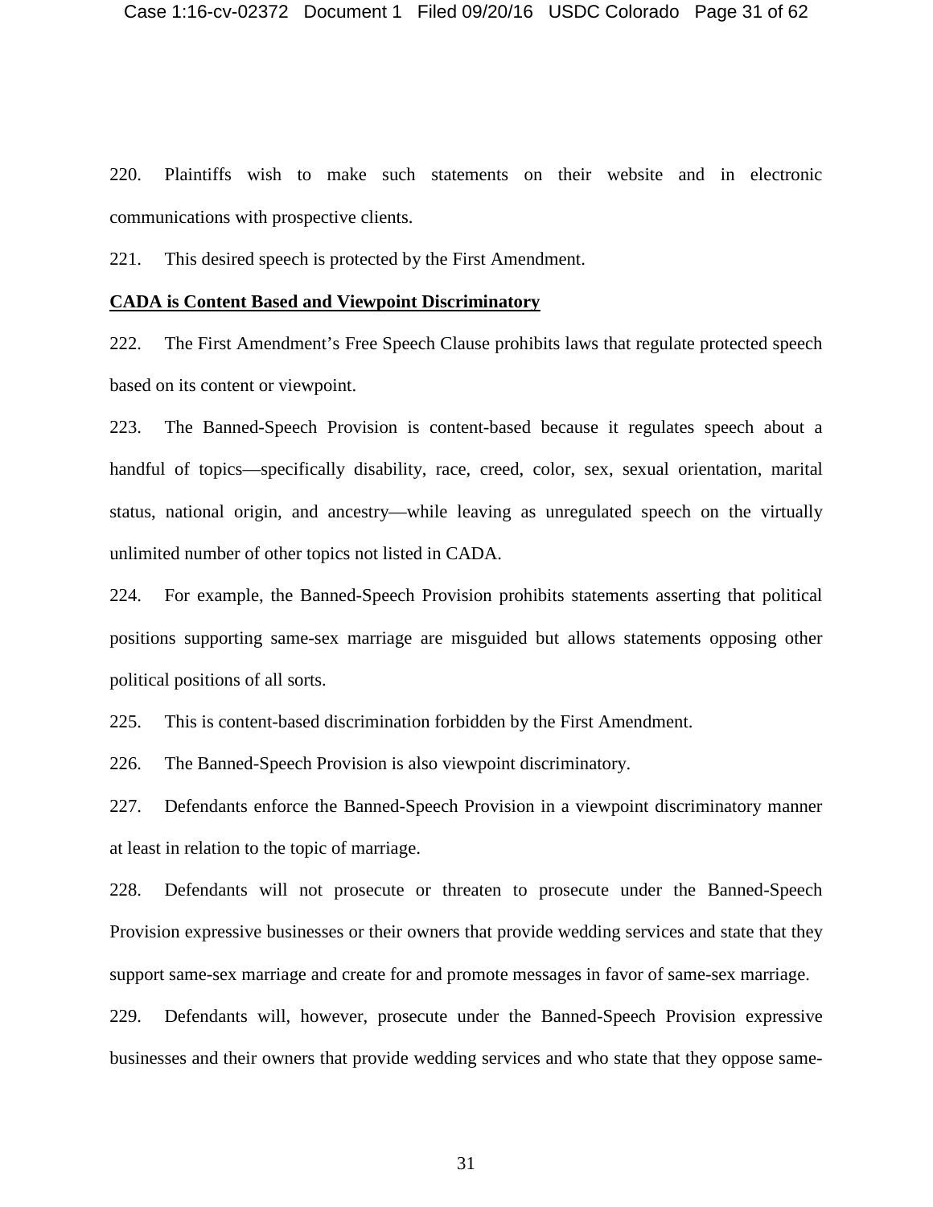220. Plaintiffs wish to make such statements on their website and in electronic communications with prospective clients.

221. This desired speech is protected by the First Amendment.

**CADA is Content Based and Viewpoint Discriminatory**

222. The First Amendment's Free Speech Clause prohibits laws that regulate protected speech based on its content or viewpoint.

223. The Banned-Speech Provision is content-based because it regulates speech about a handful of topics—specifically disability, race, creed, color, sex, sexual orientation, marital status, national origin, and ancestry—while leaving as unregulated speech on the virtually unlimited number of other topics not listed in CADA.

224. For example, the Banned-Speech Provision prohibits statements asserting that political positions supporting same-sex marriage are misguided but allows statements opposing other political positions of all sorts.

225. This is content-based discrimination forbidden by the First Amendment.

226. The Banned-Speech Provision is also viewpoint discriminatory.

227. Defendants enforce the Banned-Speech Provision in a viewpoint discriminatory manner at least in relation to the topic of marriage.

228. Defendants will not prosecute or threaten to prosecute under the Banned-Speech Provision expressive businesses or their owners that provide wedding services and state that they support same-sex marriage and create for and promote messages in favor of same-sex marriage.

229. Defendants will, however, prosecute under the Banned-Speech Provision expressive businesses and their owners that provide wedding services and who state that they oppose same-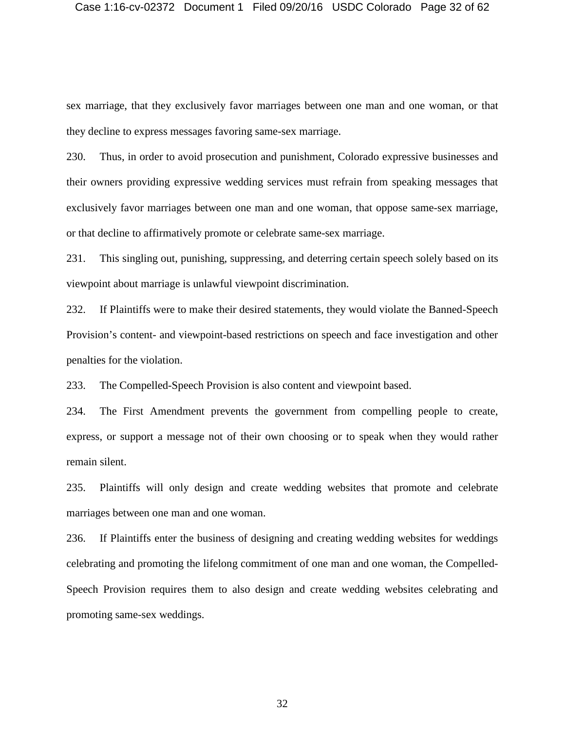sex marriage, that they exclusively favor marriages between one man and one woman, or that they decline to express messages favoring same-sex marriage.

230. Thus, in order to avoid prosecution and punishment, Colorado expressive businesses and their owners providing expressive wedding services must refrain from speaking messages that exclusively favor marriages between one man and one woman, that oppose same-sex marriage, or that decline to affirmatively promote or celebrate same-sex marriage.

231. This singling out, punishing, suppressing, and deterring certain speech solely based on its viewpoint about marriage is unlawful viewpoint discrimination.

232. If Plaintiffs were to make their desired statements, they would violate the Banned-Speech Provision's content- and viewpoint-based restrictions on speech and face investigation and other penalties for the violation.

233. The Compelled-Speech Provision is also content and viewpoint based.

234. The First Amendment prevents the government from compelling people to create, express, or support a message not of their own choosing or to speak when they would rather remain silent.

235. Plaintiffs will only design and create wedding websites that promote and celebrate marriages between one man and one woman.

236. If Plaintiffs enter the business of designing and creating wedding websites for weddings celebrating and promoting the lifelong commitment of one man and one woman, the Compelled-Speech Provision requires them to also design and create wedding websites celebrating and promoting same-sex weddings.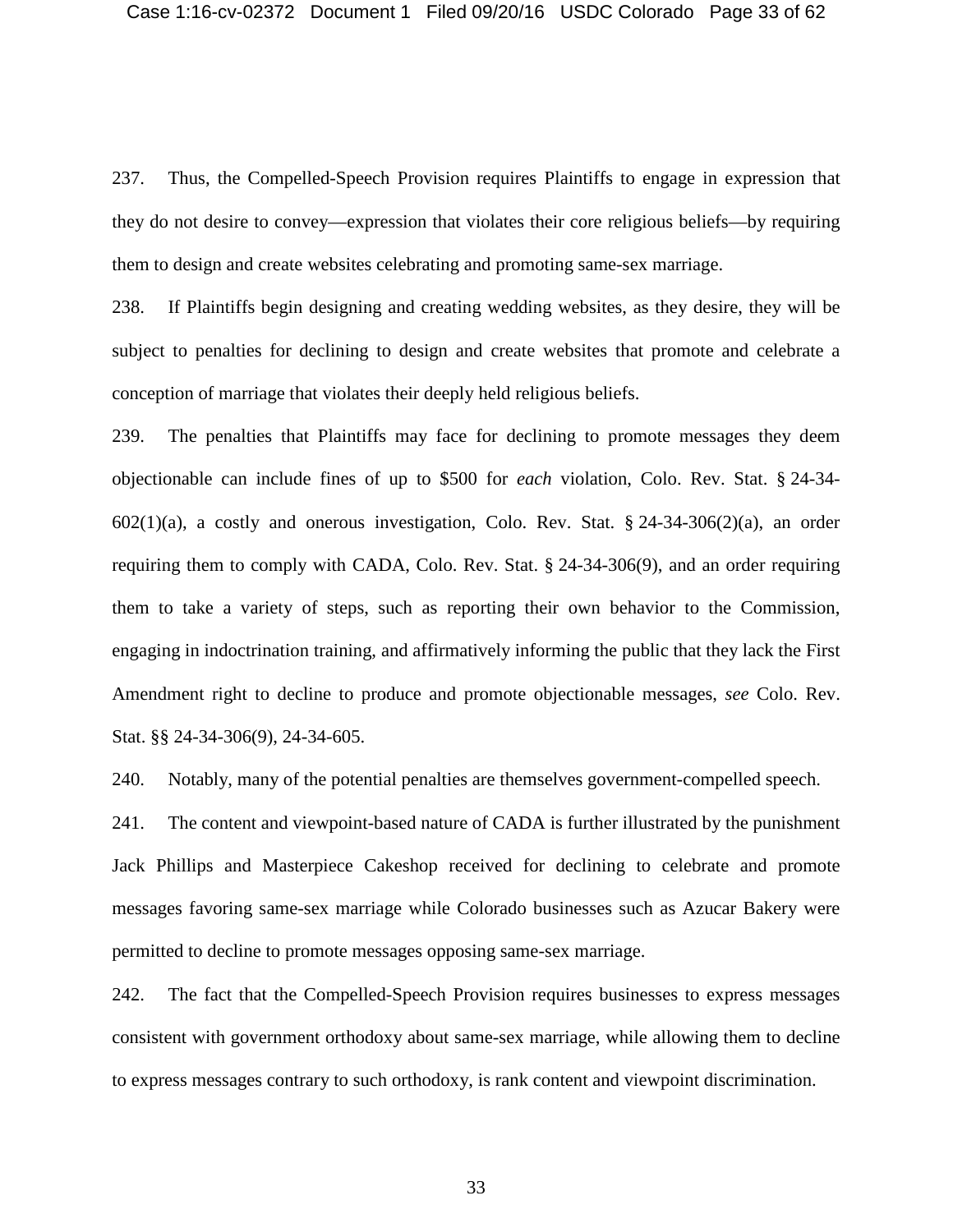237. Thus, the Compelled-Speech Provision requires Plaintiffs to engage in expression that they do not desire to convey—expression that violates their core religious beliefs—by requiring them to design and create websites celebrating and promoting same-sex marriage.

238. If Plaintiffs begin designing and creating wedding websites, as they desire, they will be subject to penalties for declining to design and create websites that promote and celebrate a conception of marriage that violates their deeply held religious beliefs.

239. The penalties that Plaintiffs may face for declining to promote messages they deem objectionable can include fines of up to $500 for *each* violation, Colo. Rev. Stat. § 24-34-602(1)(a), a costly and onerous investigation, Colo. Rev. Stat. § 24-34-306(2)(a), an order requiring them to comply with CADA, Colo. Rev. Stat. § 24-34-306(9), and an order requiring them to take a variety of steps, such as reporting their own behavior to the Commission, engaging in indoctrination training, and affirmatively informing the public that they lack the First Amendment right to decline to produce and promote objectionable messages, *see* Colo. Rev. Stat. §§ 24-34-306(9), 24-34-605.

240. Notably, many of the potential penalties are themselves government-compelled speech.

241. The content and viewpoint-based nature of CADA is further illustrated by the punishment Jack Phillips and Masterpiece Cakeshop received for declining to celebrate and promote messages favoring same-sex marriage while Colorado businesses such as Azucar Bakery were permitted to decline to promote messages opposing same-sex marriage.

242. The fact that the Compelled-Speech Provision requires businesses to express messages consistent with government orthodoxy about same-sex marriage, while allowing them to decline to express messages contrary to such orthodoxy, is rank content and viewpoint discrimination.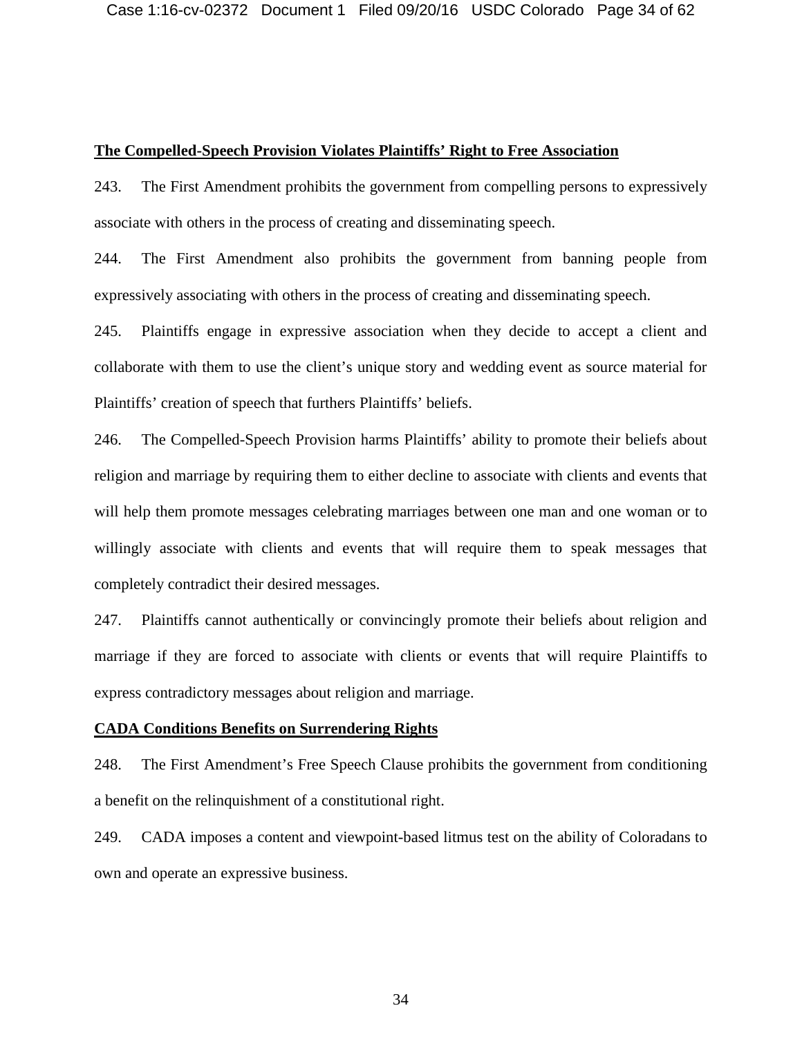**The Compelled-Speech Provision Violates Plaintiffs' Right to Free Association**

243. The First Amendment prohibits the government from compelling persons to expressively associate with others in the process of creating and disseminating speech.

244. The First Amendment also prohibits the government from banning people from expressively associating with others in the process of creating and disseminating speech.

245. Plaintiffs engage in expressive association when they decide to accept a client and collaborate with them to use the client's unique story and wedding event as source material for Plaintiffs' creation of speech that furthers Plaintiffs' beliefs.

246. The Compelled-Speech Provision harms Plaintiffs' ability to promote their beliefs about religion and marriage by requiring them to either decline to associate with clients and events that will help them promote messages celebrating marriages between one man and one woman or to willingly associate with clients and events that will require them to speak messages that completely contradict their desired messages.

247. Plaintiffs cannot authentically or convincingly promote their beliefs about religion and marriage if they are forced to associate with clients or events that will require Plaintiffs to express contradictory messages about religion and marriage.

**CADA Conditions Benefits on Surrendering Rights**

248. The First Amendment's Free Speech Clause prohibits the government from conditioning a benefit on the relinquishment of a constitutional right.

249. CADA imposes a content and viewpoint-based litmus test on the ability of Coloradans to own and operate an expressive business.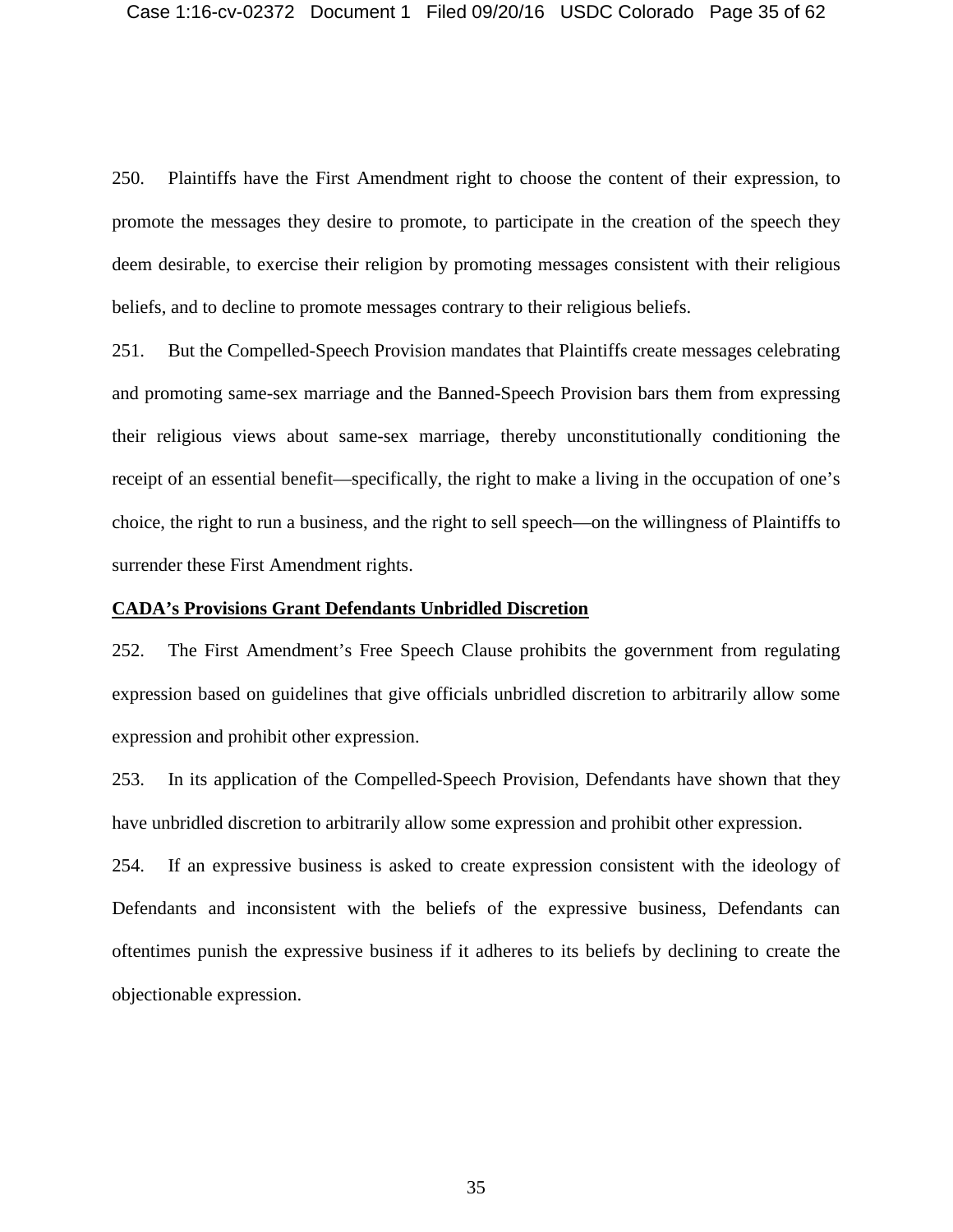250. Plaintiffs have the First Amendment right to choose the content of their expression, to promote the messages they desire to promote, to participate in the creation of the speech they deem desirable, to exercise their religion by promoting messages consistent with their religious beliefs, and to decline to promote messages contrary to their religious beliefs.

251. But the Compelled-Speech Provision mandates that Plaintiffs create messages celebrating and promoting same-sex marriage and the Banned-Speech Provision bars them from expressing their religious views about same-sex marriage, thereby unconstitutionally conditioning the receipt of an essential benefit—specifically, the right to make a living in the occupation of one's choice, the right to run a business, and the right to sell speech—on the willingness of Plaintiffs to surrender these First Amendment rights.

**CADA's Provisions Grant Defendants Unbridled Discretion**

252. The First Amendment's Free Speech Clause prohibits the government from regulating expression based on guidelines that give officials unbridled discretion to arbitrarily allow some expression and prohibit other expression.

253. In its application of the Compelled-Speech Provision, Defendants have shown that they have unbridled discretion to arbitrarily allow some expression and prohibit other expression.

254. If an expressive business is asked to create expression consistent with the ideology of Defendants and inconsistent with the beliefs of the expressive business, Defendants can oftentimes punish the expressive business if it adheres to its beliefs by declining to create the objectionable expression.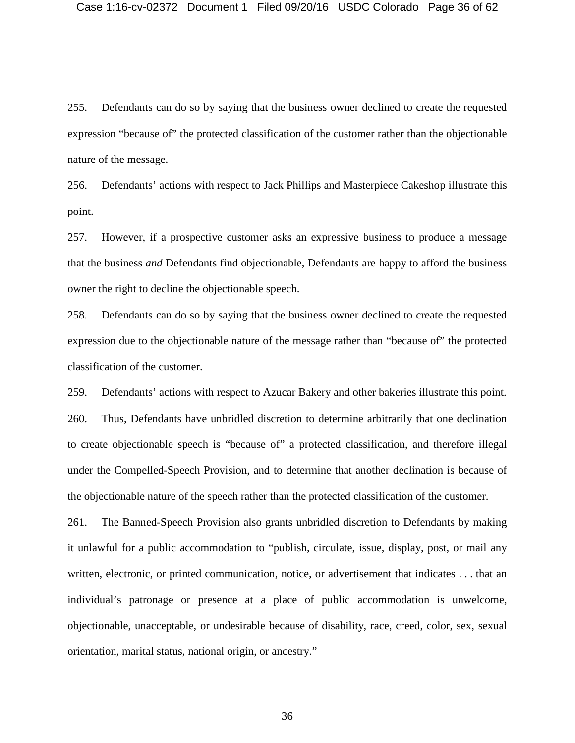255. Defendants can do so by saying that the business owner declined to create the requested expression "because of" the protected classification of the customer rather than the objectionable nature of the message.

256. Defendants' actions with respect to Jack Phillips and Masterpiece Cakeshop illustrate this point.

257. However, if a prospective customer asks an expressive business to produce a message that the business *and* Defendants find objectionable, Defendants are happy to afford the business owner the right to decline the objectionable speech.

258. Defendants can do so by saying that the business owner declined to create the requested expression due to the objectionable nature of the message rather than "because of" the protected classification of the customer.

259. Defendants' actions with respect to Azucar Bakery and other bakeries illustrate this point.

260. Thus, Defendants have unbridled discretion to determine arbitrarily that one declination to create objectionable speech is "because of" a protected classification, and therefore illegal under the Compelled-Speech Provision, and to determine that another declination is because of the objectionable nature of the speech rather than the protected classification of the customer.

261. The Banned-Speech Provision also grants unbridled discretion to Defendants by making it unlawful for a public accommodation to "publish, circulate, issue, display, post, or mail any written, electronic, or printed communication, notice, or advertisement that indicates . . . that an individual's patronage or presence at a place of public accommodation is unwelcome, objectionable, unacceptable, or undesirable because of disability, race, creed, color, sex, sexual orientation, marital status, national origin, or ancestry."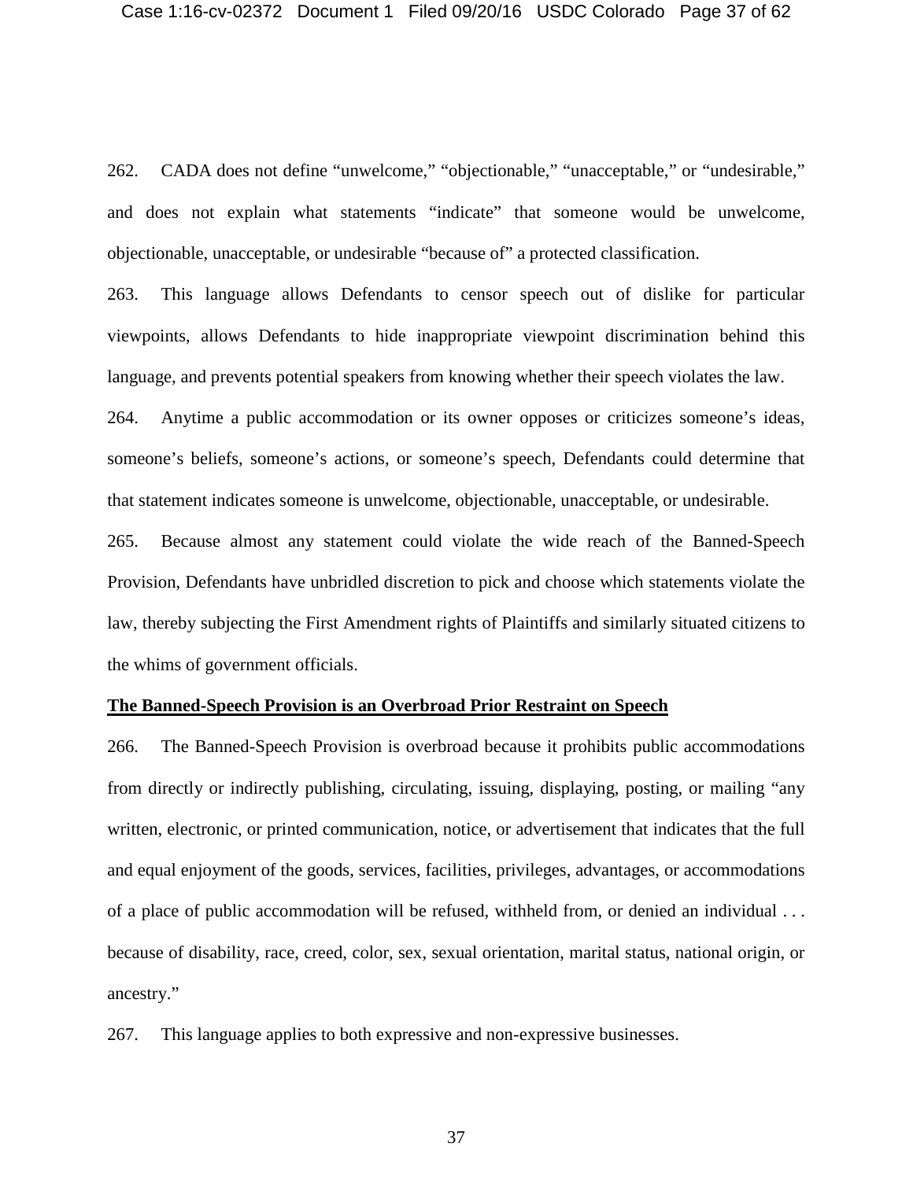262. CADA does not define "unwelcome," "objectionable," "unacceptable," or "undesirable," and does not explain what statements "indicate" that someone would be unwelcome, objectionable, unacceptable, or undesirable "because of" a protected classification.

263. This language allows Defendants to censor speech out of dislike for particular viewpoints, allows Defendants to hide inappropriate viewpoint discrimination behind this language, and prevents potential speakers from knowing whether their speech violates the law.

264. Anytime a public accommodation or its owner opposes or criticizes someone's ideas, someone's beliefs, someone's actions, or someone's speech, Defendants could determine that that statement indicates someone is unwelcome, objectionable, unacceptable, or undesirable.

265. Because almost any statement could violate the wide reach of the Banned-Speech Provision, Defendants have unbridled discretion to pick and choose which statements violate the law, thereby subjecting the First Amendment rights of Plaintiffs and similarly situated citizens to the whims of government officials.

**The Banned-Speech Provision is an Overbroad Prior Restraint on Speech**

266. The Banned-Speech Provision is overbroad because it prohibits public accommodations from directly or indirectly publishing, circulating, issuing, displaying, posting, or mailing "any written, electronic, or printed communication, notice, or advertisement that indicates that the full and equal enjoyment of the goods, services, facilities, privileges, advantages, or accommodations of a place of public accommodation will be refused, withheld from, or denied an individual . . . because of disability, race, creed, color, sex, sexual orientation, marital status, national origin, or ancestry."

267. This language applies to both expressive and non-expressive businesses.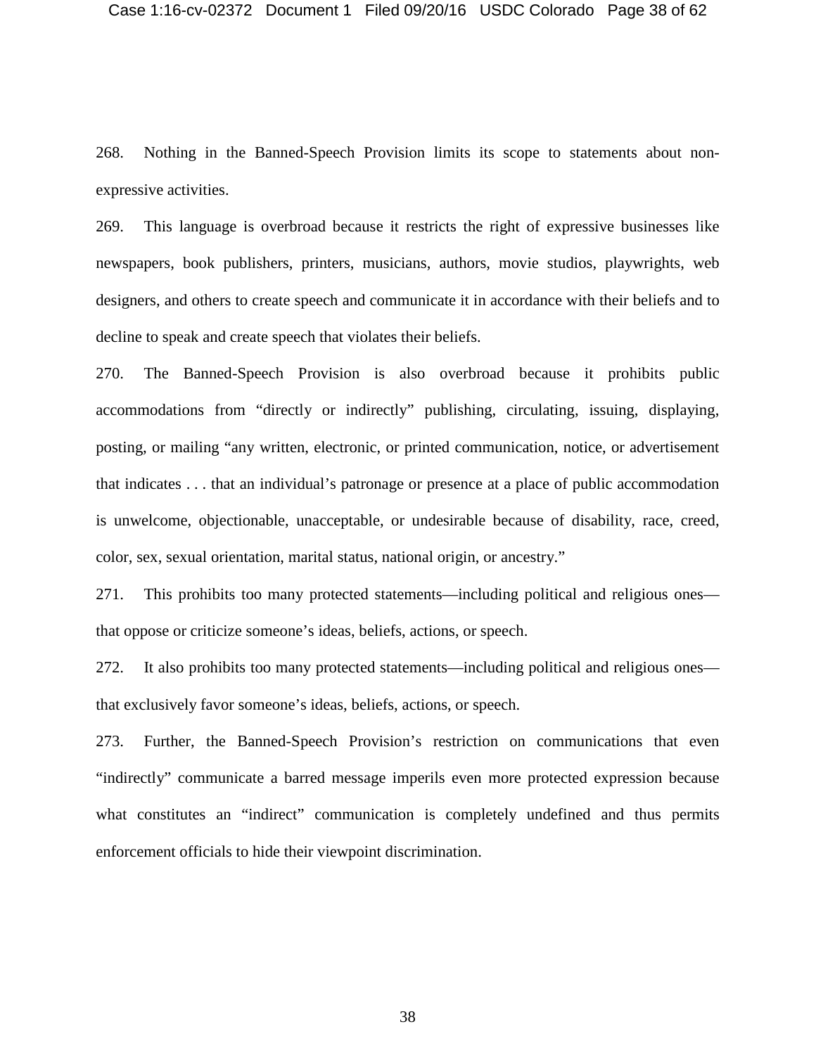268. Nothing in the Banned-Speech Provision limits its scope to statements about non-expressive activities.

269. This language is overbroad because it restricts the right of expressive businesses like newspapers, book publishers, printers, musicians, authors, movie studios, playwrights, web designers, and others to create speech and communicate it in accordance with their beliefs and to decline to speak and create speech that violates their beliefs.

270. The Banned-Speech Provision is also overbroad because it prohibits public accommodations from "directly or indirectly" publishing, circulating, issuing, displaying, posting, or mailing "any written, electronic, or printed communication, notice, or advertisement that indicates . . . that an individual's patronage or presence at a place of public accommodation is unwelcome, objectionable, unacceptable, or undesirable because of disability, race, creed, color, sex, sexual orientation, marital status, national origin, or ancestry."

271. This prohibits too many protected statements—including political and religious ones—that oppose or criticize someone's ideas, beliefs, actions, or speech.

272. It also prohibits too many protected statements—including political and religious ones—that exclusively favor someone's ideas, beliefs, actions, or speech.

273. Further, the Banned-Speech Provision's restriction on communications that even "indirectly" communicate a barred message imperils even more protected expression because what constitutes an "indirect" communication is completely undefined and thus permits enforcement officials to hide their viewpoint discrimination.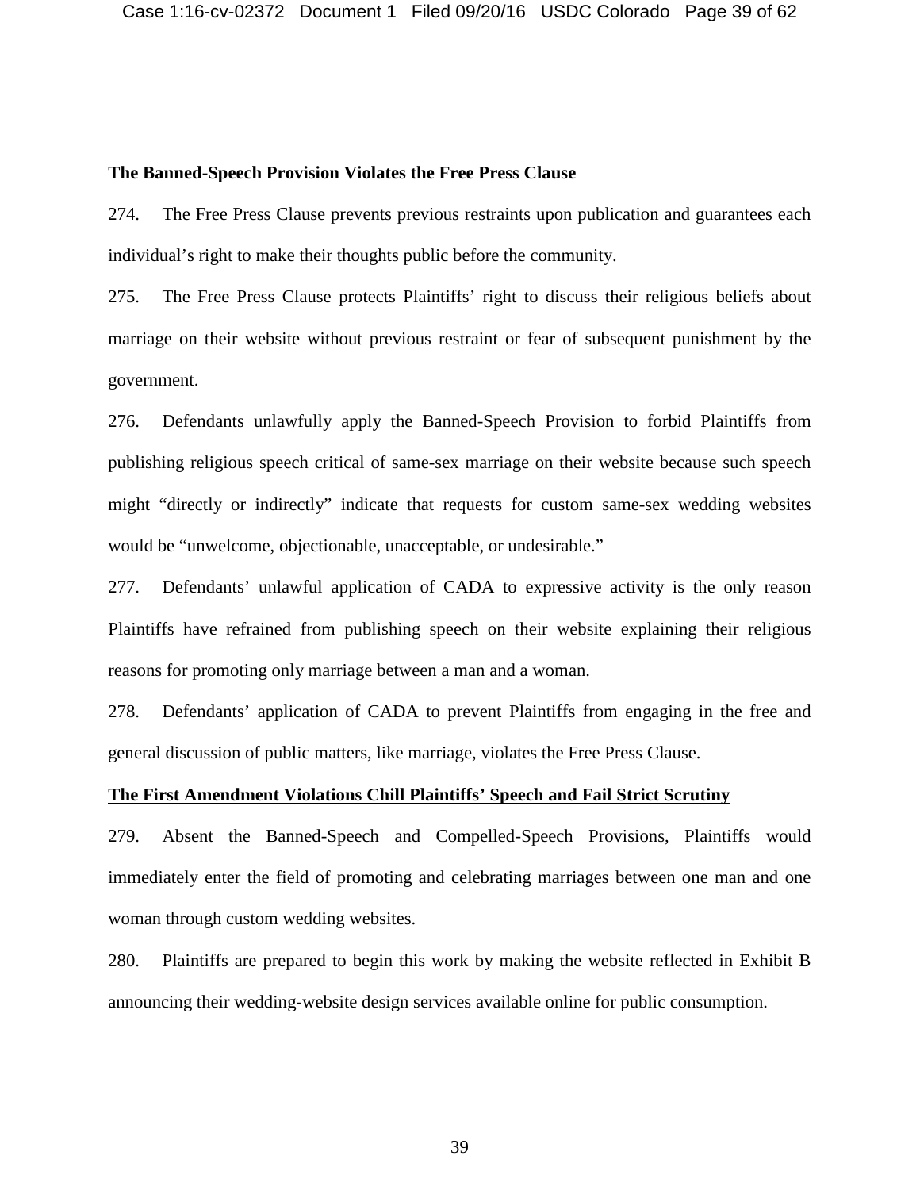**The Banned-Speech Provision Violates the Free Press Clause**

274. The Free Press Clause prevents previous restraints upon publication and guarantees each individual's right to make their thoughts public before the community.

275. The Free Press Clause protects Plaintiffs' right to discuss their religious beliefs about marriage on their website without previous restraint or fear of subsequent punishment by the government.

276. Defendants unlawfully apply the Banned-Speech Provision to forbid Plaintiffs from publishing religious speech critical of same-sex marriage on their website because such speech might "directly or indirectly" indicate that requests for custom same-sex wedding websites would be "unwelcome, objectionable, unacceptable, or undesirable."

277. Defendants' unlawful application of CADA to expressive activity is the only reason Plaintiffs have refrained from publishing speech on their website explaining their religious reasons for promoting only marriage between a man and a woman.

278. Defendants' application of CADA to prevent Plaintiffs from engaging in the free and general discussion of public matters, like marriage, violates the Free Press Clause.

**The First Amendment Violations Chill Plaintiffs' Speech and Fail Strict Scrutiny**

279. Absent the Banned-Speech and Compelled-Speech Provisions, Plaintiffs would immediately enter the field of promoting and celebrating marriages between one man and one woman through custom wedding websites.

280. Plaintiffs are prepared to begin this work by making the website reflected in Exhibit B announcing their wedding-website design services available online for public consumption.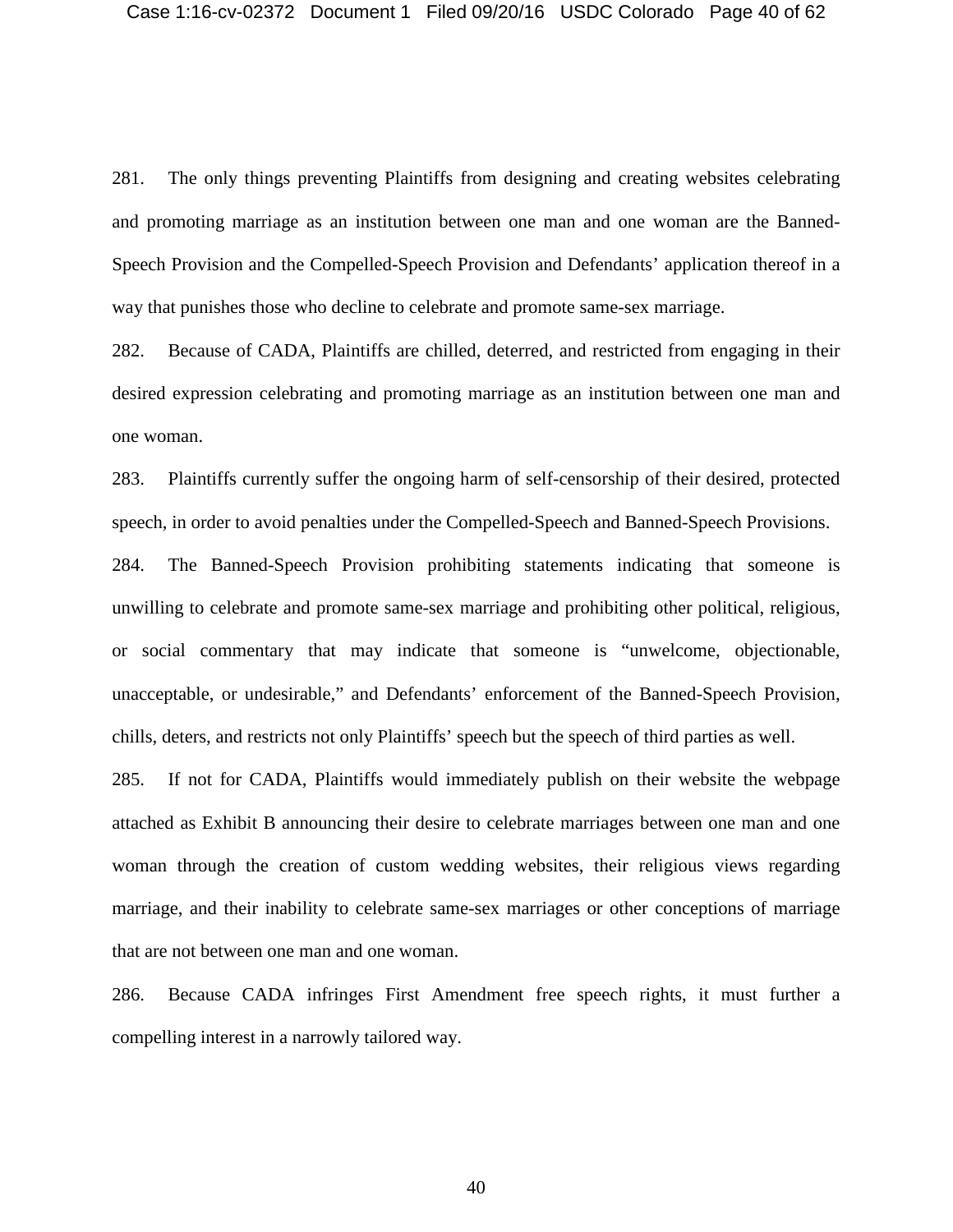281. The only things preventing Plaintiffs from designing and creating websites celebrating and promoting marriage as an institution between one man and one woman are the Banned-Speech Provision and the Compelled-Speech Provision and Defendants' application thereof in a way that punishes those who decline to celebrate and promote same-sex marriage.

282. Because of CADA, Plaintiffs are chilled, deterred, and restricted from engaging in their desired expression celebrating and promoting marriage as an institution between one man and one woman.

283. Plaintiffs currently suffer the ongoing harm of self-censorship of their desired, protected speech, in order to avoid penalties under the Compelled-Speech and Banned-Speech Provisions.

284. The Banned-Speech Provision prohibiting statements indicating that someone is unwilling to celebrate and promote same-sex marriage and prohibiting other political, religious, or social commentary that may indicate that someone is "unwelcome, objectionable, unacceptable, or undesirable," and Defendants' enforcement of the Banned-Speech Provision, chills, deters, and restricts not only Plaintiffs' speech but the speech of third parties as well.

285. If not for CADA, Plaintiffs would immediately publish on their website the webpage attached as Exhibit B announcing their desire to celebrate marriages between one man and one woman through the creation of custom wedding websites, their religious views regarding marriage, and their inability to celebrate same-sex marriages or other conceptions of marriage that are not between one man and one woman.

286. Because CADA infringes First Amendment free speech rights, it must further a compelling interest in a narrowly tailored way.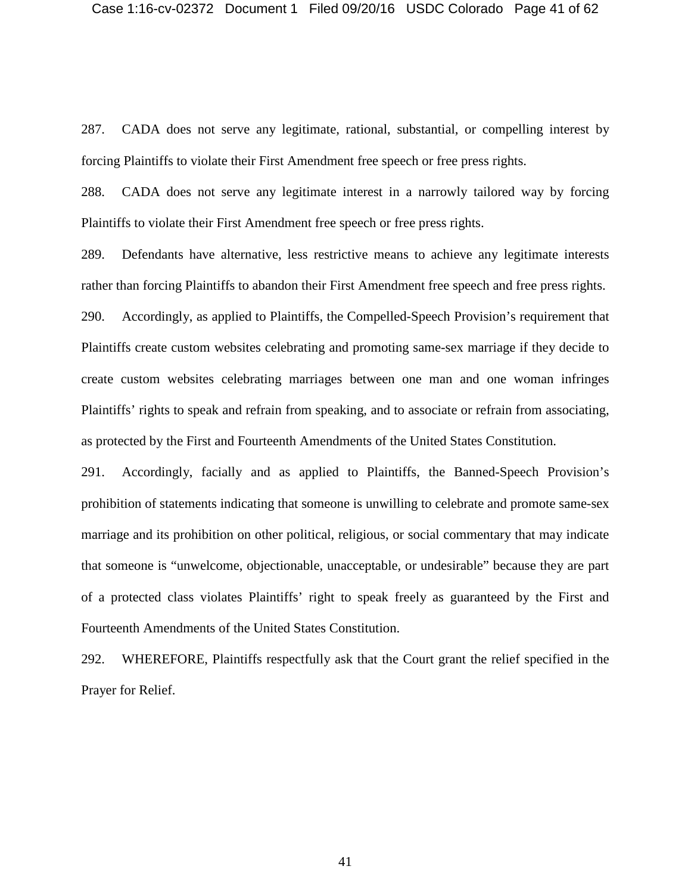287. CADA does not serve any legitimate, rational, substantial, or compelling interest by forcing Plaintiffs to violate their First Amendment free speech or free press rights.

288. CADA does not serve any legitimate interest in a narrowly tailored way by forcing Plaintiffs to violate their First Amendment free speech or free press rights.

289. Defendants have alternative, less restrictive means to achieve any legitimate interests rather than forcing Plaintiffs to abandon their First Amendment free speech and free press rights.

290. Accordingly, as applied to Plaintiffs, the Compelled-Speech Provision's requirement that Plaintiffs create custom websites celebrating and promoting same-sex marriage if they decide to create custom websites celebrating marriages between one man and one woman infringes Plaintiffs' rights to speak and refrain from speaking, and to associate or refrain from associating, as protected by the First and Fourteenth Amendments of the United States Constitution.

291. Accordingly, facially and as applied to Plaintiffs, the Banned-Speech Provision's prohibition of statements indicating that someone is unwilling to celebrate and promote same-sex marriage and its prohibition on other political, religious, or social commentary that may indicate that someone is "unwelcome, objectionable, unacceptable, or undesirable" because they are part of a protected class violates Plaintiffs' right to speak freely as guaranteed by the First and Fourteenth Amendments of the United States Constitution.

292. WHEREFORE, Plaintiffs respectfully ask that the Court grant the relief specified in the Prayer for Relief.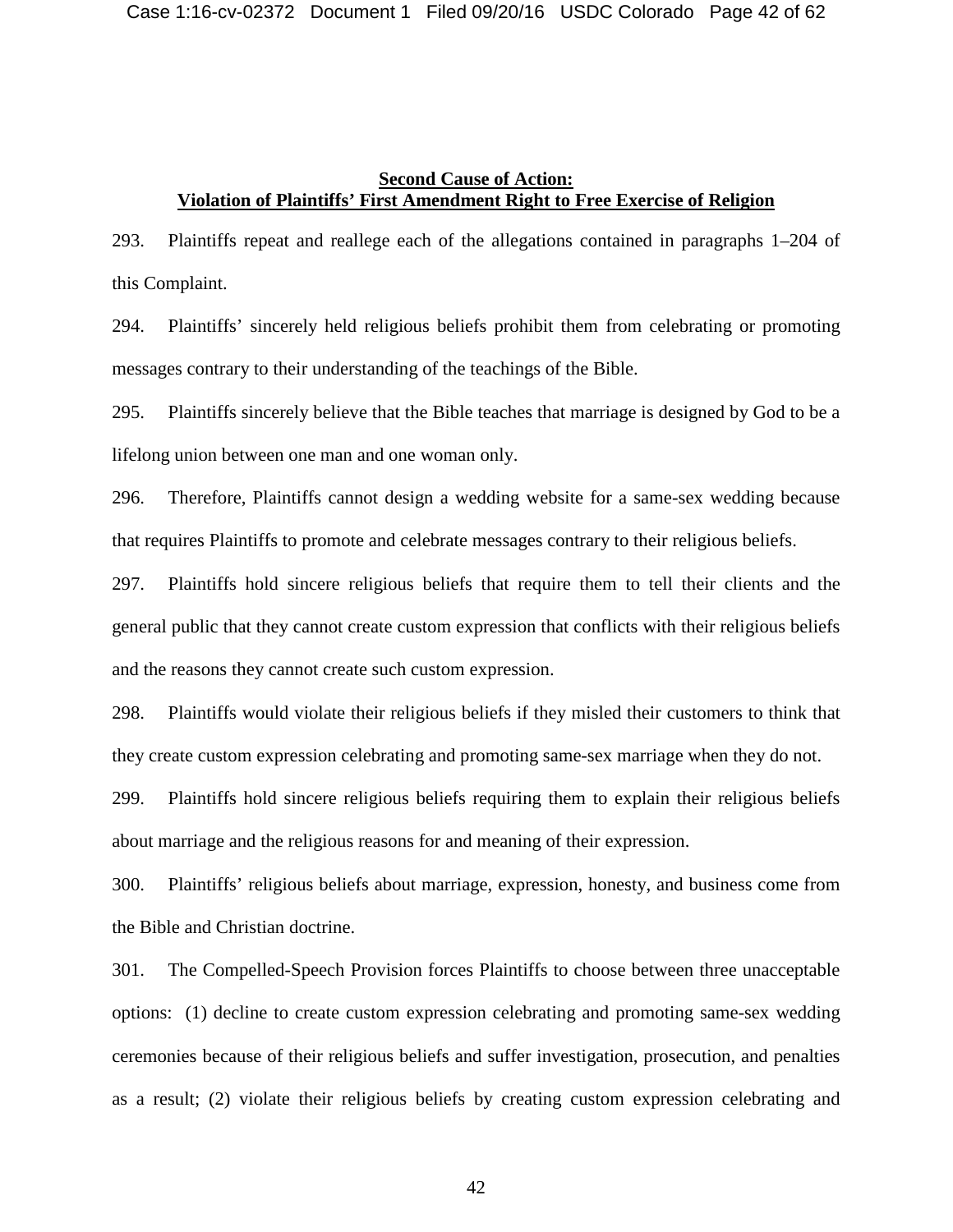**Second Cause of Action:**
**Violation of Plaintiffs' First Amendment Right to Free Exercise of Religion**

293. Plaintiffs repeat and reallege each of the allegations contained in paragraphs 1–204 of this Complaint.

294. Plaintiffs' sincerely held religious beliefs prohibit them from celebrating or promoting messages contrary to their understanding of the teachings of the Bible.

295. Plaintiffs sincerely believe that the Bible teaches that marriage is designed by God to be a lifelong union between one man and one woman only.

296. Therefore, Plaintiffs cannot design a wedding website for a same-sex wedding because that requires Plaintiffs to promote and celebrate messages contrary to their religious beliefs.

297. Plaintiffs hold sincere religious beliefs that require them to tell their clients and the general public that they cannot create custom expression that conflicts with their religious beliefs and the reasons they cannot create such custom expression.

298. Plaintiffs would violate their religious beliefs if they misled their customers to think that they create custom expression celebrating and promoting same-sex marriage when they do not.

299. Plaintiffs hold sincere religious beliefs requiring them to explain their religious beliefs about marriage and the religious reasons for and meaning of their expression.

300. Plaintiffs' religious beliefs about marriage, expression, honesty, and business come from the Bible and Christian doctrine.

301. The Compelled-Speech Provision forces Plaintiffs to choose between three unacceptable options: (1) decline to create custom expression celebrating and promoting same-sex wedding ceremonies because of their religious beliefs and suffer investigation, prosecution, and penalties as a result; (2) violate their religious beliefs by creating custom expression celebrating and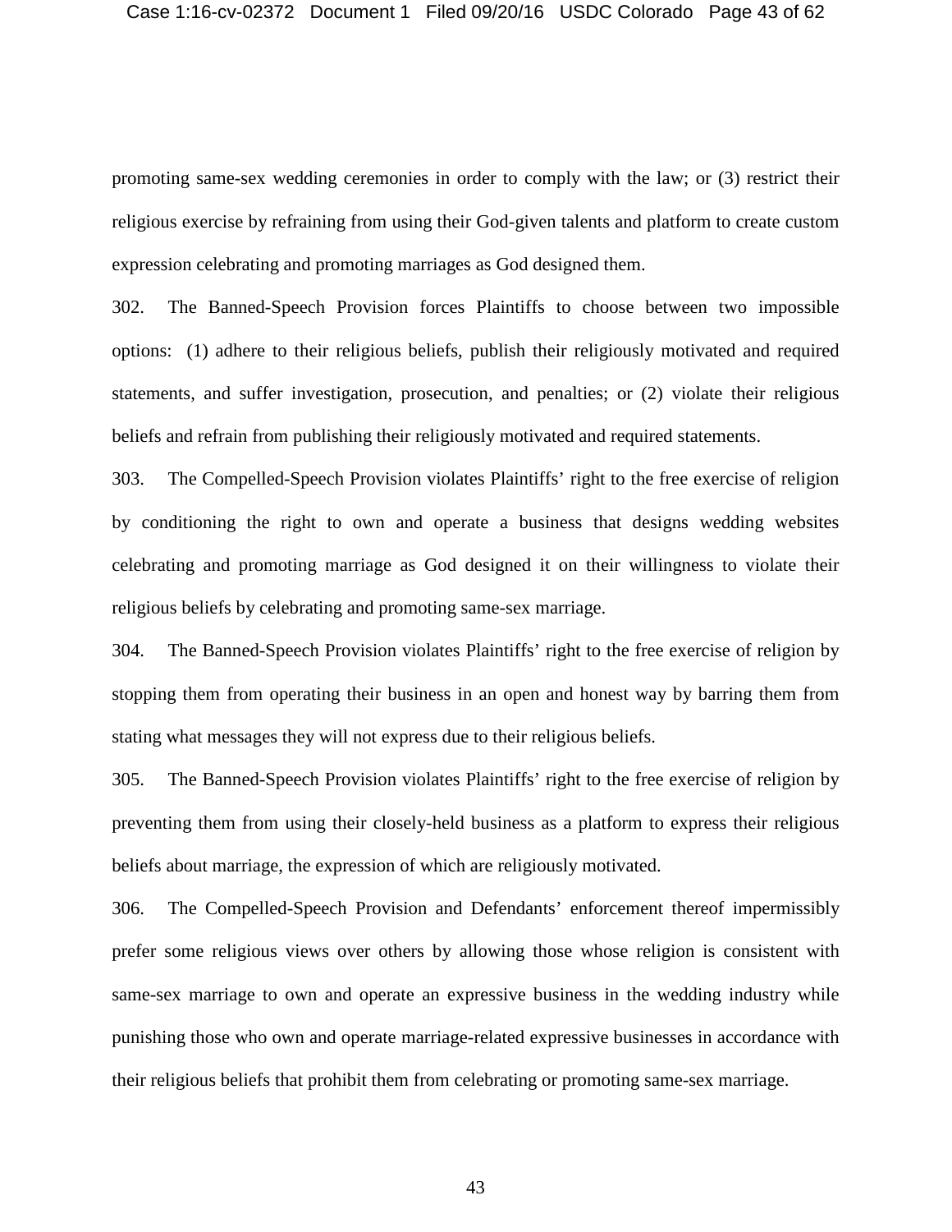promoting same-sex wedding ceremonies in order to comply with the law; or (3) restrict their religious exercise by refraining from using their God-given talents and platform to create custom expression celebrating and promoting marriages as God designed them.

302. The Banned-Speech Provision forces Plaintiffs to choose between two impossible options: (1) adhere to their religious beliefs, publish their religiously motivated and required statements, and suffer investigation, prosecution, and penalties; or (2) violate their religious beliefs and refrain from publishing their religiously motivated and required statements.

303. The Compelled-Speech Provision violates Plaintiffs' right to the free exercise of religion by conditioning the right to own and operate a business that designs wedding websites celebrating and promoting marriage as God designed it on their willingness to violate their religious beliefs by celebrating and promoting same-sex marriage.

304. The Banned-Speech Provision violates Plaintiffs' right to the free exercise of religion by stopping them from operating their business in an open and honest way by barring them from stating what messages they will not express due to their religious beliefs.

305. The Banned-Speech Provision violates Plaintiffs' right to the free exercise of religion by preventing them from using their closely-held business as a platform to express their religious beliefs about marriage, the expression of which are religiously motivated.

306. The Compelled-Speech Provision and Defendants' enforcement thereof impermissibly prefer some religious views over others by allowing those whose religion is consistent with same-sex marriage to own and operate an expressive business in the wedding industry while punishing those who own and operate marriage-related expressive businesses in accordance with their religious beliefs that prohibit them from celebrating or promoting same-sex marriage.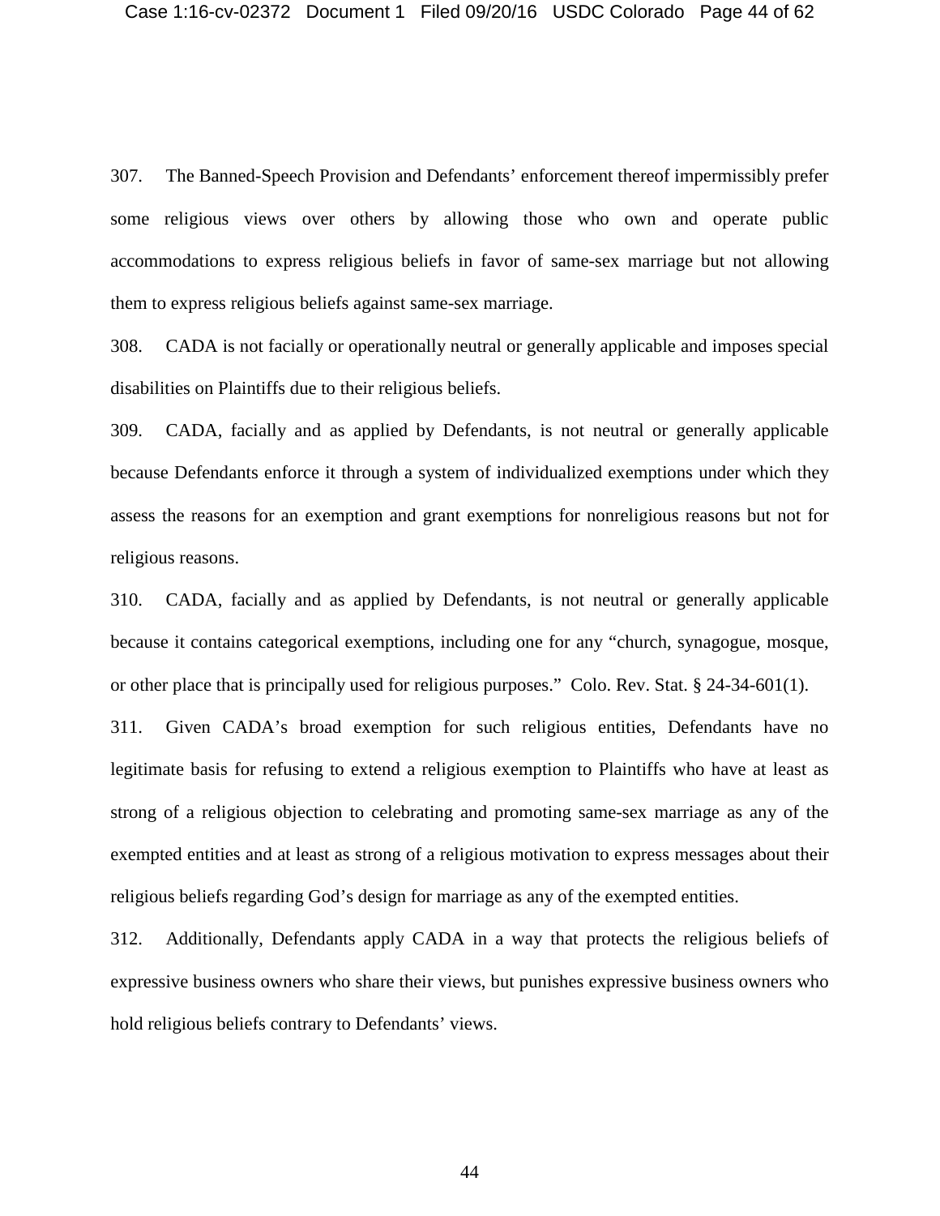307. The Banned-Speech Provision and Defendants' enforcement thereof impermissibly prefer some religious views over others by allowing those who own and operate public accommodations to express religious beliefs in favor of same-sex marriage but not allowing them to express religious beliefs against same-sex marriage.

308. CADA is not facially or operationally neutral or generally applicable and imposes special disabilities on Plaintiffs due to their religious beliefs.

309. CADA, facially and as applied by Defendants, is not neutral or generally applicable because Defendants enforce it through a system of individualized exemptions under which they assess the reasons for an exemption and grant exemptions for nonreligious reasons but not for religious reasons.

310. CADA, facially and as applied by Defendants, is not neutral or generally applicable because it contains categorical exemptions, including one for any "church, synagogue, mosque, or other place that is principally used for religious purposes." Colo. Rev. Stat. § 24-34-601(1).

311. Given CADA's broad exemption for such religious entities, Defendants have no legitimate basis for refusing to extend a religious exemption to Plaintiffs who have at least as strong of a religious objection to celebrating and promoting same-sex marriage as any of the exempted entities and at least as strong of a religious motivation to express messages about their religious beliefs regarding God's design for marriage as any of the exempted entities.

312. Additionally, Defendants apply CADA in a way that protects the religious beliefs of expressive business owners who share their views, but punishes expressive business owners who hold religious beliefs contrary to Defendants' views.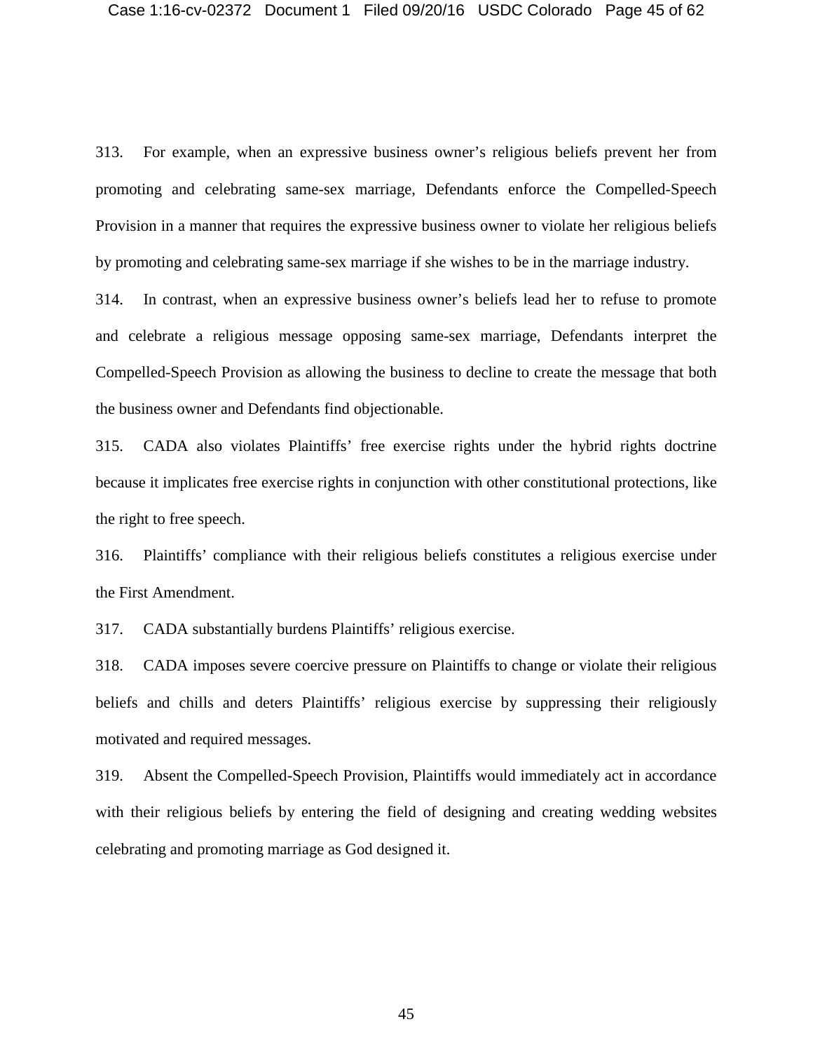313. For example, when an expressive business owner's religious beliefs prevent her from promoting and celebrating same-sex marriage, Defendants enforce the Compelled-Speech Provision in a manner that requires the expressive business owner to violate her religious beliefs by promoting and celebrating same-sex marriage if she wishes to be in the marriage industry.

314. In contrast, when an expressive business owner's beliefs lead her to refuse to promote and celebrate a religious message opposing same-sex marriage, Defendants interpret the Compelled-Speech Provision as allowing the business to decline to create the message that both the business owner and Defendants find objectionable.

315. CADA also violates Plaintiffs' free exercise rights under the hybrid rights doctrine because it implicates free exercise rights in conjunction with other constitutional protections, like the right to free speech.

316. Plaintiffs' compliance with their religious beliefs constitutes a religious exercise under the First Amendment.

317. CADA substantially burdens Plaintiffs' religious exercise.

318. CADA imposes severe coercive pressure on Plaintiffs to change or violate their religious beliefs and chills and deters Plaintiffs' religious exercise by suppressing their religiously motivated and required messages.

319. Absent the Compelled-Speech Provision, Plaintiffs would immediately act in accordance with their religious beliefs by entering the field of designing and creating wedding websites celebrating and promoting marriage as God designed it.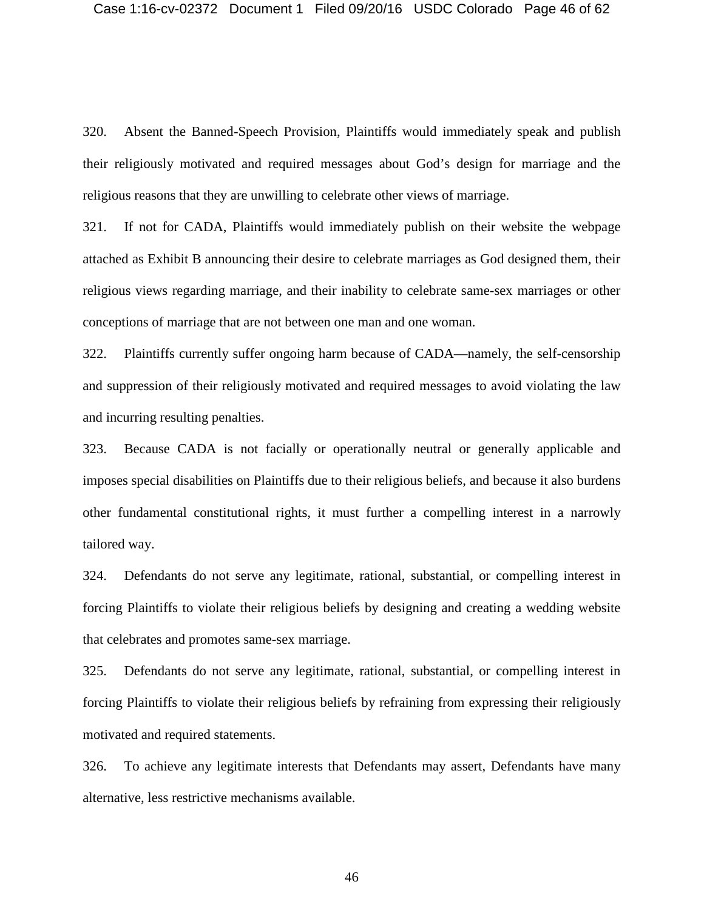320. Absent the Banned-Speech Provision, Plaintiffs would immediately speak and publish their religiously motivated and required messages about God's design for marriage and the religious reasons that they are unwilling to celebrate other views of marriage.

321. If not for CADA, Plaintiffs would immediately publish on their website the webpage attached as Exhibit B announcing their desire to celebrate marriages as God designed them, their religious views regarding marriage, and their inability to celebrate same-sex marriages or other conceptions of marriage that are not between one man and one woman.

322. Plaintiffs currently suffer ongoing harm because of CADA—namely, the self-censorship and suppression of their religiously motivated and required messages to avoid violating the law and incurring resulting penalties.

323. Because CADA is not facially or operationally neutral or generally applicable and imposes special disabilities on Plaintiffs due to their religious beliefs, and because it also burdens other fundamental constitutional rights, it must further a compelling interest in a narrowly tailored way.

324. Defendants do not serve any legitimate, rational, substantial, or compelling interest in forcing Plaintiffs to violate their religious beliefs by designing and creating a wedding website that celebrates and promotes same-sex marriage.

325. Defendants do not serve any legitimate, rational, substantial, or compelling interest in forcing Plaintiffs to violate their religious beliefs by refraining from expressing their religiously motivated and required statements.

326. To achieve any legitimate interests that Defendants may assert, Defendants have many alternative, less restrictive mechanisms available.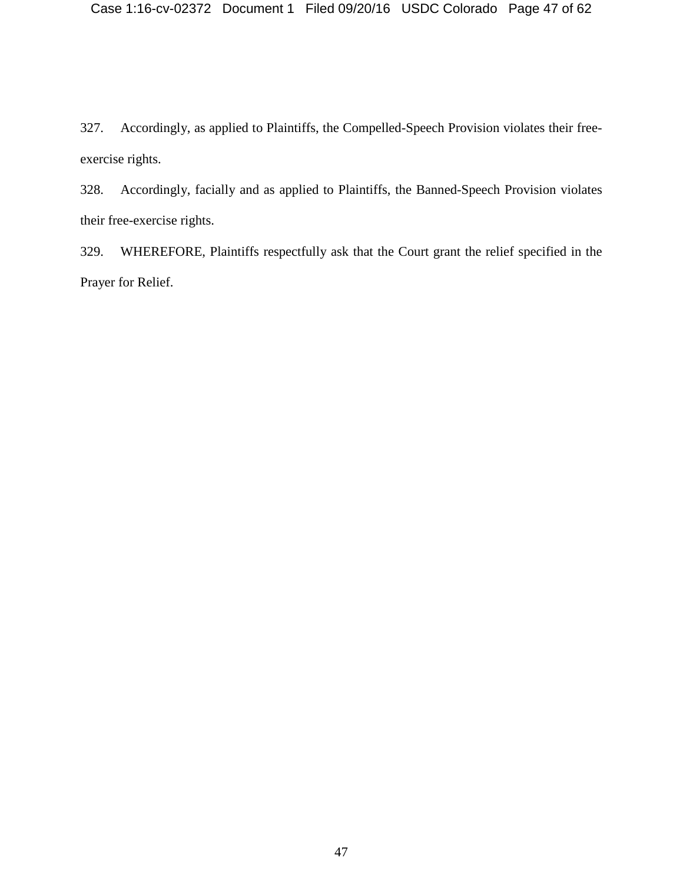327. Accordingly, as applied to Plaintiffs, the Compelled-Speech Provision violates their free-exercise rights.

328. Accordingly, facially and as applied to Plaintiffs, the Banned-Speech Provision violates their free-exercise rights.

329. WHEREFORE, Plaintiffs respectfully ask that the Court grant the relief specified in the Prayer for Relief.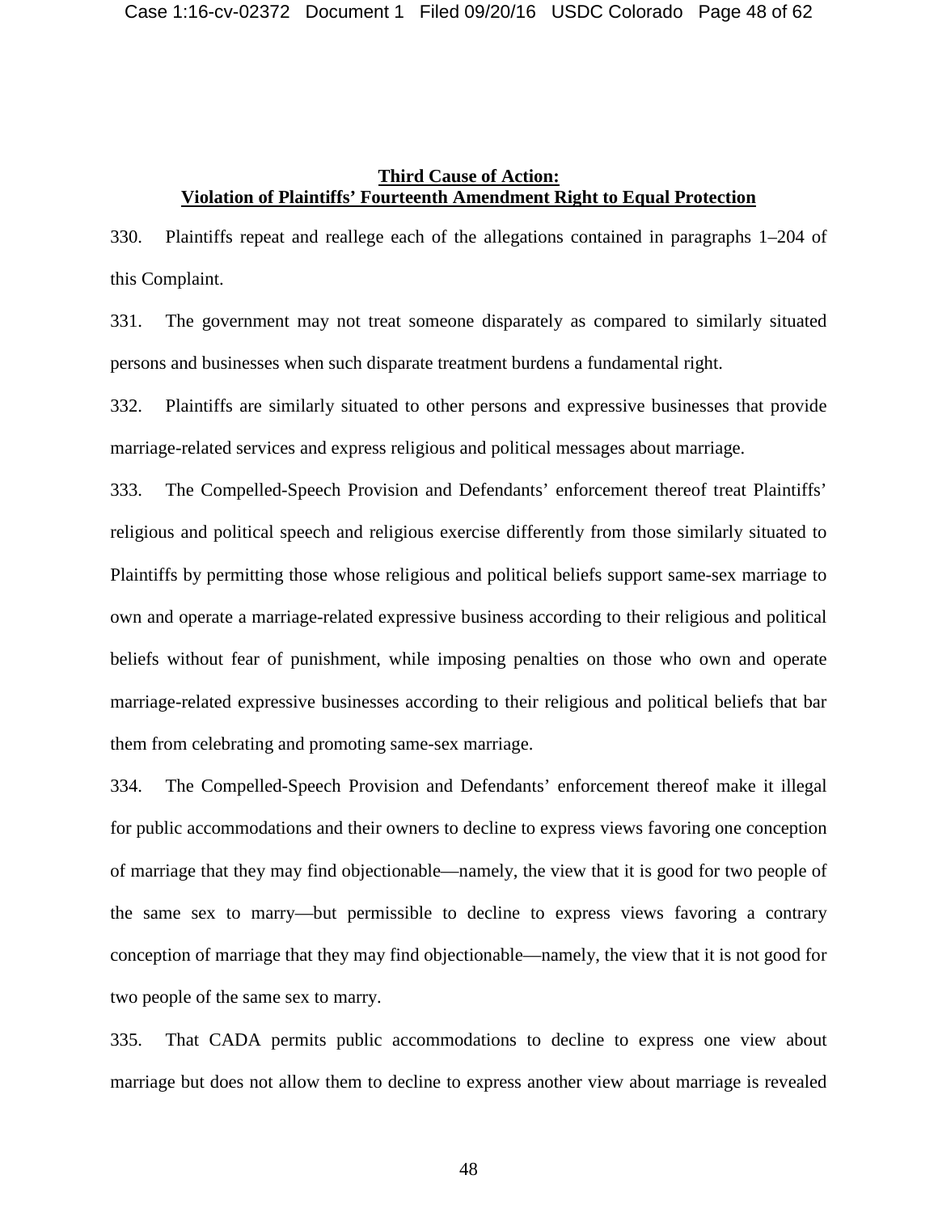**Third Cause of Action:**
**Violation of Plaintiffs' Fourteenth Amendment Right to Equal Protection**

330. Plaintiffs repeat and reallege each of the allegations contained in paragraphs 1–204 of this Complaint.

331. The government may not treat someone disparately as compared to similarly situated persons and businesses when such disparate treatment burdens a fundamental right.

332. Plaintiffs are similarly situated to other persons and expressive businesses that provide marriage-related services and express religious and political messages about marriage.

333. The Compelled-Speech Provision and Defendants' enforcement thereof treat Plaintiffs' religious and political speech and religious exercise differently from those similarly situated to Plaintiffs by permitting those whose religious and political beliefs support same-sex marriage to own and operate a marriage-related expressive business according to their religious and political beliefs without fear of punishment, while imposing penalties on those who own and operate marriage-related expressive businesses according to their religious and political beliefs that bar them from celebrating and promoting same-sex marriage.

334. The Compelled-Speech Provision and Defendants' enforcement thereof make it illegal for public accommodations and their owners to decline to express views favoring one conception of marriage that they may find objectionable—namely, the view that it is good for two people of the same sex to marry—but permissible to decline to express views favoring a contrary conception of marriage that they may find objectionable—namely, the view that it is not good for two people of the same sex to marry.

335. That CADA permits public accommodations to decline to express one view about marriage but does not allow them to decline to express another view about marriage is revealed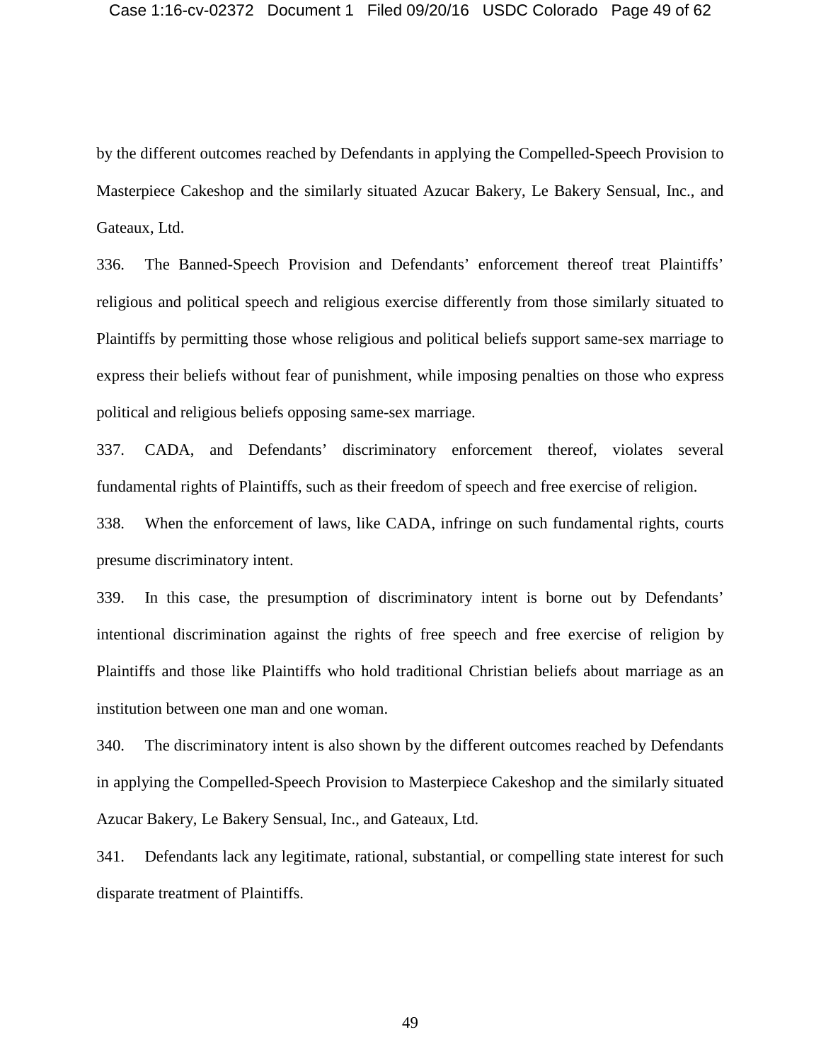by the different outcomes reached by Defendants in applying the Compelled-Speech Provision to Masterpiece Cakeshop and the similarly situated Azucar Bakery, Le Bakery Sensual, Inc., and Gateaux, Ltd.

336. The Banned-Speech Provision and Defendants' enforcement thereof treat Plaintiffs' religious and political speech and religious exercise differently from those similarly situated to Plaintiffs by permitting those whose religious and political beliefs support same-sex marriage to express their beliefs without fear of punishment, while imposing penalties on those who express political and religious beliefs opposing same-sex marriage.

337. CADA, and Defendants' discriminatory enforcement thereof, violates several fundamental rights of Plaintiffs, such as their freedom of speech and free exercise of religion.

338. When the enforcement of laws, like CADA, infringe on such fundamental rights, courts presume discriminatory intent.

339. In this case, the presumption of discriminatory intent is borne out by Defendants' intentional discrimination against the rights of free speech and free exercise of religion by Plaintiffs and those like Plaintiffs who hold traditional Christian beliefs about marriage as an institution between one man and one woman.

340. The discriminatory intent is also shown by the different outcomes reached by Defendants in applying the Compelled-Speech Provision to Masterpiece Cakeshop and the similarly situated Azucar Bakery, Le Bakery Sensual, Inc., and Gateaux, Ltd.

341. Defendants lack any legitimate, rational, substantial, or compelling state interest for such disparate treatment of Plaintiffs.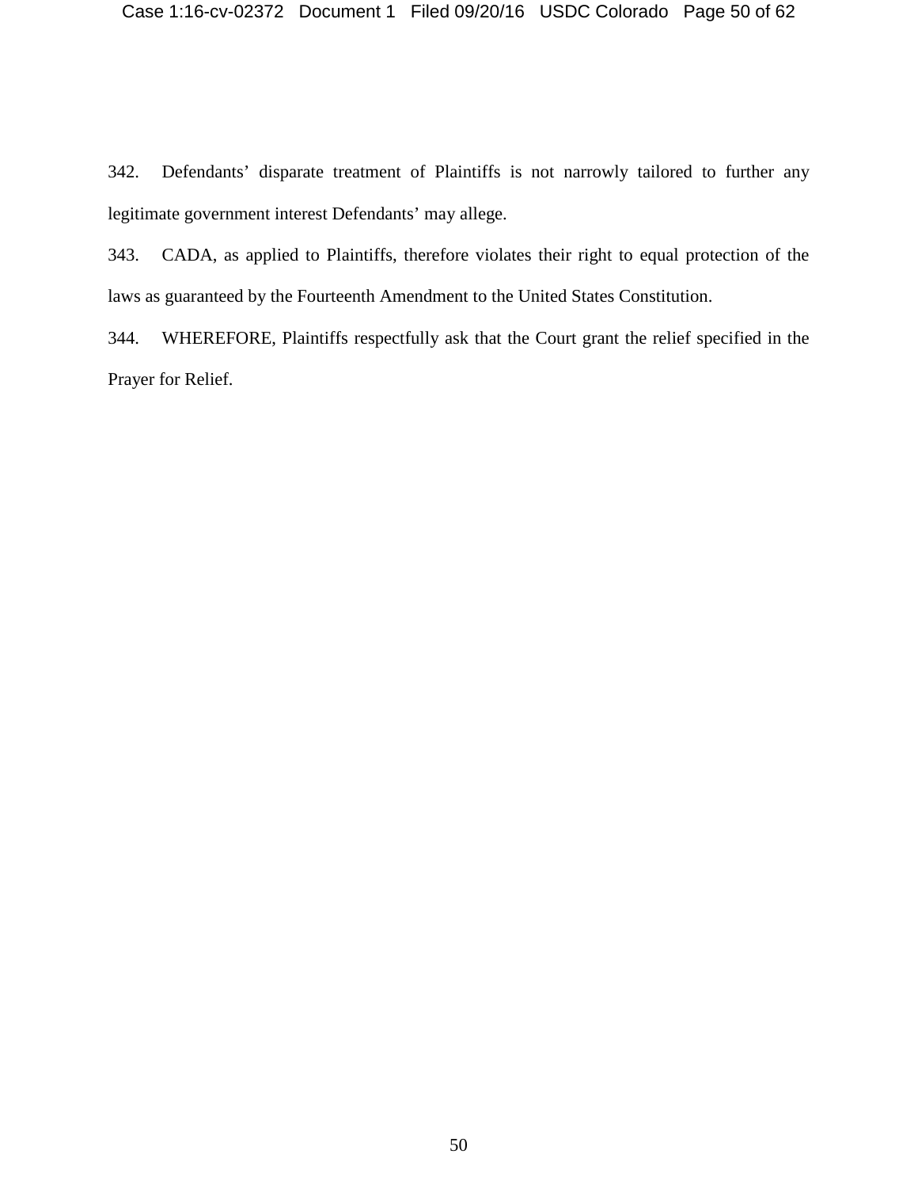342. Defendants' disparate treatment of Plaintiffs is not narrowly tailored to further any legitimate government interest Defendants' may allege.

343. CADA, as applied to Plaintiffs, therefore violates their right to equal protection of the laws as guaranteed by the Fourteenth Amendment to the United States Constitution.

344. WHEREFORE, Plaintiffs respectfully ask that the Court grant the relief specified in the Prayer for Relief.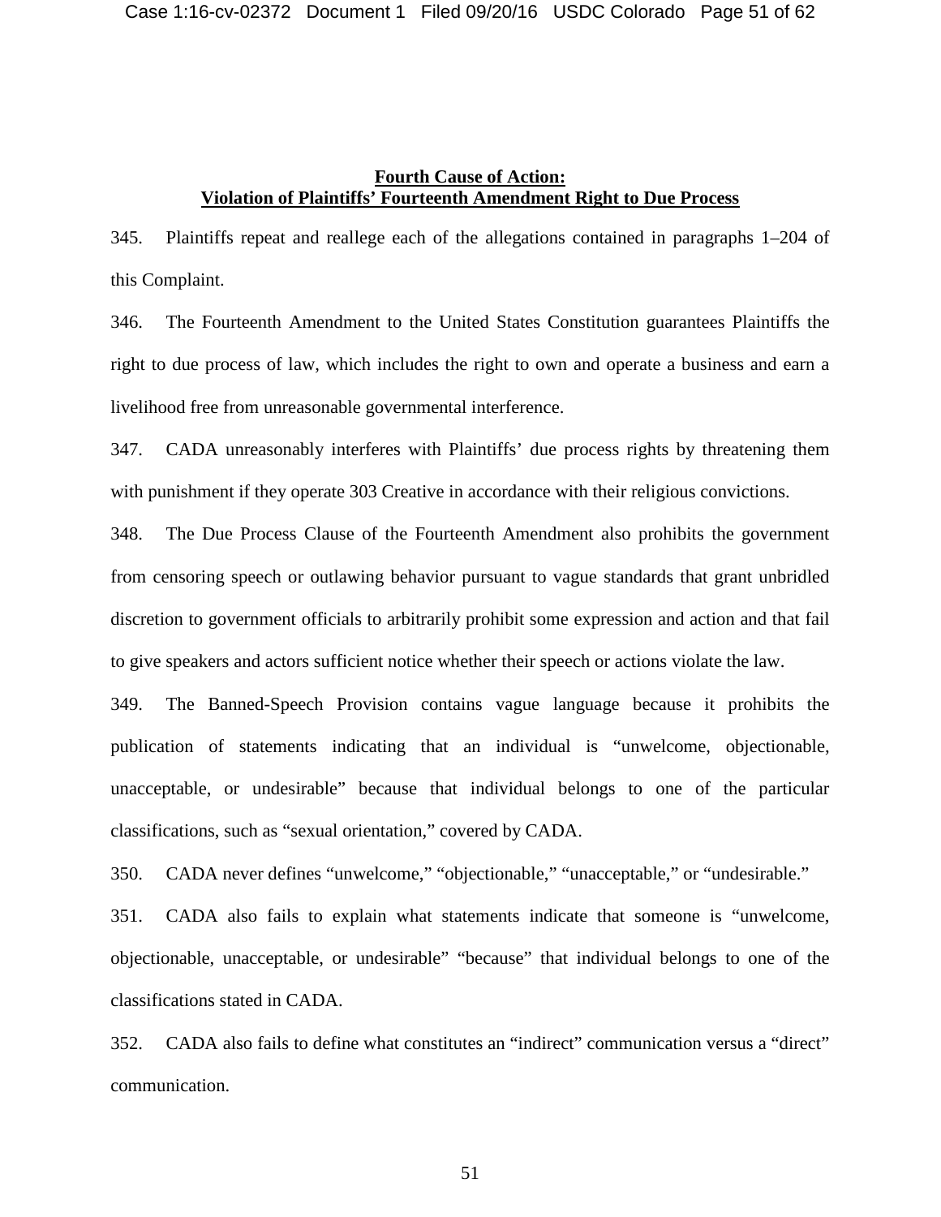## **Fourth Cause of Action:**
## **Violation of Plaintiffs' Fourteenth Amendment Right to Due Process**

345. Plaintiffs repeat and reallege each of the allegations contained in paragraphs 1–204 of this Complaint.

346. The Fourteenth Amendment to the United States Constitution guarantees Plaintiffs the right to due process of law, which includes the right to own and operate a business and earn a livelihood free from unreasonable governmental interference.

347. CADA unreasonably interferes with Plaintiffs' due process rights by threatening them with punishment if they operate 303 Creative in accordance with their religious convictions.

348. The Due Process Clause of the Fourteenth Amendment also prohibits the government from censoring speech or outlawing behavior pursuant to vague standards that grant unbridled discretion to government officials to arbitrarily prohibit some expression and action and that fail to give speakers and actors sufficient notice whether their speech or actions violate the law.

349. The Banned-Speech Provision contains vague language because it prohibits the publication of statements indicating that an individual is "unwelcome, objectionable, unacceptable, or undesirable" because that individual belongs to one of the particular classifications, such as "sexual orientation," covered by CADA.

350. CADA never defines "unwelcome," "objectionable," "unacceptable," or "undesirable."

351. CADA also fails to explain what statements indicate that someone is "unwelcome, objectionable, unacceptable, or undesirable" "because" that individual belongs to one of the classifications stated in CADA.

352. CADA also fails to define what constitutes an "indirect" communication versus a "direct" communication.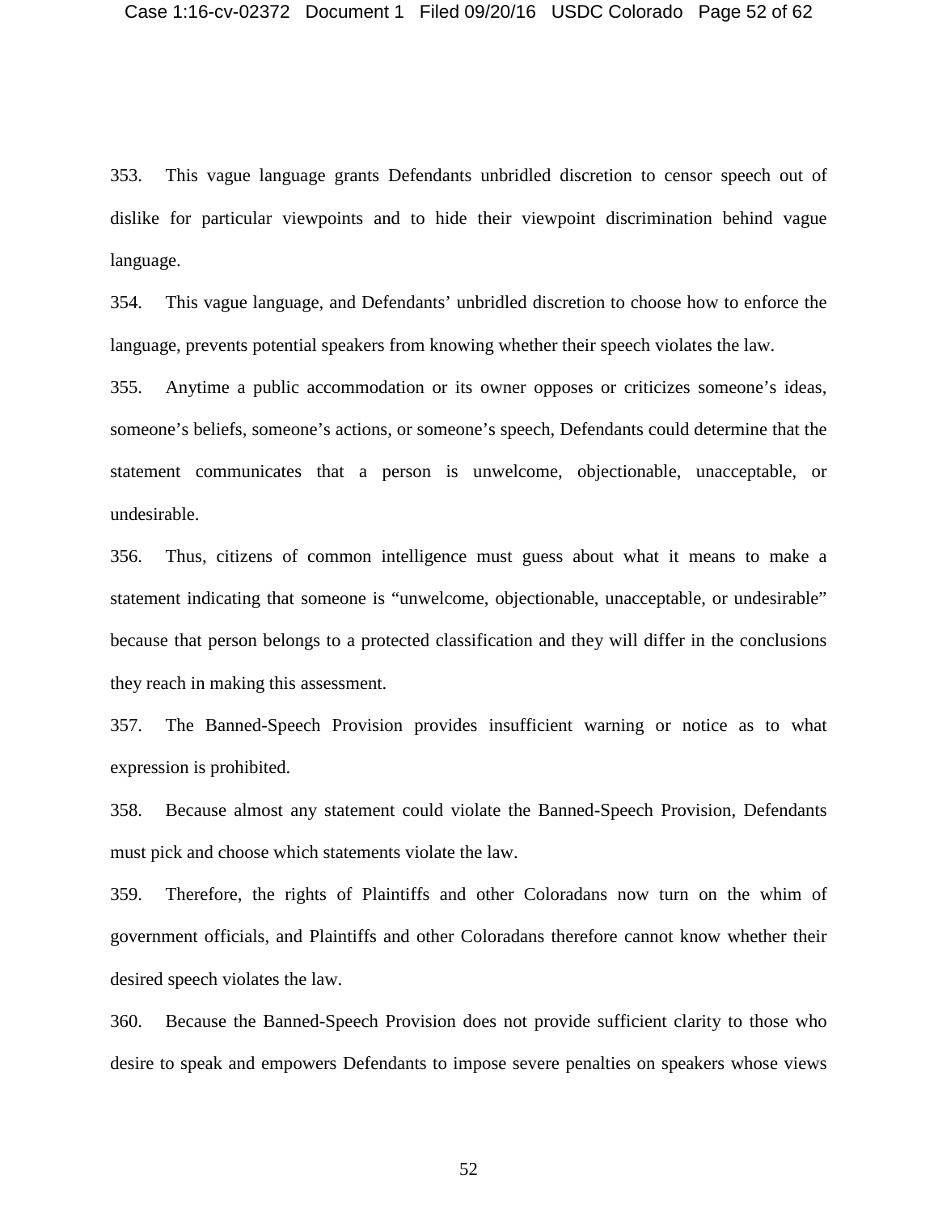353. This vague language grants Defendants unbridled discretion to censor speech out of dislike for particular viewpoints and to hide their viewpoint discrimination behind vague language.

354. This vague language, and Defendants' unbridled discretion to choose how to enforce the language, prevents potential speakers from knowing whether their speech violates the law.

355. Anytime a public accommodation or its owner opposes or criticizes someone's ideas, someone's beliefs, someone's actions, or someone's speech, Defendants could determine that the statement communicates that a person is unwelcome, objectionable, unacceptable, or undesirable.

356. Thus, citizens of common intelligence must guess about what it means to make a statement indicating that someone is "unwelcome, objectionable, unacceptable, or undesirable" because that person belongs to a protected classification and they will differ in the conclusions they reach in making this assessment.

357. The Banned-Speech Provision provides insufficient warning or notice as to what expression is prohibited.

358. Because almost any statement could violate the Banned-Speech Provision, Defendants must pick and choose which statements violate the law.

359. Therefore, the rights of Plaintiffs and other Coloradans now turn on the whim of government officials, and Plaintiffs and other Coloradans therefore cannot know whether their desired speech violates the law.

360. Because the Banned-Speech Provision does not provide sufficient clarity to those who desire to speak and empowers Defendants to impose severe penalties on speakers whose views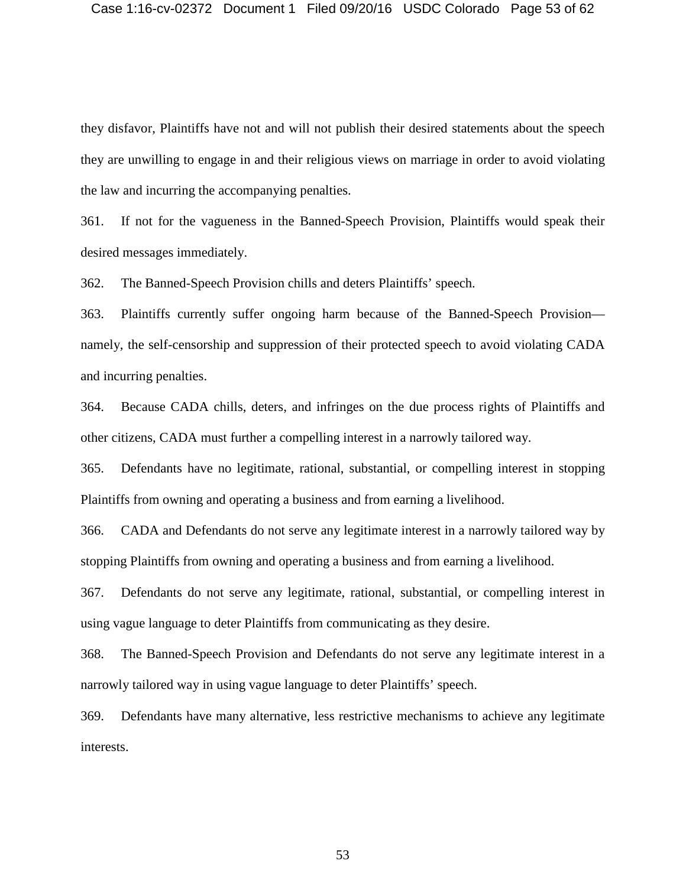they disfavor, Plaintiffs have not and will not publish their desired statements about the speech they are unwilling to engage in and their religious views on marriage in order to avoid violating the law and incurring the accompanying penalties.

361. If not for the vagueness in the Banned-Speech Provision, Plaintiffs would speak their desired messages immediately.

362. The Banned-Speech Provision chills and deters Plaintiffs' speech.

363. Plaintiffs currently suffer ongoing harm because of the Banned-Speech Provision—namely, the self-censorship and suppression of their protected speech to avoid violating CADA and incurring penalties.

364. Because CADA chills, deters, and infringes on the due process rights of Plaintiffs and other citizens, CADA must further a compelling interest in a narrowly tailored way.

365. Defendants have no legitimate, rational, substantial, or compelling interest in stopping Plaintiffs from owning and operating a business and from earning a livelihood.

366. CADA and Defendants do not serve any legitimate interest in a narrowly tailored way by stopping Plaintiffs from owning and operating a business and from earning a livelihood.

367. Defendants do not serve any legitimate, rational, substantial, or compelling interest in using vague language to deter Plaintiffs from communicating as they desire.

368. The Banned-Speech Provision and Defendants do not serve any legitimate interest in a narrowly tailored way in using vague language to deter Plaintiffs' speech.

369. Defendants have many alternative, less restrictive mechanisms to achieve any legitimate interests.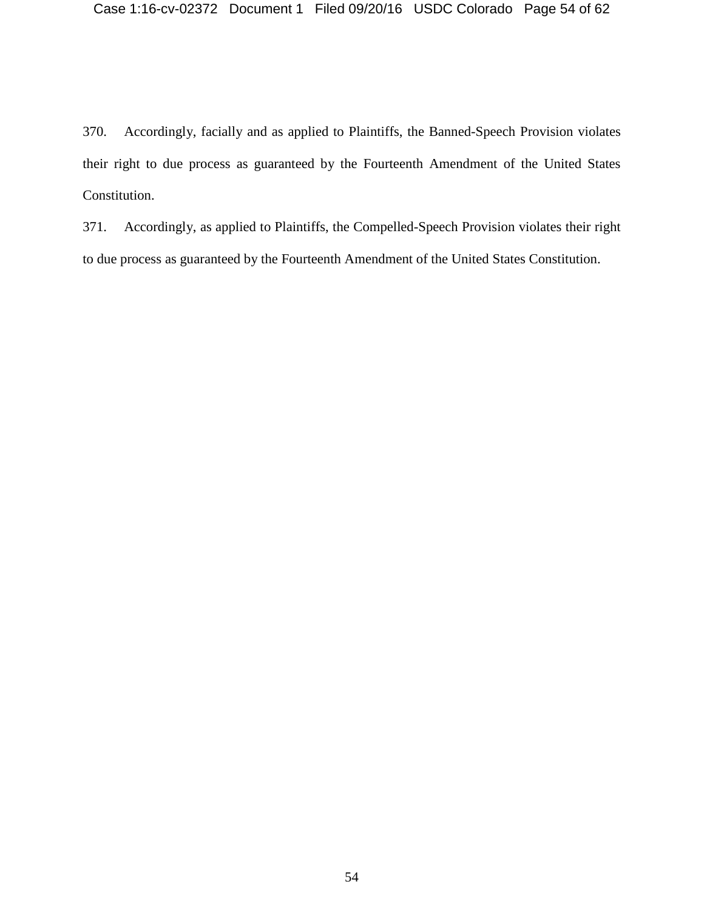370. Accordingly, facially and as applied to Plaintiffs, the Banned-Speech Provision violates their right to due process as guaranteed by the Fourteenth Amendment of the United States Constitution.

371. Accordingly, as applied to Plaintiffs, the Compelled-Speech Provision violates their right to due process as guaranteed by the Fourteenth Amendment of the United States Constitution.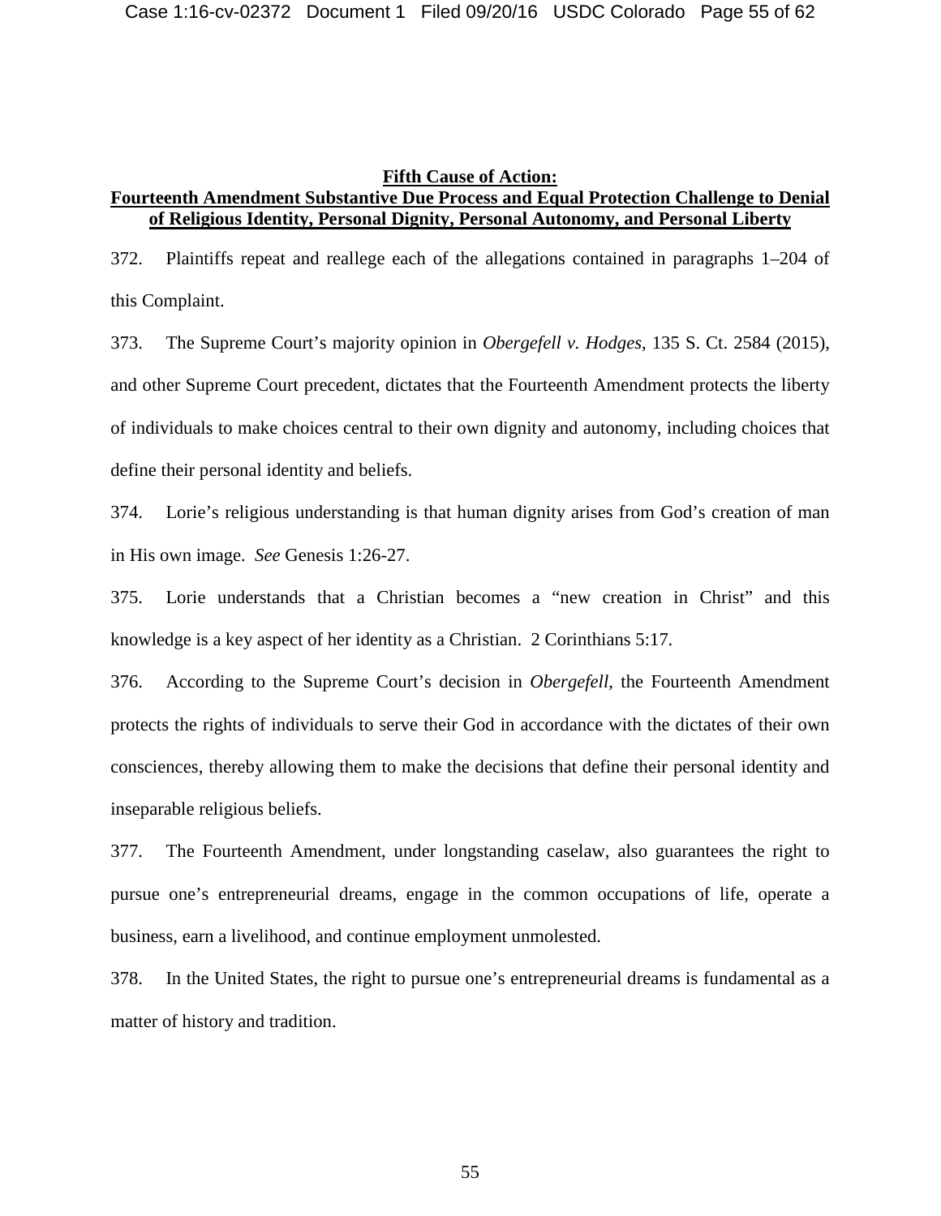**Fifth Cause of Action:**
**Fourteenth Amendment Substantive Due Process and Equal Protection Challenge to Denial of Religious Identity, Personal Dignity, Personal Autonomy, and Personal Liberty**

372. Plaintiffs repeat and reallege each of the allegations contained in paragraphs 1–204 of this Complaint.

373. The Supreme Court's majority opinion in *Obergefell v. Hodges*, 135 S. Ct. 2584 (2015), and other Supreme Court precedent, dictates that the Fourteenth Amendment protects the liberty of individuals to make choices central to their own dignity and autonomy, including choices that define their personal identity and beliefs.

374. Lorie's religious understanding is that human dignity arises from God's creation of man in His own image. *See* Genesis 1:26-27.

375. Lorie understands that a Christian becomes a "new creation in Christ" and this knowledge is a key aspect of her identity as a Christian. 2 Corinthians 5:17.

376. According to the Supreme Court's decision in *Obergefell*, the Fourteenth Amendment protects the rights of individuals to serve their God in accordance with the dictates of their own consciences, thereby allowing them to make the decisions that define their personal identity and inseparable religious beliefs.

377. The Fourteenth Amendment, under longstanding caselaw, also guarantees the right to pursue one's entrepreneurial dreams, engage in the common occupations of life, operate a business, earn a livelihood, and continue employment unmolested.

378. In the United States, the right to pursue one's entrepreneurial dreams is fundamental as a matter of history and tradition.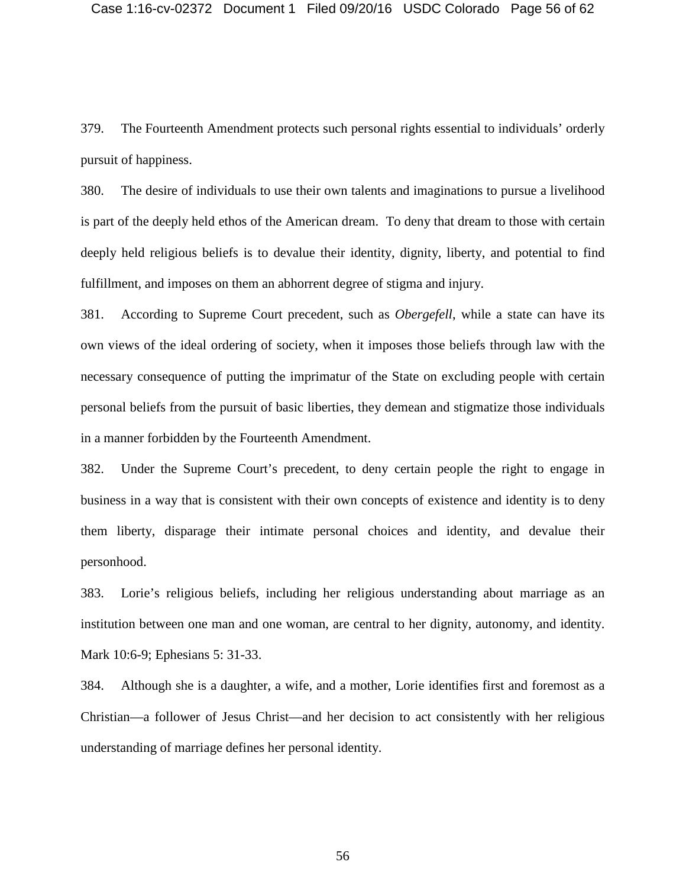379. The Fourteenth Amendment protects such personal rights essential to individuals' orderly pursuit of happiness.

380. The desire of individuals to use their own talents and imaginations to pursue a livelihood is part of the deeply held ethos of the American dream. To deny that dream to those with certain deeply held religious beliefs is to devalue their identity, dignity, liberty, and potential to find fulfillment, and imposes on them an abhorrent degree of stigma and injury.

381. According to Supreme Court precedent, such as *Obergefell*, while a state can have its own views of the ideal ordering of society, when it imposes those beliefs through law with the necessary consequence of putting the imprimatur of the State on excluding people with certain personal beliefs from the pursuit of basic liberties, they demean and stigmatize those individuals in a manner forbidden by the Fourteenth Amendment.

382. Under the Supreme Court's precedent, to deny certain people the right to engage in business in a way that is consistent with their own concepts of existence and identity is to deny them liberty, disparage their intimate personal choices and identity, and devalue their personhood.

383. Lorie's religious beliefs, including her religious understanding about marriage as an institution between one man and one woman, are central to her dignity, autonomy, and identity. Mark 10:6-9; Ephesians 5: 31-33.

384. Although she is a daughter, a wife, and a mother, Lorie identifies first and foremost as a Christian—a follower of Jesus Christ—and her decision to act consistently with her religious understanding of marriage defines her personal identity.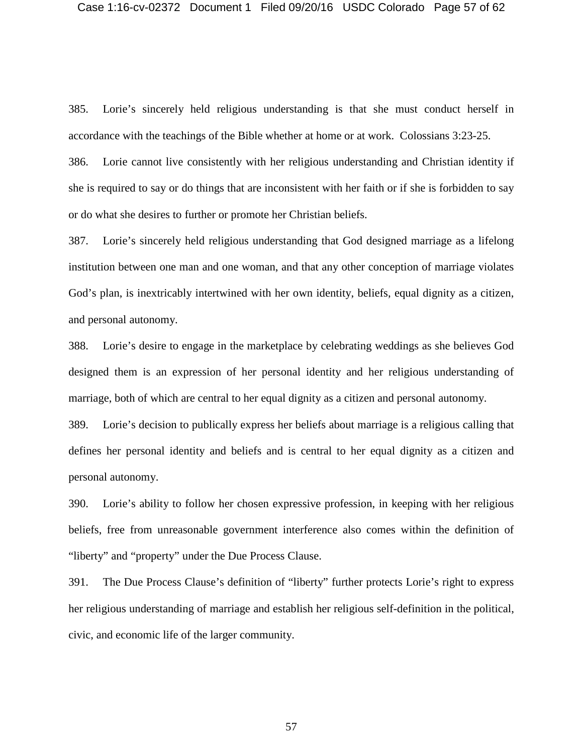385. Lorie's sincerely held religious understanding is that she must conduct herself in accordance with the teachings of the Bible whether at home or at work. Colossians 3:23-25.

386. Lorie cannot live consistently with her religious understanding and Christian identity if she is required to say or do things that are inconsistent with her faith or if she is forbidden to say or do what she desires to further or promote her Christian beliefs.

387. Lorie's sincerely held religious understanding that God designed marriage as a lifelong institution between one man and one woman, and that any other conception of marriage violates God's plan, is inextricably intertwined with her own identity, beliefs, equal dignity as a citizen, and personal autonomy.

388. Lorie's desire to engage in the marketplace by celebrating weddings as she believes God designed them is an expression of her personal identity and her religious understanding of marriage, both of which are central to her equal dignity as a citizen and personal autonomy.

389. Lorie's decision to publically express her beliefs about marriage is a religious calling that defines her personal identity and beliefs and is central to her equal dignity as a citizen and personal autonomy.

390. Lorie's ability to follow her chosen expressive profession, in keeping with her religious beliefs, free from unreasonable government interference also comes within the definition of "liberty" and "property" under the Due Process Clause.

391. The Due Process Clause's definition of "liberty" further protects Lorie's right to express her religious understanding of marriage and establish her religious self-definition in the political, civic, and economic life of the larger community.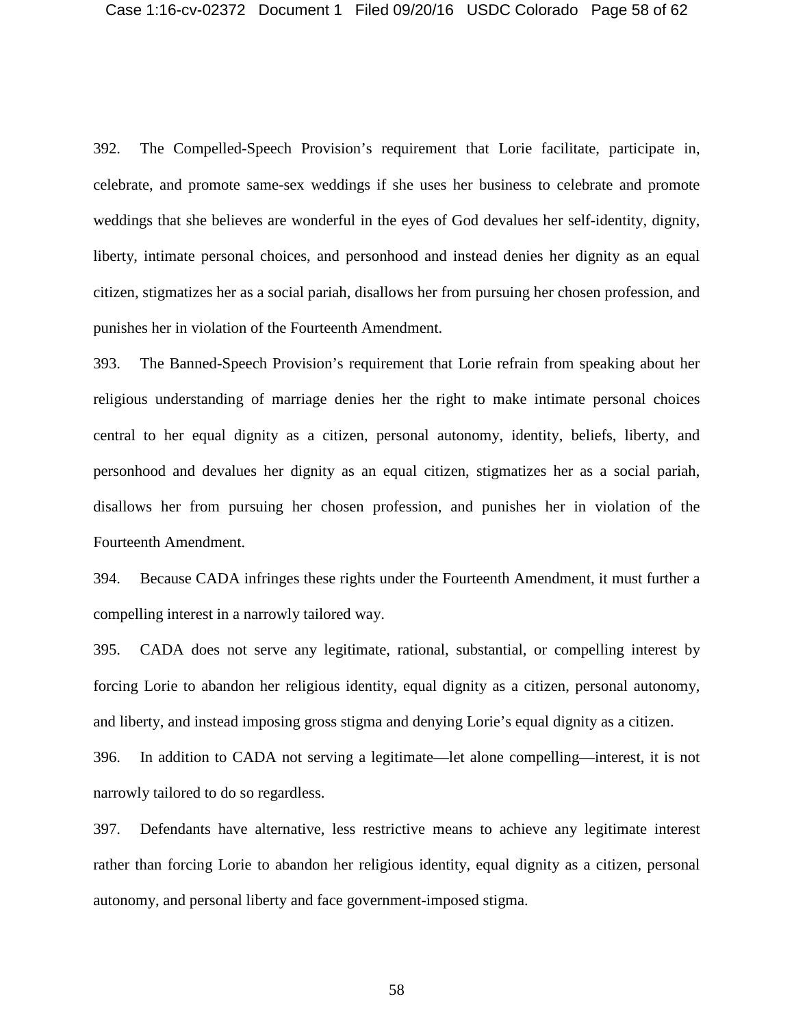392. The Compelled-Speech Provision's requirement that Lorie facilitate, participate in, celebrate, and promote same-sex weddings if she uses her business to celebrate and promote weddings that she believes are wonderful in the eyes of God devalues her self-identity, dignity, liberty, intimate personal choices, and personhood and instead denies her dignity as an equal citizen, stigmatizes her as a social pariah, disallows her from pursuing her chosen profession, and punishes her in violation of the Fourteenth Amendment.

393. The Banned-Speech Provision's requirement that Lorie refrain from speaking about her religious understanding of marriage denies her the right to make intimate personal choices central to her equal dignity as a citizen, personal autonomy, identity, beliefs, liberty, and personhood and devalues her dignity as an equal citizen, stigmatizes her as a social pariah, disallows her from pursuing her chosen profession, and punishes her in violation of the Fourteenth Amendment.

394. Because CADA infringes these rights under the Fourteenth Amendment, it must further a compelling interest in a narrowly tailored way.

395. CADA does not serve any legitimate, rational, substantial, or compelling interest by forcing Lorie to abandon her religious identity, equal dignity as a citizen, personal autonomy, and liberty, and instead imposing gross stigma and denying Lorie's equal dignity as a citizen.

396. In addition to CADA not serving a legitimate—let alone compelling—interest, it is not narrowly tailored to do so regardless.

397. Defendants have alternative, less restrictive means to achieve any legitimate interest rather than forcing Lorie to abandon her religious identity, equal dignity as a citizen, personal autonomy, and personal liberty and face government-imposed stigma.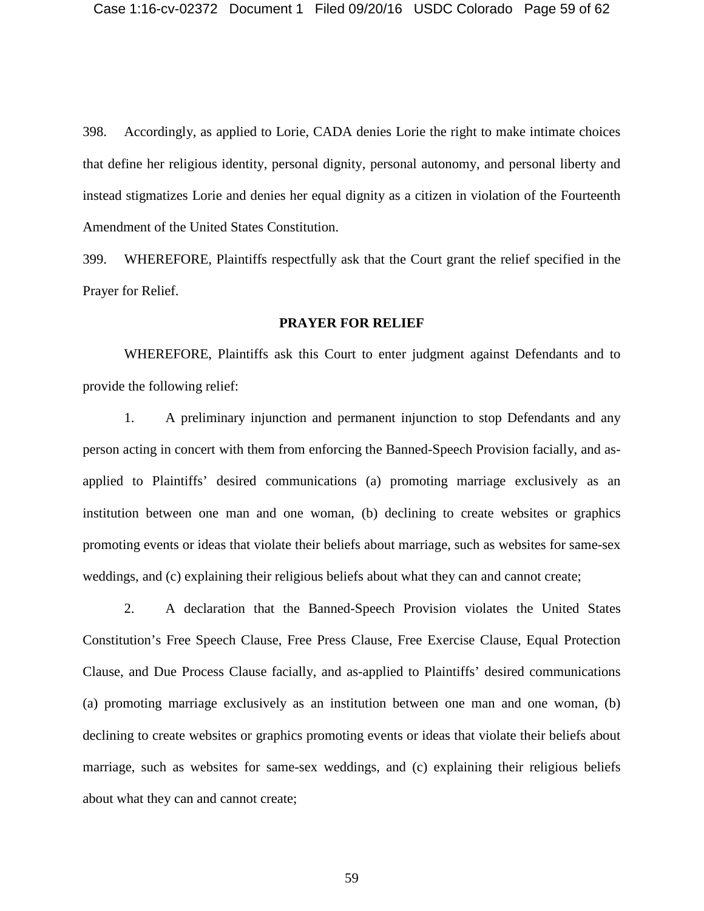398. Accordingly, as applied to Lorie, CADA denies Lorie the right to make intimate choices that define her religious identity, personal dignity, personal autonomy, and personal liberty and instead stigmatizes Lorie and denies her equal dignity as a citizen in violation of the Fourteenth Amendment of the United States Constitution.

399. WHEREFORE, Plaintiffs respectfully ask that the Court grant the relief specified in the Prayer for Relief.

**PRAYER FOR RELIEF**

WHEREFORE, Plaintiffs ask this Court to enter judgment against Defendants and to provide the following relief:

1. A preliminary injunction and permanent injunction to stop Defendants and any person acting in concert with them from enforcing the Banned-Speech Provision facially, and as-applied to Plaintiffs' desired communications (a) promoting marriage exclusively as an institution between one man and one woman, (b) declining to create websites or graphics promoting events or ideas that violate their beliefs about marriage, such as websites for same-sex weddings, and (c) explaining their religious beliefs about what they can and cannot create;

2. A declaration that the Banned-Speech Provision violates the United States Constitution's Free Speech Clause, Free Press Clause, Free Exercise Clause, Equal Protection Clause, and Due Process Clause facially, and as-applied to Plaintiffs' desired communications (a) promoting marriage exclusively as an institution between one man and one woman, (b) declining to create websites or graphics promoting events or ideas that violate their beliefs about marriage, such as websites for same-sex weddings, and (c) explaining their religious beliefs about what they can and cannot create;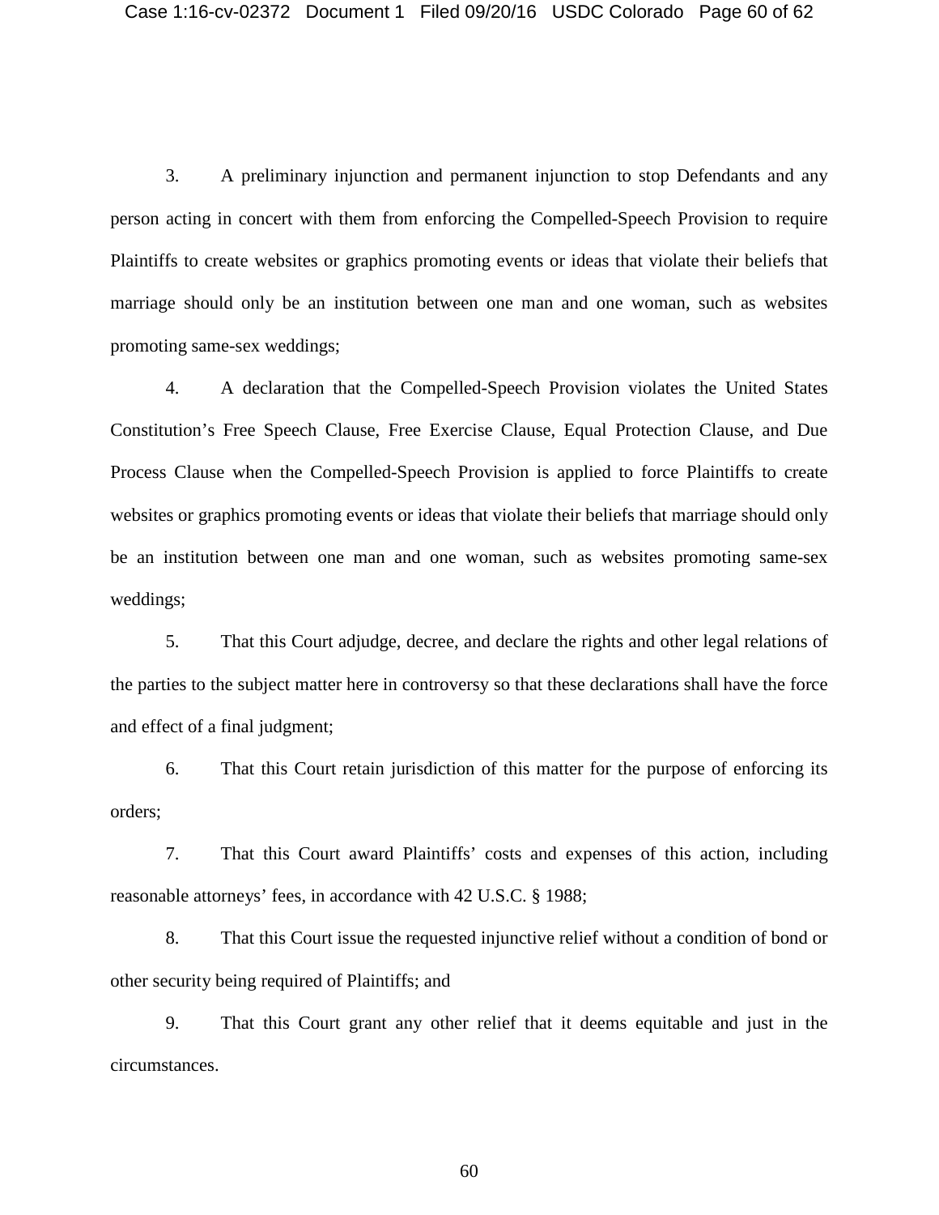3. A preliminary injunction and permanent injunction to stop Defendants and any person acting in concert with them from enforcing the Compelled-Speech Provision to require Plaintiffs to create websites or graphics promoting events or ideas that violate their beliefs that marriage should only be an institution between one man and one woman, such as websites promoting same-sex weddings;

4. A declaration that the Compelled-Speech Provision violates the United States Constitution's Free Speech Clause, Free Exercise Clause, Equal Protection Clause, and Due Process Clause when the Compelled-Speech Provision is applied to force Plaintiffs to create websites or graphics promoting events or ideas that violate their beliefs that marriage should only be an institution between one man and one woman, such as websites promoting same-sex weddings;

5. That this Court adjudge, decree, and declare the rights and other legal relations of the parties to the subject matter here in controversy so that these declarations shall have the force and effect of a final judgment;

6. That this Court retain jurisdiction of this matter for the purpose of enforcing its orders;

7. That this Court award Plaintiffs' costs and expenses of this action, including reasonable attorneys' fees, in accordance with 42 U.S.C. § 1988;

8. That this Court issue the requested injunctive relief without a condition of bond or other security being required of Plaintiffs; and

9. That this Court grant any other relief that it deems equitable and just in the circumstances.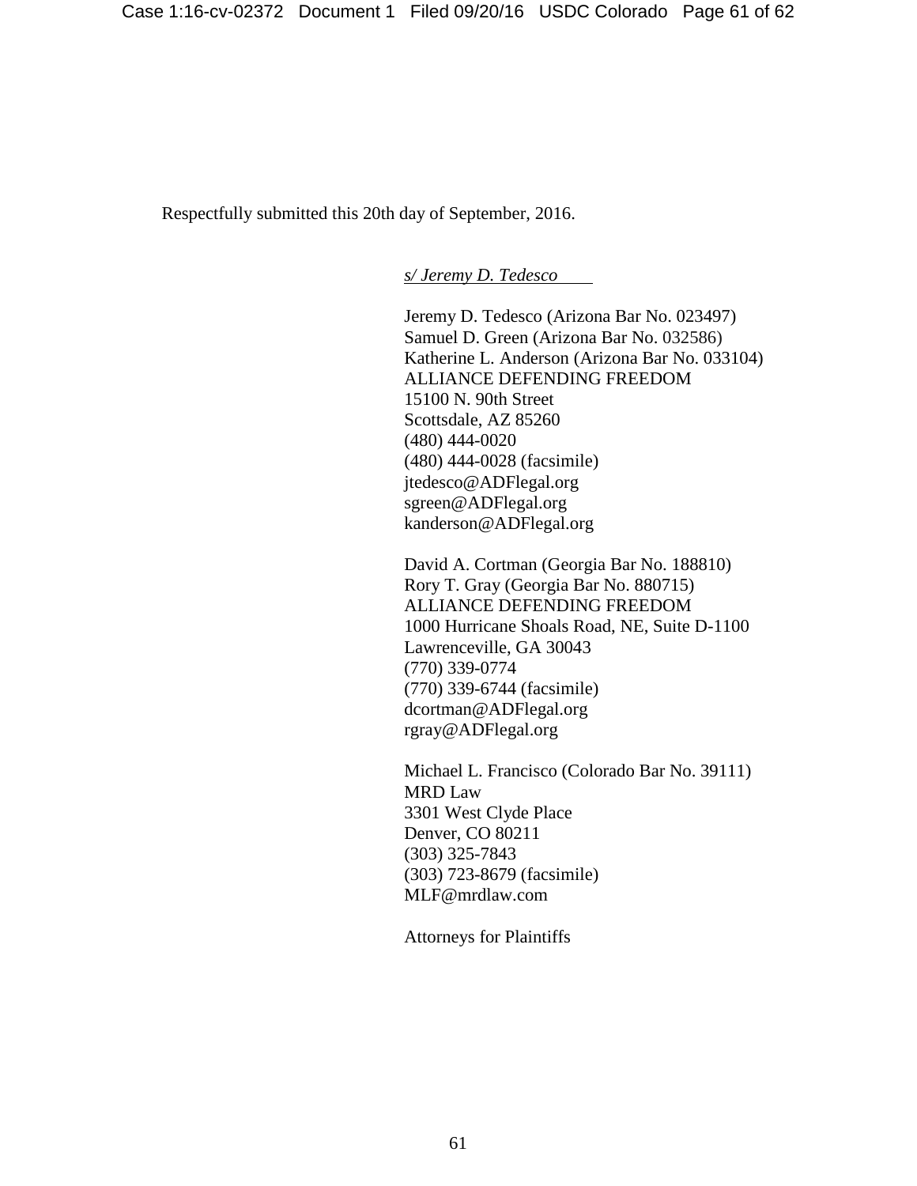Respectfully submitted this 20th day of September, 2016.

*s/ Jeremy D. Tedesco*

Jeremy D. Tedesco (Arizona Bar No. 023497)
Samuel D. Green (Arizona Bar No. 032586)
Katherine L. Anderson (Arizona Bar No. 033104)
ALLIANCE DEFENDING FREEDOM
15100 N. 90th Street
Scottsdale, AZ 85260
(480) 444-0020
(480) 444-0028 (facsimile)
jtedesco@ADFlegal.org
sgreen@ADFlegal.org
kanderson@ADFlegal.org

David A. Cortman (Georgia Bar No. 188810)
Rory T. Gray (Georgia Bar No. 880715)
ALLIANCE DEFENDING FREEDOM
1000 Hurricane Shoals Road, NE, Suite D-1100
Lawrenceville, GA 30043
(770) 339-0774
(770) 339-6744 (facsimile)
dcortman@ADFlegal.org
rgray@ADFlegal.org

Michael L. Francisco (Colorado Bar No. 39111)
MRD Law
3301 West Clyde Place
Denver, CO 80211
(303) 325-7843
(303) 723-8679 (facsimile)
MLF@mrdlaw.com

Attorneys for Plaintiffs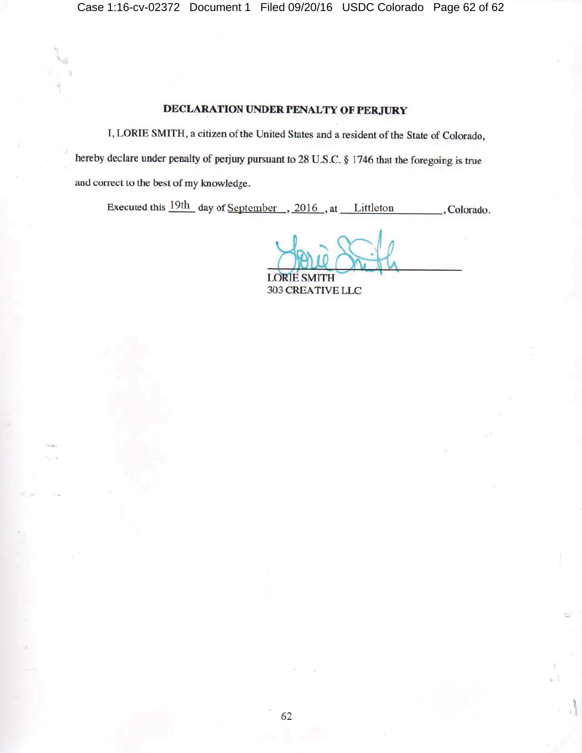## DECLARATION UNDER PENALTY OF PERJURY

I, LORIE SMITH, a citizen of the United States and a resident of the State of Colorado, hereby declare under penalty of perjury pursuant to 28 U.S.C. § 1746 that the foregoing is true and correct to the best of my knowledge.

Executed this 19th day of September, 2016, at Littleton, Colorado.

LORIE SMITH
303 CREATIVE LLC